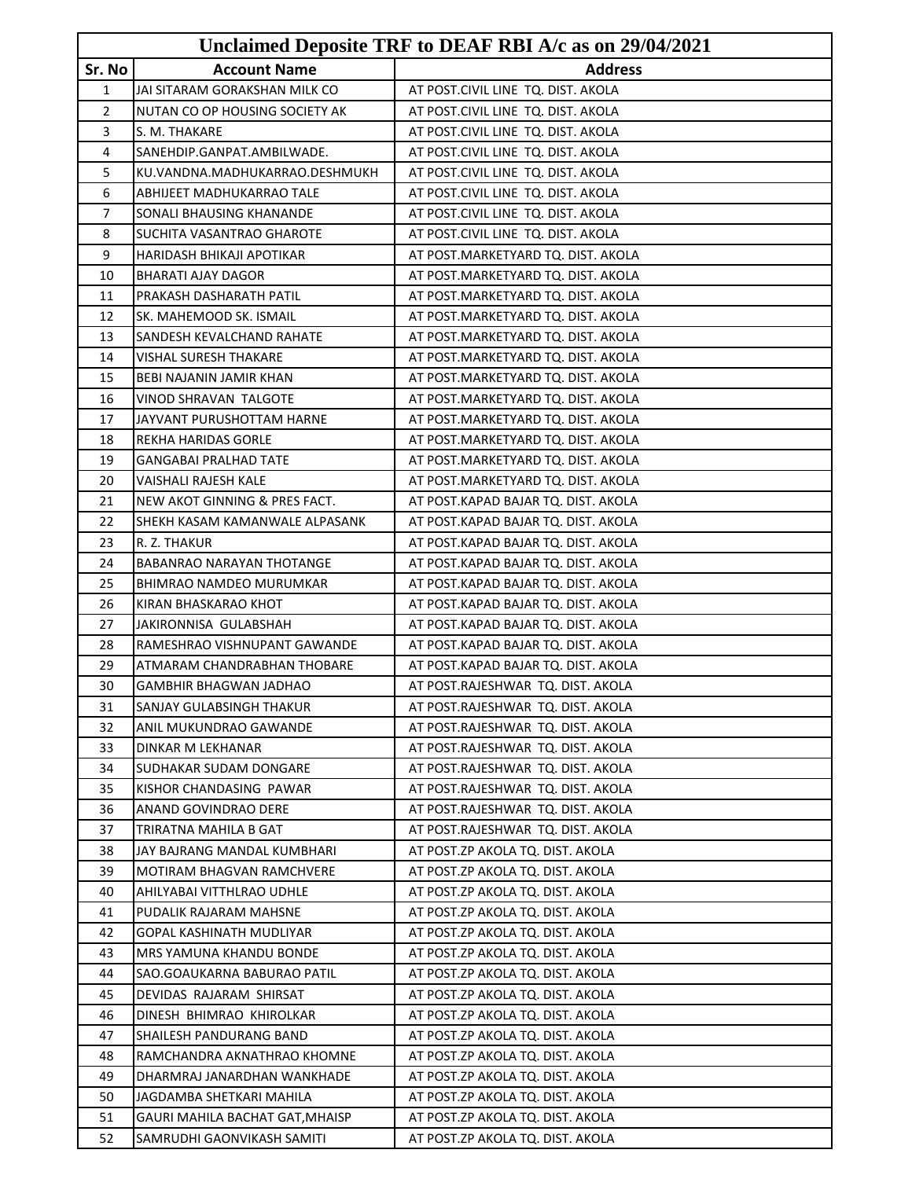| Unclaimed Deposite TRF to DEAF RBI A/c as on 29/04/2021 | | |
|---|---|---|
| **Sr. No** | **Account Name** | **Address** |
| 1 | JAI SITARAM GORAKSHAN MILK CO | AT POST.CIVIL LINE TQ. DIST. AKOLA |
| 2 | NUTAN CO OP HOUSING SOCIETY AK | AT POST.CIVIL LINE TQ. DIST. AKOLA |
| 3 | S. M. THAKARE | AT POST.CIVIL LINE TQ. DIST. AKOLA |
| 4 | SANEHDIP.GANPAT.AMBILWADE. | AT POST.CIVIL LINE TQ. DIST. AKOLA |
| 5 | KU.VANDNA.MADHUKARRAO.DESHMUKH | AT POST.CIVIL LINE TQ. DIST. AKOLA |
| 6 | ABHIJEET MADHUKARRAO TALE | AT POST.CIVIL LINE TQ. DIST. AKOLA |
| 7 | SONALI BHAUSING KHANANDE | AT POST.CIVIL LINE TQ. DIST. AKOLA |
| 8 | SUCHITA VASANTRAO GHAROTE | AT POST.CIVIL LINE TQ. DIST. AKOLA |
| 9 | HARIDASH BHIKAJI APOTIKAR | AT POST.MARKETYARD TQ. DIST. AKOLA |
| 10 | BHARATI AJAY DAGOR | AT POST.MARKETYARD TQ. DIST. AKOLA |
| 11 | PRAKASH DASHARATH PATIL | AT POST.MARKETYARD TQ. DIST. AKOLA |
| 12 | SK. MAHEMOOD SK. ISMAIL | AT POST.MARKETYARD TQ. DIST. AKOLA |
| 13 | SANDESH KEVALCHAND RAHATE | AT POST.MARKETYARD TQ. DIST. AKOLA |
| 14 | VISHAL SURESH THAKARE | AT POST.MARKETYARD TQ. DIST. AKOLA |
| 15 | BEBI NAJANIN JAMIR KHAN | AT POST.MARKETYARD TQ. DIST. AKOLA |
| 16 | VINOD SHRAVAN TALGOTE | AT POST.MARKETYARD TQ. DIST. AKOLA |
| 17 | JAYVANT PURUSHOTTAM HARNE | AT POST.MARKETYARD TQ. DIST. AKOLA |
| 18 | REKHA HARIDAS GORLE | AT POST.MARKETYARD TQ. DIST. AKOLA |
| 19 | GANGABAI PRALHAD TATE | AT POST.MARKETYARD TQ. DIST. AKOLA |
| 20 | VAISHALI RAJESH KALE | AT POST.MARKETYARD TQ. DIST. AKOLA |
| 21 | NEW AKOT GINNING & PRES FACT. | AT POST.KAPAD BAJAR TQ. DIST. AKOLA |
| 22 | SHEKH KASAM KAMANWALE ALPASANK | AT POST.KAPAD BAJAR TQ. DIST. AKOLA |
| 23 | R. Z. THAKUR | AT POST.KAPAD BAJAR TQ. DIST. AKOLA |
| 24 | BABANRAO NARAYAN THOTANGE | AT POST.KAPAD BAJAR TQ. DIST. AKOLA |
| 25 | BHIMRAO NAMDEO MURUMKAR | AT POST.KAPAD BAJAR TQ. DIST. AKOLA |
| 26 | KIRAN BHASKARAO KHOT | AT POST.KAPAD BAJAR TQ. DIST. AKOLA |
| 27 | JAKIRONNISA GULABSHAH | AT POST.KAPAD BAJAR TQ. DIST. AKOLA |
| 28 | RAMESHRAO VISHNUPANT GAWANDE | AT POST.KAPAD BAJAR TQ. DIST. AKOLA |
| 29 | ATMARAM CHANDRABHAN THOBARE | AT POST.KAPAD BAJAR TQ. DIST. AKOLA |
| 30 | GAMBHIR BHAGWAN JADHAO | AT POST.RAJESHWAR TQ. DIST. AKOLA |
| 31 | SANJAY GULABSINGH THAKUR | AT POST.RAJESHWAR TQ. DIST. AKOLA |
| 32 | ANIL MUKUNDRAO GAWANDE | AT POST.RAJESHWAR TQ. DIST. AKOLA |
| 33 | DINKAR M LEKHANAR | AT POST.RAJESHWAR TQ. DIST. AKOLA |
| 34 | SUDHAKAR SUDAM DONGARE | AT POST.RAJESHWAR TQ. DIST. AKOLA |
| 35 | KISHOR CHANDASING PAWAR | AT POST.RAJESHWAR TQ. DIST. AKOLA |
| 36 | ANAND GOVINDRAO DERE | AT POST.RAJESHWAR TQ. DIST. AKOLA |
| 37 | TRIRATNA MAHILA B GAT | AT POST.RAJESHWAR TQ. DIST. AKOLA |
| 38 | JAY BAJRANG MANDAL KUMBHARI | AT POST.ZP AKOLA TQ. DIST. AKOLA |
| 39 | MOTIRAM BHAGVAN RAMCHVERE | AT POST.ZP AKOLA TQ. DIST. AKOLA |
| 40 | AHILYABAI VITTHLRAO UDHLE | AT POST.ZP AKOLA TQ. DIST. AKOLA |
| 41 | PUDALIK RAJARAM MAHSNE | AT POST.ZP AKOLA TQ. DIST. AKOLA |
| 42 | GOPAL KASHINATH MUDLIYAR | AT POST.ZP AKOLA TQ. DIST. AKOLA |
| 43 | MRS YAMUNA KHANDU BONDE | AT POST.ZP AKOLA TQ. DIST. AKOLA |
| 44 | SAO.GOAUKARNA BABURAO PATIL | AT POST.ZP AKOLA TQ. DIST. AKOLA |
| 45 | DEVIDAS RAJARAM SHIRSAT | AT POST.ZP AKOLA TQ. DIST. AKOLA |
| 46 | DINESH BHIMRAO KHIROLKAR | AT POST.ZP AKOLA TQ. DIST. AKOLA |
| 47 | SHAILESH PANDURANG BAND | AT POST.ZP AKOLA TQ. DIST. AKOLA |
| 48 | RAMCHANDRA AKNATHRAO KHOMNE | AT POST.ZP AKOLA TQ. DIST. AKOLA |
| 49 | DHARMRAJ JANARDHAN WANKHADE | AT POST.ZP AKOLA TQ. DIST. AKOLA |
| 50 | JAGDAMBA SHETKARI MAHILA | AT POST.ZP AKOLA TQ. DIST. AKOLA |
| 51 | GAURI MAHILA BACHAT GAT,MHAISP | AT POST.ZP AKOLA TQ. DIST. AKOLA |
| 52 | SAMRUDHI GAONVIKASH SAMITI | AT POST.ZP AKOLA TQ. DIST. AKOLA |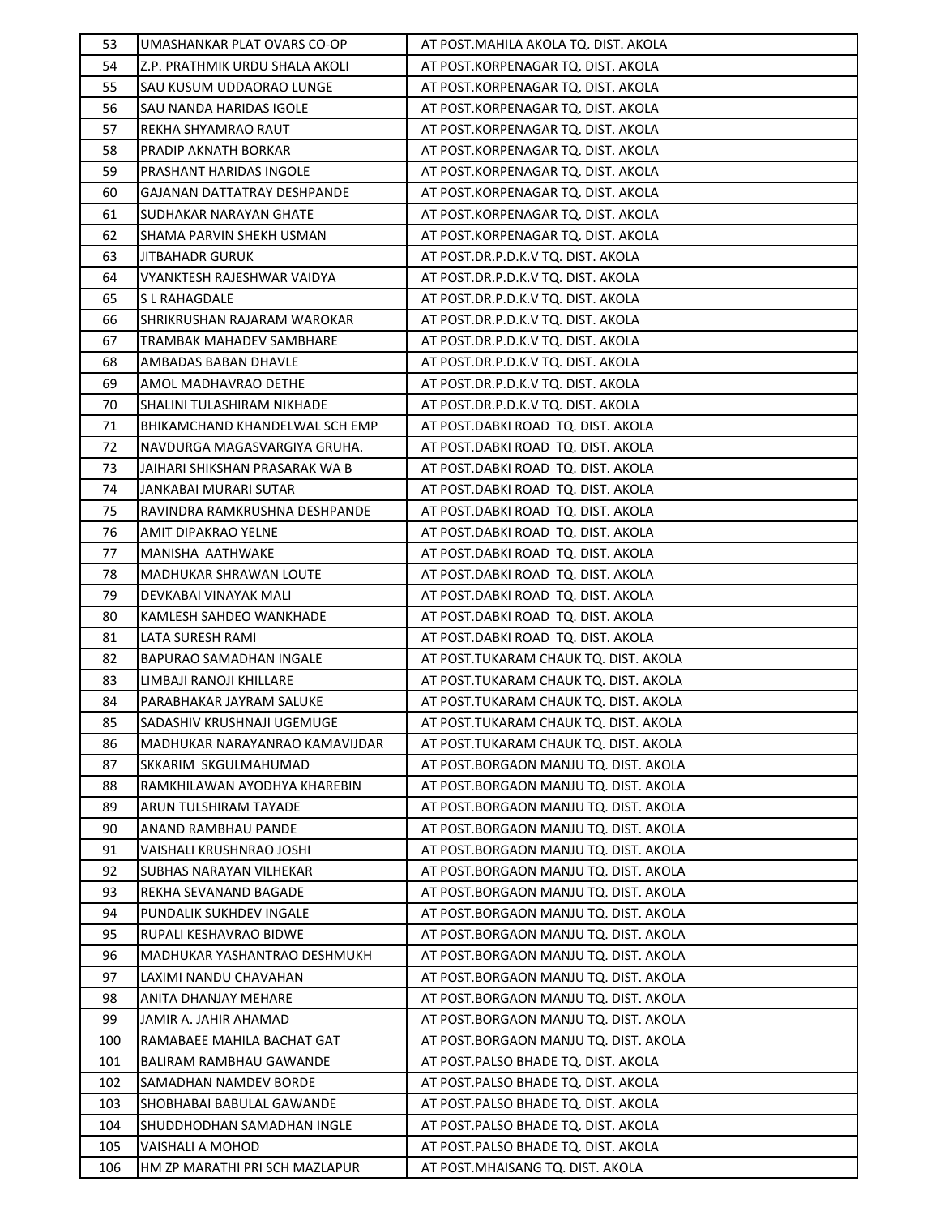| 53 | UMASHANKAR PLAT OVARS CO-OP | AT POST.MAHILA AKOLA TQ. DIST. AKOLA |
|---|---|---|
| 54 | Z.P. PRATHMIK URDU SHALA AKOLI | AT POST.KORPENAGAR TQ. DIST. AKOLA |
| 55 | SAU KUSUM UDDAORAO LUNGE | AT POST.KORPENAGAR TQ. DIST. AKOLA |
| 56 | SAU NANDA HARIDAS IGOLE | AT POST.KORPENAGAR TQ. DIST. AKOLA |
| 57 | REKHA SHYAMRAO RAUT | AT POST.KORPENAGAR TQ. DIST. AKOLA |
| 58 | PRADIP AKNATH BORKAR | AT POST.KORPENAGAR TQ. DIST. AKOLA |
| 59 | PRASHANT HARIDAS INGOLE | AT POST.KORPENAGAR TQ. DIST. AKOLA |
| 60 | GAJANAN DATTATRAY DESHPANDE | AT POST.KORPENAGAR TQ. DIST. AKOLA |
| 61 | SUDHAKAR NARAYAN GHATE | AT POST.KORPENAGAR TQ. DIST. AKOLA |
| 62 | SHAMA PARVIN SHEKH USMAN | AT POST.KORPENAGAR TQ. DIST. AKOLA |
| 63 | JITBAHADR GURUK | AT POST.DR.P.D.K.V TQ. DIST. AKOLA |
| 64 | VYANKTESH RAJESHWAR VAIDYA | AT POST.DR.P.D.K.V TQ. DIST. AKOLA |
| 65 | S L RAHAGDALE | AT POST.DR.P.D.K.V TQ. DIST. AKOLA |
| 66 | SHRIKRUSHAN RAJARAM WAROKAR | AT POST.DR.P.D.K.V TQ. DIST. AKOLA |
| 67 | TRAMBAK MAHADEV SAMBHARE | AT POST.DR.P.D.K.V TQ. DIST. AKOLA |
| 68 | AMBADAS BABAN DHAVLE | AT POST.DR.P.D.K.V TQ. DIST. AKOLA |
| 69 | AMOL MADHAVRAO DETHE | AT POST.DR.P.D.K.V TQ. DIST. AKOLA |
| 70 | SHALINI TULASHIRAM NIKHADE | AT POST.DR.P.D.K.V TQ. DIST. AKOLA |
| 71 | BHIKAMCHAND KHANDELWAL SCH EMP | AT POST.DABKI ROAD TQ. DIST. AKOLA |
| 72 | NAVDURGA MAGASVARGIYA GRUHA. | AT POST.DABKI ROAD TQ. DIST. AKOLA |
| 73 | JAIHARI SHIKSHAN PRASARAK WA B | AT POST.DABKI ROAD TQ. DIST. AKOLA |
| 74 | JANKABAI MURARI SUTAR | AT POST.DABKI ROAD TQ. DIST. AKOLA |
| 75 | RAVINDRA RAMKRUSHNA DESHPANDE | AT POST.DABKI ROAD TQ. DIST. AKOLA |
| 76 | AMIT DIPAKRAO YELNE | AT POST.DABKI ROAD TQ. DIST. AKOLA |
| 77 | MANISHA AATHWAKE | AT POST.DABKI ROAD TQ. DIST. AKOLA |
| 78 | MADHUKAR SHRAWAN LOUTE | AT POST.DABKI ROAD TQ. DIST. AKOLA |
| 79 | DEVKABAI VINAYAK MALI | AT POST.DABKI ROAD TQ. DIST. AKOLA |
| 80 | KAMLESH SAHDEO WANKHADE | AT POST.DABKI ROAD TQ. DIST. AKOLA |
| 81 | LATA SURESH RAMI | AT POST.DABKI ROAD TQ. DIST. AKOLA |
| 82 | BAPURAO SAMADHAN INGALE | AT POST.TUKARAM CHAUK TQ. DIST. AKOLA |
| 83 | LIMBAJI RANOJI KHILLARE | AT POST.TUKARAM CHAUK TQ. DIST. AKOLA |
| 84 | PARABHAKAR JAYRAM SALUKE | AT POST.TUKARAM CHAUK TQ. DIST. AKOLA |
| 85 | SADASHIV KRUSHNAJI UGEMUGE | AT POST.TUKARAM CHAUK TQ. DIST. AKOLA |
| 86 | MADHUKAR NARAYANRAO KAMAVIJDAR | AT POST.TUKARAM CHAUK TQ. DIST. AKOLA |
| 87 | SKKARIM SKGULMAHUMAD | AT POST.BORGAON MANJU TQ. DIST. AKOLA |
| 88 | RAMKHILAWAN AYODHYA KHAREBIN | AT POST.BORGAON MANJU TQ. DIST. AKOLA |
| 89 | ARUN TULSHIRAM TAYADE | AT POST.BORGAON MANJU TQ. DIST. AKOLA |
| 90 | ANAND RAMBHAU PANDE | AT POST.BORGAON MANJU TQ. DIST. AKOLA |
| 91 | VAISHALI KRUSHNRAO JOSHI | AT POST.BORGAON MANJU TQ. DIST. AKOLA |
| 92 | SUBHAS NARAYAN VILHEKAR | AT POST.BORGAON MANJU TQ. DIST. AKOLA |
| 93 | REKHA SEVANAND BAGADE | AT POST.BORGAON MANJU TQ. DIST. AKOLA |
| 94 | PUNDALIK SUKHDEV INGALE | AT POST.BORGAON MANJU TQ. DIST. AKOLA |
| 95 | RUPALI KESHAVRAO BIDWE | AT POST.BORGAON MANJU TQ. DIST. AKOLA |
| 96 | MADHUKAR YASHANTRAO DESHMUKH | AT POST.BORGAON MANJU TQ. DIST. AKOLA |
| 97 | LAXIMI NANDU CHAVAHAN | AT POST.BORGAON MANJU TQ. DIST. AKOLA |
| 98 | ANITA DHANJAY MEHARE | AT POST.BORGAON MANJU TQ. DIST. AKOLA |
| 99 | JAMIR A. JAHIR AHAMAD | AT POST.BORGAON MANJU TQ. DIST. AKOLA |
| 100 | RAMABAEE MAHILA BACHAT GAT | AT POST.BORGAON MANJU TQ. DIST. AKOLA |
| 101 | BALIRAM RAMBHAU GAWANDE | AT POST.PALSO BHADE TQ. DIST. AKOLA |
| 102 | SAMADHAN NAMDEV BORDE | AT POST.PALSO BHADE TQ. DIST. AKOLA |
| 103 | SHOBHABAI BABULAL GAWANDE | AT POST.PALSO BHADE TQ. DIST. AKOLA |
| 104 | SHUDDHODHAN SAMADHAN INGLE | AT POST.PALSO BHADE TQ. DIST. AKOLA |
| 105 | VAISHALI A MOHOD | AT POST.PALSO BHADE TQ. DIST. AKOLA |
| 106 | HM ZP MARATHI PRI SCH MAZLAPUR | AT POST.MHAISANG TQ. DIST. AKOLA |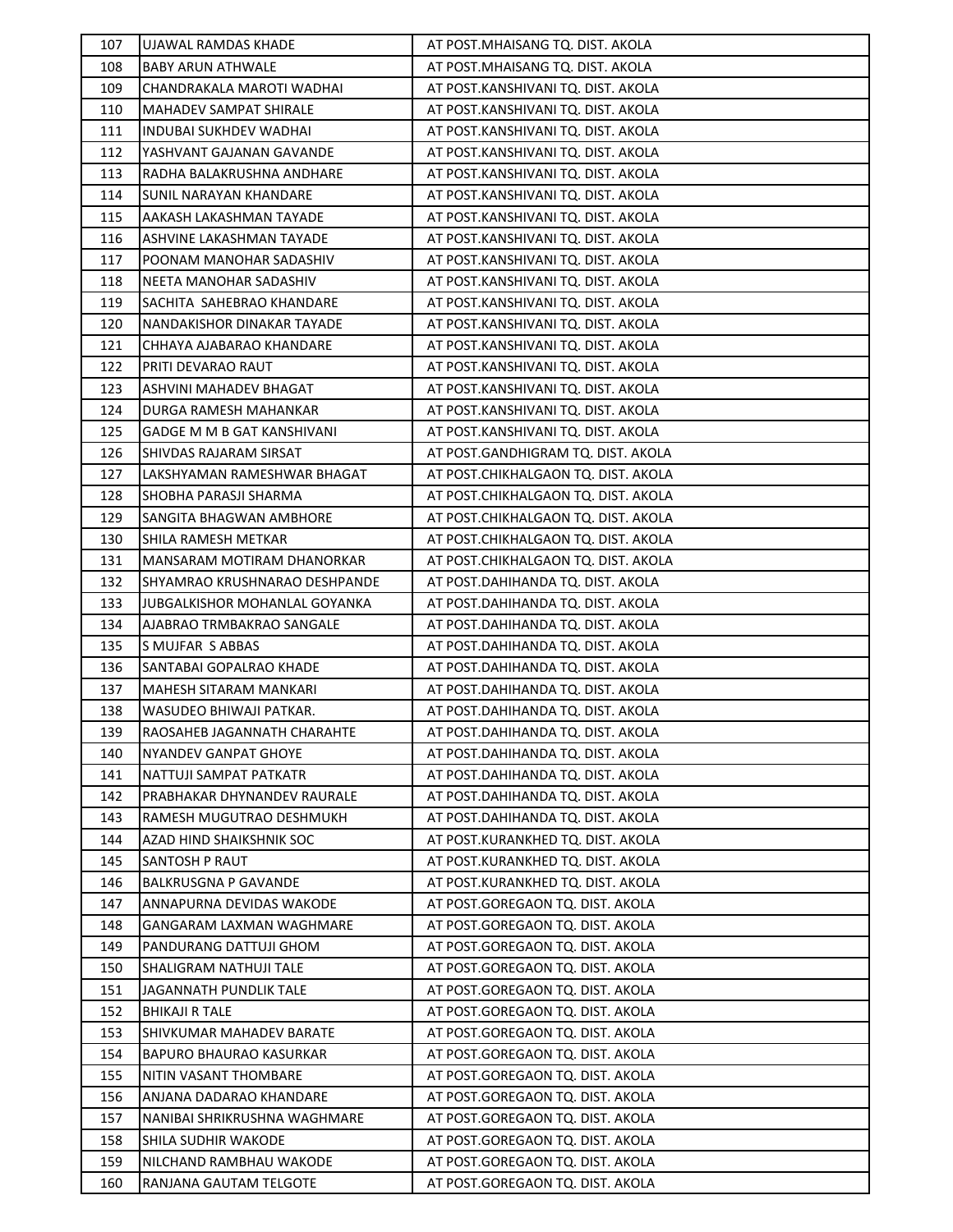| | | |
|---|---|---|
| 107 | UJAWAL RAMDAS KHADE | AT POST.MHAISANG TQ. DIST. AKOLA |
| 108 | BABY ARUN ATHWALE | AT POST.MHAISANG TQ. DIST. AKOLA |
| 109 | CHANDRAKALA MAROTI WADHAI | AT POST.KANSHIVANI TQ. DIST. AKOLA |
| 110 | MAHADEV SAMPAT SHIRALE | AT POST.KANSHIVANI TQ. DIST. AKOLA |
| 111 | INDUBAI SUKHDEV WADHAI | AT POST.KANSHIVANI TQ. DIST. AKOLA |
| 112 | YASHVANT GAJANAN GAVANDE | AT POST.KANSHIVANI TQ. DIST. AKOLA |
| 113 | RADHA BALAKRUSHNA ANDHARE | AT POST.KANSHIVANI TQ. DIST. AKOLA |
| 114 | SUNIL NARAYAN KHANDARE | AT POST.KANSHIVANI TQ. DIST. AKOLA |
| 115 | AAKASH LAKASHMAN TAYADE | AT POST.KANSHIVANI TQ. DIST. AKOLA |
| 116 | ASHVINE LAKASHMAN TAYADE | AT POST.KANSHIVANI TQ. DIST. AKOLA |
| 117 | POONAM MANOHAR SADASHIV | AT POST.KANSHIVANI TQ. DIST. AKOLA |
| 118 | NEETA MANOHAR SADASHIV | AT POST.KANSHIVANI TQ. DIST. AKOLA |
| 119 | SACHITA SAHEBRAO KHANDARE | AT POST.KANSHIVANI TQ. DIST. AKOLA |
| 120 | NANDAKISHOR DINAKAR TAYADE | AT POST.KANSHIVANI TQ. DIST. AKOLA |
| 121 | CHHAYA AJABARAO KHANDARE | AT POST.KANSHIVANI TQ. DIST. AKOLA |
| 122 | PRITI DEVARAO RAUT | AT POST.KANSHIVANI TQ. DIST. AKOLA |
| 123 | ASHVINI MAHADEV BHAGAT | AT POST.KANSHIVANI TQ. DIST. AKOLA |
| 124 | DURGA RAMESH MAHANKAR | AT POST.KANSHIVANI TQ. DIST. AKOLA |
| 125 | GADGE M M B GAT KANSHIVANI | AT POST.KANSHIVANI TQ. DIST. AKOLA |
| 126 | SHIVDAS RAJARAM SIRSAT | AT POST.GANDHIGRAM TQ. DIST. AKOLA |
| 127 | LAKSHYAMAN RAMESHWAR BHAGAT | AT POST.CHIKHALGAON TQ. DIST. AKOLA |
| 128 | SHOBHA PARASJI SHARMA | AT POST.CHIKHALGAON TQ. DIST. AKOLA |
| 129 | SANGITA BHAGWAN AMBHORE | AT POST.CHIKHALGAON TQ. DIST. AKOLA |
| 130 | SHILA RAMESH METKAR | AT POST.CHIKHALGAON TQ. DIST. AKOLA |
| 131 | MANSARAM MOTIRAM DHANORKAR | AT POST.CHIKHALGAON TQ. DIST. AKOLA |
| 132 | SHYAMRAO KRUSHNARAO DESHPANDE | AT POST.DAHIHANDA TQ. DIST. AKOLA |
| 133 | JUBGALKISHOR MOHANLAL GOYANKA | AT POST.DAHIHANDA TQ. DIST. AKOLA |
| 134 | AJABRAO TRMBAKRAO SANGALE | AT POST.DAHIHANDA TQ. DIST. AKOLA |
| 135 | S MUJFAR S ABBAS | AT POST.DAHIHANDA TQ. DIST. AKOLA |
| 136 | SANTABAI GOPALRAO KHADE | AT POST.DAHIHANDA TQ. DIST. AKOLA |
| 137 | MAHESH SITARAM MANKARI | AT POST.DAHIHANDA TQ. DIST. AKOLA |
| 138 | WASUDEO BHIWAJI PATKAR. | AT POST.DAHIHANDA TQ. DIST. AKOLA |
| 139 | RAOSAHEB JAGANNATH CHARAHTE | AT POST.DAHIHANDA TQ. DIST. AKOLA |
| 140 | NYANDEV GANPAT GHOYE | AT POST.DAHIHANDA TQ. DIST. AKOLA |
| 141 | NATTUJI SAMPAT PATKATR | AT POST.DAHIHANDA TQ. DIST. AKOLA |
| 142 | PRABHAKAR DHYNANDEV RAURALE | AT POST.DAHIHANDA TQ. DIST. AKOLA |
| 143 | RAMESH MUGUTRAO DESHMUKH | AT POST.DAHIHANDA TQ. DIST. AKOLA |
| 144 | AZAD HIND SHAIKSHNIK SOC | AT POST.KURANKHED TQ. DIST. AKOLA |
| 145 | SANTOSH P RAUT | AT POST.KURANKHED TQ. DIST. AKOLA |
| 146 | BALKRUSGNA P GAVANDE | AT POST.KURANKHED TQ. DIST. AKOLA |
| 147 | ANNAPURNA DEVIDAS WAKODE | AT POST.GOREGAON TQ. DIST. AKOLA |
| 148 | GANGARAM LAXMAN WAGHMARE | AT POST.GOREGAON TQ. DIST. AKOLA |
| 149 | PANDURANG DATTUJI GHOM | AT POST.GOREGAON TQ. DIST. AKOLA |
| 150 | SHALIGRAM NATHUJI TALE | AT POST.GOREGAON TQ. DIST. AKOLA |
| 151 | JAGANNATH PUNDLIK TALE | AT POST.GOREGAON TQ. DIST. AKOLA |
| 152 | BHIKAJI R TALE | AT POST.GOREGAON TQ. DIST. AKOLA |
| 153 | SHIVKUMAR MAHADEV BARATE | AT POST.GOREGAON TQ. DIST. AKOLA |
| 154 | BAPURO BHAURAO KASURKAR | AT POST.GOREGAON TQ. DIST. AKOLA |
| 155 | NITIN VASANT THOMBARE | AT POST.GOREGAON TQ. DIST. AKOLA |
| 156 | ANJANA DADARAO KHANDARE | AT POST.GOREGAON TQ. DIST. AKOLA |
| 157 | NANIBAI SHRIKRUSHNA WAGHMARE | AT POST.GOREGAON TQ. DIST. AKOLA |
| 158 | SHILA SUDHIR WAKODE | AT POST.GOREGAON TQ. DIST. AKOLA |
| 159 | NILCHAND RAMBHAU WAKODE | AT POST.GOREGAON TQ. DIST. AKOLA |
| 160 | RANJANA GAUTAM TELGOTE | AT POST.GOREGAON TQ. DIST. AKOLA |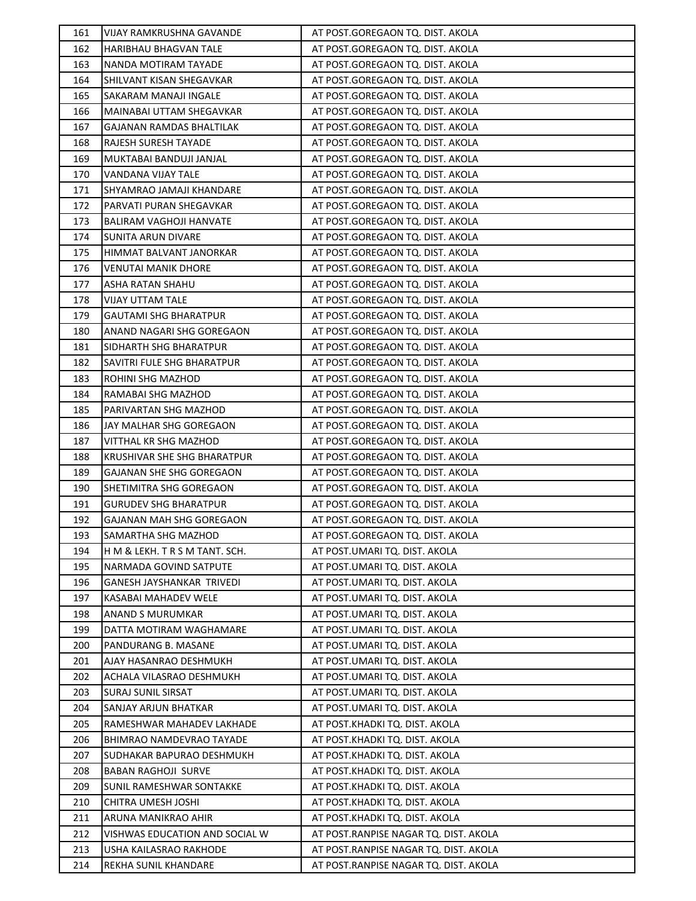| | | |
|---|---|---|
| 161 | VIJAY RAMKRUSHNA GAVANDE | AT POST.GOREGAON TQ. DIST. AKOLA |
| 162 | HARIBHAU BHAGVAN TALE | AT POST.GOREGAON TQ. DIST. AKOLA |
| 163 | NANDA MOTIRAM TAYADE | AT POST.GOREGAON TQ. DIST. AKOLA |
| 164 | SHILVANT KISAN SHEGAVKAR | AT POST.GOREGAON TQ. DIST. AKOLA |
| 165 | SAKARAM MANAJI INGALE | AT POST.GOREGAON TQ. DIST. AKOLA |
| 166 | MAINABAI UTTAM SHEGAVKAR | AT POST.GOREGAON TQ. DIST. AKOLA |
| 167 | GAJANAN RAMDAS BHALTILAK | AT POST.GOREGAON TQ. DIST. AKOLA |
| 168 | RAJESH SURESH TAYADE | AT POST.GOREGAON TQ. DIST. AKOLA |
| 169 | MUKTABAI BANDUJI JANJAL | AT POST.GOREGAON TQ. DIST. AKOLA |
| 170 | VANDANA VIJAY TALE | AT POST.GOREGAON TQ. DIST. AKOLA |
| 171 | SHYAMRAO JAMAJI KHANDARE | AT POST.GOREGAON TQ. DIST. AKOLA |
| 172 | PARVATI PURAN SHEGAVKAR | AT POST.GOREGAON TQ. DIST. AKOLA |
| 173 | BALIRAM VAGHOJI HANVATE | AT POST.GOREGAON TQ. DIST. AKOLA |
| 174 | SUNITA ARUN DIVARE | AT POST.GOREGAON TQ. DIST. AKOLA |
| 175 | HIMMAT BALVANT JANORKAR | AT POST.GOREGAON TQ. DIST. AKOLA |
| 176 | VENUTAI MANIK DHORE | AT POST.GOREGAON TQ. DIST. AKOLA |
| 177 | ASHA RATAN SHAHU | AT POST.GOREGAON TQ. DIST. AKOLA |
| 178 | VIJAY UTTAM TALE | AT POST.GOREGAON TQ. DIST. AKOLA |
| 179 | GAUTAMI SHG BHARATPUR | AT POST.GOREGAON TQ. DIST. AKOLA |
| 180 | ANAND NAGARI SHG GOREGAON | AT POST.GOREGAON TQ. DIST. AKOLA |
| 181 | SIDHARTH SHG BHARATPUR | AT POST.GOREGAON TQ. DIST. AKOLA |
| 182 | SAVITRI FULE SHG BHARATPUR | AT POST.GOREGAON TQ. DIST. AKOLA |
| 183 | ROHINI SHG MAZHOD | AT POST.GOREGAON TQ. DIST. AKOLA |
| 184 | RAMABAI SHG MAZHOD | AT POST.GOREGAON TQ. DIST. AKOLA |
| 185 | PARIVARTAN SHG MAZHOD | AT POST.GOREGAON TQ. DIST. AKOLA |
| 186 | JAY MALHAR SHG GOREGAON | AT POST.GOREGAON TQ. DIST. AKOLA |
| 187 | VITTHAL KR SHG MAZHOD | AT POST.GOREGAON TQ. DIST. AKOLA |
| 188 | KRUSHIVAR SHE SHG BHARATPUR | AT POST.GOREGAON TQ. DIST. AKOLA |
| 189 | GAJANAN SHE SHG GOREGAON | AT POST.GOREGAON TQ. DIST. AKOLA |
| 190 | SHETIMITRA SHG GOREGAON | AT POST.GOREGAON TQ. DIST. AKOLA |
| 191 | GURUDEV SHG BHARATPUR | AT POST.GOREGAON TQ. DIST. AKOLA |
| 192 | GAJANAN MAH SHG GOREGAON | AT POST.GOREGAON TQ. DIST. AKOLA |
| 193 | SAMARTHA SHG MAZHOD | AT POST.GOREGAON TQ. DIST. AKOLA |
| 194 | H M & LEKH. T R S M TANT. SCH. | AT POST.UMARI TQ. DIST. AKOLA |
| 195 | NARMADA GOVIND SATPUTE | AT POST.UMARI TQ. DIST. AKOLA |
| 196 | GANESH JAYSHANKAR TRIVEDI | AT POST.UMARI TQ. DIST. AKOLA |
| 197 | KASABAI MAHADEV WELE | AT POST.UMARI TQ. DIST. AKOLA |
| 198 | ANAND S MURUMKAR | AT POST.UMARI TQ. DIST. AKOLA |
| 199 | DATTA MOTIRAM WAGHAMARE | AT POST.UMARI TQ. DIST. AKOLA |
| 200 | PANDURANG B. MASANE | AT POST.UMARI TQ. DIST. AKOLA |
| 201 | AJAY HASANRAO DESHMUKH | AT POST.UMARI TQ. DIST. AKOLA |
| 202 | ACHALA VILASRAO DESHMUKH | AT POST.UMARI TQ. DIST. AKOLA |
| 203 | SURAJ SUNIL SIRSAT | AT POST.UMARI TQ. DIST. AKOLA |
| 204 | SANJAY ARJUN BHATKAR | AT POST.UMARI TQ. DIST. AKOLA |
| 205 | RAMESHWAR MAHADEV LAKHADE | AT POST.KHADKI TQ. DIST. AKOLA |
| 206 | BHIMRAO NAMDEVRAO TAYADE | AT POST.KHADKI TQ. DIST. AKOLA |
| 207 | SUDHAKAR BAPURAO DESHMUKH | AT POST.KHADKI TQ. DIST. AKOLA |
| 208 | BABAN RAGHOJI SURVE | AT POST.KHADKI TQ. DIST. AKOLA |
| 209 | SUNIL RAMESHWAR SONTAKKE | AT POST.KHADKI TQ. DIST. AKOLA |
| 210 | CHITRA UMESH JOSHI | AT POST.KHADKI TQ. DIST. AKOLA |
| 211 | ARUNA MANIKRAO AHIR | AT POST.KHADKI TQ. DIST. AKOLA |
| 212 | VISHWAS EDUCATION AND SOCIAL W | AT POST.RANPISE NAGAR TQ. DIST. AKOLA |
| 213 | USHA KAILASRAO RAKHODE | AT POST.RANPISE NAGAR TQ. DIST. AKOLA |
| 214 | REKHA SUNIL KHANDARE | AT POST.RANPISE NAGAR TQ. DIST. AKOLA |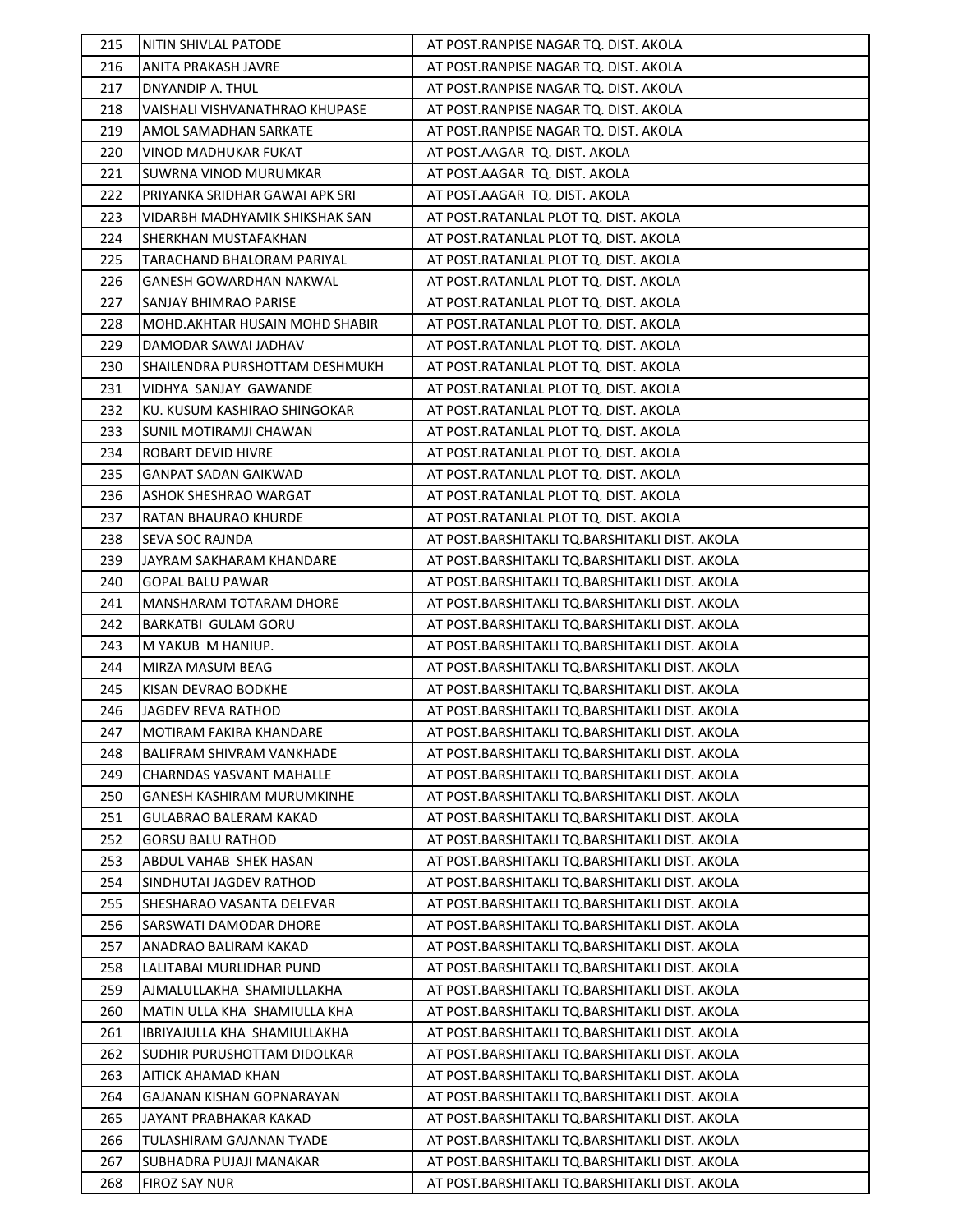| 215 | NITIN SHIVLAL PATODE | AT POST.RANPISE NAGAR TQ. DIST. AKOLA |
|---|---|---|
| 216 | ANITA PRAKASH JAVRE | AT POST.RANPISE NAGAR TQ. DIST. AKOLA |
| 217 | DNYANDIP A. THUL | AT POST.RANPISE NAGAR TQ. DIST. AKOLA |
| 218 | VAISHALI VISHVANATHRAO KHUPASE | AT POST.RANPISE NAGAR TQ. DIST. AKOLA |
| 219 | AMOL SAMADHAN SARKATE | AT POST.RANPISE NAGAR TQ. DIST. AKOLA |
| 220 | VINOD MADHUKAR FUKAT | AT POST.AAGAR TQ. DIST. AKOLA |
| 221 | SUWRNA VINOD MURUMKAR | AT POST.AAGAR TQ. DIST. AKOLA |
| 222 | PRIYANKA SRIDHAR GAWAI APK SRI | AT POST.AAGAR TQ. DIST. AKOLA |
| 223 | VIDARBH MADHYAMIK SHIKSHAK SAN | AT POST.RATANLAL PLOT TQ. DIST. AKOLA |
| 224 | SHERKHAN MUSTAFAKHAN | AT POST.RATANLAL PLOT TQ. DIST. AKOLA |
| 225 | TARACHAND BHALORAM PARIYAL | AT POST.RATANLAL PLOT TQ. DIST. AKOLA |
| 226 | GANESH GOWARDHAN NAKWAL | AT POST.RATANLAL PLOT TQ. DIST. AKOLA |
| 227 | SANJAY BHIMRAO PARISE | AT POST.RATANLAL PLOT TQ. DIST. AKOLA |
| 228 | MOHD.AKHTAR HUSAIN MOHD SHABIR | AT POST.RATANLAL PLOT TQ. DIST. AKOLA |
| 229 | DAMODAR SAWAI JADHAV | AT POST.RATANLAL PLOT TQ. DIST. AKOLA |
| 230 | SHAILENDRA PURSHOTTAM DESHMUKH | AT POST.RATANLAL PLOT TQ. DIST. AKOLA |
| 231 | VIDHYA SANJAY GAWANDE | AT POST.RATANLAL PLOT TQ. DIST. AKOLA |
| 232 | KU. KUSUM KASHIRAO SHINGOKAR | AT POST.RATANLAL PLOT TQ. DIST. AKOLA |
| 233 | SUNIL MOTIRAMJI CHAWAN | AT POST.RATANLAL PLOT TQ. DIST. AKOLA |
| 234 | ROBART DEVID HIVRE | AT POST.RATANLAL PLOT TQ. DIST. AKOLA |
| 235 | GANPAT SADAN GAIKWAD | AT POST.RATANLAL PLOT TQ. DIST. AKOLA |
| 236 | ASHOK SHESHRAO WARGAT | AT POST.RATANLAL PLOT TQ. DIST. AKOLA |
| 237 | RATAN BHAURAO KHURDE | AT POST.RATANLAL PLOT TQ. DIST. AKOLA |
| 238 | SEVA SOC RAJNDA | AT POST.BARSHITAKLI TQ.BARSHITAKLI DIST. AKOLA |
| 239 | JAYRAM SAKHARAM KHANDARE | AT POST.BARSHITAKLI TQ.BARSHITAKLI DIST. AKOLA |
| 240 | GOPAL BALU PAWAR | AT POST.BARSHITAKLI TQ.BARSHITAKLI DIST. AKOLA |
| 241 | MANSHARAM TOTARAM DHORE | AT POST.BARSHITAKLI TQ.BARSHITAKLI DIST. AKOLA |
| 242 | BARKATBI GULAM GORU | AT POST.BARSHITAKLI TQ.BARSHITAKLI DIST. AKOLA |
| 243 | M YAKUB M HANIUP. | AT POST.BARSHITAKLI TQ.BARSHITAKLI DIST. AKOLA |
| 244 | MIRZA MASUM BEAG | AT POST.BARSHITAKLI TQ.BARSHITAKLI DIST. AKOLA |
| 245 | KISAN DEVRAO BODKHE | AT POST.BARSHITAKLI TQ.BARSHITAKLI DIST. AKOLA |
| 246 | JAGDEV REVA RATHOD | AT POST.BARSHITAKLI TQ.BARSHITAKLI DIST. AKOLA |
| 247 | MOTIRAM FAKIRA KHANDARE | AT POST.BARSHITAKLI TQ.BARSHITAKLI DIST. AKOLA |
| 248 | BALIFRAM SHIVRAM VANKHADE | AT POST.BARSHITAKLI TQ.BARSHITAKLI DIST. AKOLA |
| 249 | CHARNDAS YASVANT MAHALLE | AT POST.BARSHITAKLI TQ.BARSHITAKLI DIST. AKOLA |
| 250 | GANESH KASHIRAM MURUMKINHE | AT POST.BARSHITAKLI TQ.BARSHITAKLI DIST. AKOLA |
| 251 | GULABRAO BALERAM KAKAD | AT POST.BARSHITAKLI TQ.BARSHITAKLI DIST. AKOLA |
| 252 | GORSU BALU RATHOD | AT POST.BARSHITAKLI TQ.BARSHITAKLI DIST. AKOLA |
| 253 | ABDUL VAHAB SHEK HASAN | AT POST.BARSHITAKLI TQ.BARSHITAKLI DIST. AKOLA |
| 254 | SINDHUTAI JAGDEV RATHOD | AT POST.BARSHITAKLI TQ.BARSHITAKLI DIST. AKOLA |
| 255 | SHESHARAO VASANTA DELEVAR | AT POST.BARSHITAKLI TQ.BARSHITAKLI DIST. AKOLA |
| 256 | SARSWATI DAMODAR DHORE | AT POST.BARSHITAKLI TQ.BARSHITAKLI DIST. AKOLA |
| 257 | ANADRAO BALIRAM KAKAD | AT POST.BARSHITAKLI TQ.BARSHITAKLI DIST. AKOLA |
| 258 | LALITABAI MURLIDHAR PUND | AT POST.BARSHITAKLI TQ.BARSHITAKLI DIST. AKOLA |
| 259 | AJMALULLAKHA SHAMIULLAKHA | AT POST.BARSHITAKLI TQ.BARSHITAKLI DIST. AKOLA |
| 260 | MATIN ULLA KHA SHAMIULLA KHA | AT POST.BARSHITAKLI TQ.BARSHITAKLI DIST. AKOLA |
| 261 | IBRIYAJULLA KHA SHAMIULLAKHA | AT POST.BARSHITAKLI TQ.BARSHITAKLI DIST. AKOLA |
| 262 | SUDHIR PURUSHOTTAM DIDOLKAR | AT POST.BARSHITAKLI TQ.BARSHITAKLI DIST. AKOLA |
| 263 | AITICK AHAMAD KHAN | AT POST.BARSHITAKLI TQ.BARSHITAKLI DIST. AKOLA |
| 264 | GAJANAN KISHAN GOPNARAYAN | AT POST.BARSHITAKLI TQ.BARSHITAKLI DIST. AKOLA |
| 265 | JAYANT PRABHAKAR KAKAD | AT POST.BARSHITAKLI TQ.BARSHITAKLI DIST. AKOLA |
| 266 | TULASHIRAM GAJANAN TYADE | AT POST.BARSHITAKLI TQ.BARSHITAKLI DIST. AKOLA |
| 267 | SUBHADRA PUJAJI MANAKAR | AT POST.BARSHITAKLI TQ.BARSHITAKLI DIST. AKOLA |
| 268 | FIROZ SAY NUR | AT POST.BARSHITAKLI TQ.BARSHITAKLI DIST. AKOLA |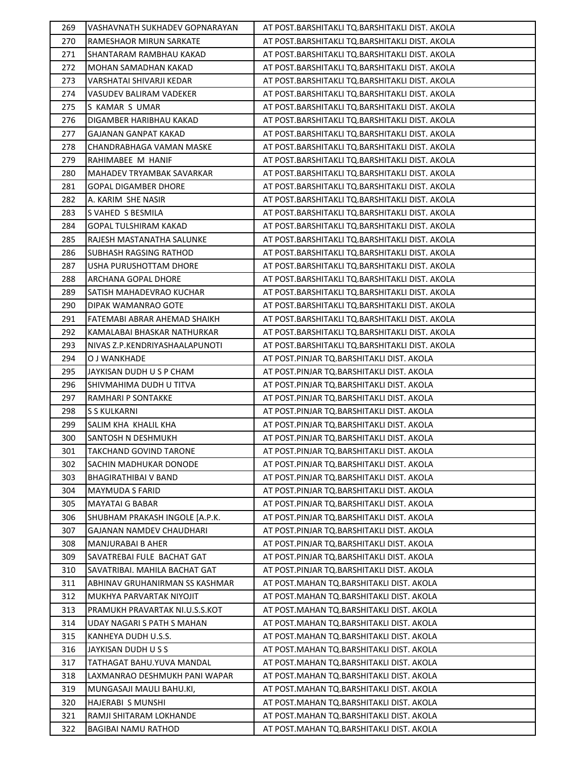| | | |
|---|---|---|
| 269 | VASHAVNATH SUKHADEV GOPNARAYAN | AT POST.BARSHITAKLI TQ.BARSHITAKLI DIST. AKOLA |
| 270 | RAMESHAOR MIRUN SARKATE | AT POST.BARSHITAKLI TQ.BARSHITAKLI DIST. AKOLA |
| 271 | SHANTARAM RAMBHAU KAKAD | AT POST.BARSHITAKLI TQ.BARSHITAKLI DIST. AKOLA |
| 272 | MOHAN SAMADHAN KAKAD | AT POST.BARSHITAKLI TQ.BARSHITAKLI DIST. AKOLA |
| 273 | VARSHATAI SHIVARJI KEDAR | AT POST.BARSHITAKLI TQ.BARSHITAKLI DIST. AKOLA |
| 274 | VASUDEV BALIRAM VADEKER | AT POST.BARSHITAKLI TQ.BARSHITAKLI DIST. AKOLA |
| 275 | S KAMAR S UMAR | AT POST.BARSHITAKLI TQ.BARSHITAKLI DIST. AKOLA |
| 276 | DIGAMBER HARIBHAU KAKAD | AT POST.BARSHITAKLI TQ.BARSHITAKLI DIST. AKOLA |
| 277 | GAJANAN GANPAT KAKAD | AT POST.BARSHITAKLI TQ.BARSHITAKLI DIST. AKOLA |
| 278 | CHANDRABHAGA VAMAN MASKE | AT POST.BARSHITAKLI TQ.BARSHITAKLI DIST. AKOLA |
| 279 | RAHIMABEE M HANIF | AT POST.BARSHITAKLI TQ.BARSHITAKLI DIST. AKOLA |
| 280 | MAHADEV TRYAMBAK SAVARKAR | AT POST.BARSHITAKLI TQ.BARSHITAKLI DIST. AKOLA |
| 281 | GOPAL DIGAMBER DHORE | AT POST.BARSHITAKLI TQ.BARSHITAKLI DIST. AKOLA |
| 282 | A. KARIM SHE NASIR | AT POST.BARSHITAKLI TQ.BARSHITAKLI DIST. AKOLA |
| 283 | S VAHED S BESMILA | AT POST.BARSHITAKLI TQ.BARSHITAKLI DIST. AKOLA |
| 284 | GOPAL TULSHIRAM KAKAD | AT POST.BARSHITAKLI TQ.BARSHITAKLI DIST. AKOLA |
| 285 | RAJESH MASTANATHA SALUNKE | AT POST.BARSHITAKLI TQ.BARSHITAKLI DIST. AKOLA |
| 286 | SUBHASH RAGSING RATHOD | AT POST.BARSHITAKLI TQ.BARSHITAKLI DIST. AKOLA |
| 287 | USHA PURUSHOTTAM DHORE | AT POST.BARSHITAKLI TQ.BARSHITAKLI DIST. AKOLA |
| 288 | ARCHANA GOPAL DHORE | AT POST.BARSHITAKLI TQ.BARSHITAKLI DIST. AKOLA |
| 289 | SATISH MAHADEVRAO KUCHAR | AT POST.BARSHITAKLI TQ.BARSHITAKLI DIST. AKOLA |
| 290 | DIPAK WAMANRAO GOTE | AT POST.BARSHITAKLI TQ.BARSHITAKLI DIST. AKOLA |
| 291 | FATEMABI ABRAR AHEMAD SHAIKH | AT POST.BARSHITAKLI TQ.BARSHITAKLI DIST. AKOLA |
| 292 | KAMALABAI BHASKAR NATHURKAR | AT POST.BARSHITAKLI TQ.BARSHITAKLI DIST. AKOLA |
| 293 | NIVAS Z.P.KENDRIYASHAALAPUNOTI | AT POST.BARSHITAKLI TQ.BARSHITAKLI DIST. AKOLA |
| 294 | O J WANKHADE | AT POST.PINJAR TQ.BARSHITAKLI DIST. AKOLA |
| 295 | JAYKISAN DUDH U S P CHAM | AT POST.PINJAR TQ.BARSHITAKLI DIST. AKOLA |
| 296 | SHIVMAHIMA DUDH U TITVA | AT POST.PINJAR TQ.BARSHITAKLI DIST. AKOLA |
| 297 | RAMHARI P SONTAKKE | AT POST.PINJAR TQ.BARSHITAKLI DIST. AKOLA |
| 298 | S S KULKARNI | AT POST.PINJAR TQ.BARSHITAKLI DIST. AKOLA |
| 299 | SALIM KHA KHALIL KHA | AT POST.PINJAR TQ.BARSHITAKLI DIST. AKOLA |
| 300 | SANTOSH N DESHMUKH | AT POST.PINJAR TQ.BARSHITAKLI DIST. AKOLA |
| 301 | TAKCHAND GOVIND TARONE | AT POST.PINJAR TQ.BARSHITAKLI DIST. AKOLA |
| 302 | SACHIN MADHUKAR DONODE | AT POST.PINJAR TQ.BARSHITAKLI DIST. AKOLA |
| 303 | BHAGIRATHIBAI V BAND | AT POST.PINJAR TQ.BARSHITAKLI DIST. AKOLA |
| 304 | MAYMUDA S FARID | AT POST.PINJAR TQ.BARSHITAKLI DIST. AKOLA |
| 305 | MAYATAI G BABAR | AT POST.PINJAR TQ.BARSHITAKLI DIST. AKOLA |
| 306 | SHUBHAM PRAKASH INGOLE [A.P.K. | AT POST.PINJAR TQ.BARSHITAKLI DIST. AKOLA |
| 307 | GAJANAN NAMDEV CHAUDHARI | AT POST.PINJAR TQ.BARSHITAKLI DIST. AKOLA |
| 308 | MANJURABAI B AHER | AT POST.PINJAR TQ.BARSHITAKLI DIST. AKOLA |
| 309 | SAVATREBAI FULE BACHAT GAT | AT POST.PINJAR TQ.BARSHITAKLI DIST. AKOLA |
| 310 | SAVATRIBAI. MAHILA BACHAT GAT | AT POST.PINJAR TQ.BARSHITAKLI DIST. AKOLA |
| 311 | ABHINAV GRUHANIRMAN SS KASHMAR | AT POST.MAHAN TQ.BARSHITAKLI DIST. AKOLA |
| 312 | MUKHYA PARVARTAK NIYOJIT | AT POST.MAHAN TQ.BARSHITAKLI DIST. AKOLA |
| 313 | PRAMUKH PRAVARTAK NI.U.S.S.KOT | AT POST.MAHAN TQ.BARSHITAKLI DIST. AKOLA |
| 314 | UDAY NAGARI S PATH S MAHAN | AT POST.MAHAN TQ.BARSHITAKLI DIST. AKOLA |
| 315 | KANHEYA DUDH U.S.S. | AT POST.MAHAN TQ.BARSHITAKLI DIST. AKOLA |
| 316 | JAYKISAN DUDH U S S | AT POST.MAHAN TQ.BARSHITAKLI DIST. AKOLA |
| 317 | TATHAGAT BAHU.YUVA MANDAL | AT POST.MAHAN TQ.BARSHITAKLI DIST. AKOLA |
| 318 | LAXMANRAO DESHMUKH PANI WAPAR | AT POST.MAHAN TQ.BARSHITAKLI DIST. AKOLA |
| 319 | MUNGASAJI MAULI BAHU.KI, | AT POST.MAHAN TQ.BARSHITAKLI DIST. AKOLA |
| 320 | HAJERABI S MUNSHI | AT POST.MAHAN TQ.BARSHITAKLI DIST. AKOLA |
| 321 | RAMJI SHITARAM LOKHANDE | AT POST.MAHAN TQ.BARSHITAKLI DIST. AKOLA |
| 322 | BAGIBAI NAMU RATHOD | AT POST.MAHAN TQ.BARSHITAKLI DIST. AKOLA |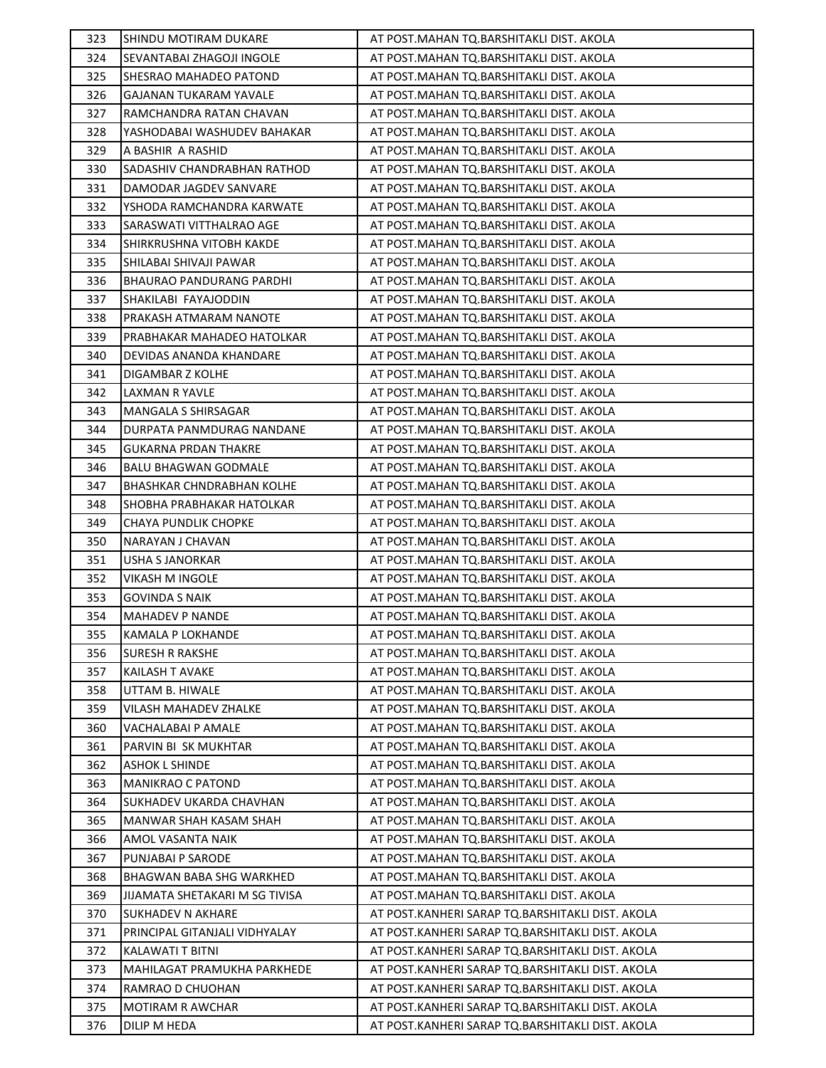| | | |
|---|---|---|
| 323 | SHINDU MOTIRAM DUKARE | AT POST.MAHAN TQ.BARSHITAKLI DIST. AKOLA |
| 324 | SEVANTABAI ZHAGOJI INGOLE | AT POST.MAHAN TQ.BARSHITAKLI DIST. AKOLA |
| 325 | SHESRAO MAHADEO PATOND | AT POST.MAHAN TQ.BARSHITAKLI DIST. AKOLA |
| 326 | GAJANAN TUKARAM YAVALE | AT POST.MAHAN TQ.BARSHITAKLI DIST. AKOLA |
| 327 | RAMCHANDRA RATAN CHAVAN | AT POST.MAHAN TQ.BARSHITAKLI DIST. AKOLA |
| 328 | YASHODABAI WASHUDEV BAHAKAR | AT POST.MAHAN TQ.BARSHITAKLI DIST. AKOLA |
| 329 | A BASHIR A RASHID | AT POST.MAHAN TQ.BARSHITAKLI DIST. AKOLA |
| 330 | SADASHIV CHANDRABHAN RATHOD | AT POST.MAHAN TQ.BARSHITAKLI DIST. AKOLA |
| 331 | DAMODAR JAGDEV SANVARE | AT POST.MAHAN TQ.BARSHITAKLI DIST. AKOLA |
| 332 | YSHODA RAMCHANDRA KARWATE | AT POST.MAHAN TQ.BARSHITAKLI DIST. AKOLA |
| 333 | SARASWATI VITTHALRAO AGE | AT POST.MAHAN TQ.BARSHITAKLI DIST. AKOLA |
| 334 | SHIRKRUSHNA VITOBH KAKDE | AT POST.MAHAN TQ.BARSHITAKLI DIST. AKOLA |
| 335 | SHILABAI SHIVAJI PAWAR | AT POST.MAHAN TQ.BARSHITAKLI DIST. AKOLA |
| 336 | BHAURAO PANDURANG PARDHI | AT POST.MAHAN TQ.BARSHITAKLI DIST. AKOLA |
| 337 | SHAKILABI FAYAJODDIN | AT POST.MAHAN TQ.BARSHITAKLI DIST. AKOLA |
| 338 | PRAKASH ATMARAM NANOTE | AT POST.MAHAN TQ.BARSHITAKLI DIST. AKOLA |
| 339 | PRABHAKAR MAHADEO HATOLKAR | AT POST.MAHAN TQ.BARSHITAKLI DIST. AKOLA |
| 340 | DEVIDAS ANANDA KHANDARE | AT POST.MAHAN TQ.BARSHITAKLI DIST. AKOLA |
| 341 | DIGAMBAR Z KOLHE | AT POST.MAHAN TQ.BARSHITAKLI DIST. AKOLA |
| 342 | LAXMAN R YAVLE | AT POST.MAHAN TQ.BARSHITAKLI DIST. AKOLA |
| 343 | MANGALA S SHIRSAGAR | AT POST.MAHAN TQ.BARSHITAKLI DIST. AKOLA |
| 344 | DURPATA PANMDURAG NANDANE | AT POST.MAHAN TQ.BARSHITAKLI DIST. AKOLA |
| 345 | GUKARNA PRDAN THAKRE | AT POST.MAHAN TQ.BARSHITAKLI DIST. AKOLA |
| 346 | BALU BHAGWAN GODMALE | AT POST.MAHAN TQ.BARSHITAKLI DIST. AKOLA |
| 347 | BHASHKAR CHNDRABHAN KOLHE | AT POST.MAHAN TQ.BARSHITAKLI DIST. AKOLA |
| 348 | SHOBHA PRABHAKAR HATOLKAR | AT POST.MAHAN TQ.BARSHITAKLI DIST. AKOLA |
| 349 | CHAYA PUNDLIK CHOPKE | AT POST.MAHAN TQ.BARSHITAKLI DIST. AKOLA |
| 350 | NARAYAN J CHAVAN | AT POST.MAHAN TQ.BARSHITAKLI DIST. AKOLA |
| 351 | USHA S JANORKAR | AT POST.MAHAN TQ.BARSHITAKLI DIST. AKOLA |
| 352 | VIKASH M INGOLE | AT POST.MAHAN TQ.BARSHITAKLI DIST. AKOLA |
| 353 | GOVINDA S NAIK | AT POST.MAHAN TQ.BARSHITAKLI DIST. AKOLA |
| 354 | MAHADEV P NANDE | AT POST.MAHAN TQ.BARSHITAKLI DIST. AKOLA |
| 355 | KAMALA P LOKHANDE | AT POST.MAHAN TQ.BARSHITAKLI DIST. AKOLA |
| 356 | SURESH R RAKSHE | AT POST.MAHAN TQ.BARSHITAKLI DIST. AKOLA |
| 357 | KAILASH T AVAKE | AT POST.MAHAN TQ.BARSHITAKLI DIST. AKOLA |
| 358 | UTTAM B. HIWALE | AT POST.MAHAN TQ.BARSHITAKLI DIST. AKOLA |
| 359 | VILASH MAHADEV ZHALKE | AT POST.MAHAN TQ.BARSHITAKLI DIST. AKOLA |
| 360 | VACHALABAI P AMALE | AT POST.MAHAN TQ.BARSHITAKLI DIST. AKOLA |
| 361 | PARVIN BI SK MUKHTAR | AT POST.MAHAN TQ.BARSHITAKLI DIST. AKOLA |
| 362 | ASHOK L SHINDE | AT POST.MAHAN TQ.BARSHITAKLI DIST. AKOLA |
| 363 | MANIKRAO C PATOND | AT POST.MAHAN TQ.BARSHITAKLI DIST. AKOLA |
| 364 | SUKHADEV UKARDA CHAVHAN | AT POST.MAHAN TQ.BARSHITAKLI DIST. AKOLA |
| 365 | MANWAR SHAH KASAM SHAH | AT POST.MAHAN TQ.BARSHITAKLI DIST. AKOLA |
| 366 | AMOL VASANTA NAIK | AT POST.MAHAN TQ.BARSHITAKLI DIST. AKOLA |
| 367 | PUNJABAI P SARODE | AT POST.MAHAN TQ.BARSHITAKLI DIST. AKOLA |
| 368 | BHAGWAN BABA SHG WARKHED | AT POST.MAHAN TQ.BARSHITAKLI DIST. AKOLA |
| 369 | JIJAMATA SHETAKARI M SG TIVISA | AT POST.MAHAN TQ.BARSHITAKLI DIST. AKOLA |
| 370 | SUKHADEV N AKHARE | AT POST.KANHERI SARAP TQ.BARSHITAKLI DIST. AKOLA |
| 371 | PRINCIPAL GITANJALI VIDHYALAY | AT POST.KANHERI SARAP TQ.BARSHITAKLI DIST. AKOLA |
| 372 | KALAWATI T BITNI | AT POST.KANHERI SARAP TQ.BARSHITAKLI DIST. AKOLA |
| 373 | MAHILAGAT PRAMUKHA PARKHEDE | AT POST.KANHERI SARAP TQ.BARSHITAKLI DIST. AKOLA |
| 374 | RAMRAO D CHUOHAN | AT POST.KANHERI SARAP TQ.BARSHITAKLI DIST. AKOLA |
| 375 | MOTIRAM R AWCHAR | AT POST.KANHERI SARAP TQ.BARSHITAKLI DIST. AKOLA |
| 376 | DILIP M HEDA | AT POST.KANHERI SARAP TQ.BARSHITAKLI DIST. AKOLA |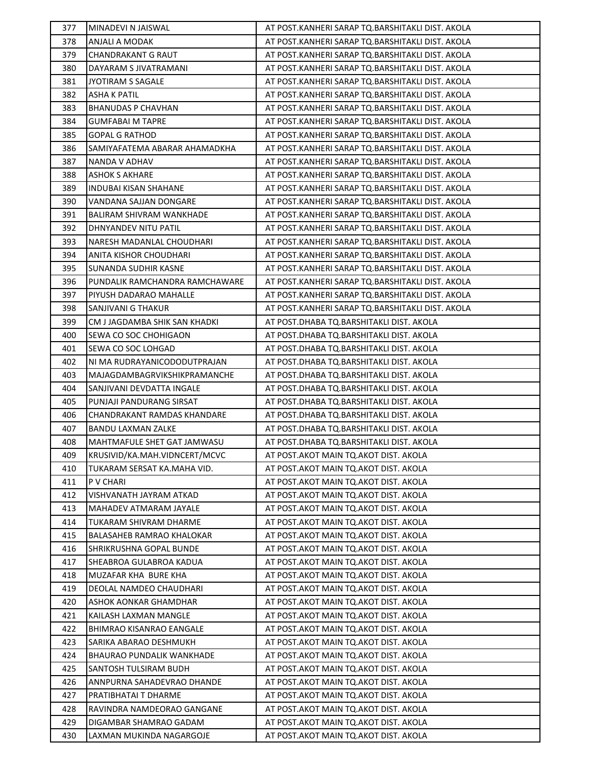| 377 | MINADEVI N JAISWAL | AT POST.KANHERI SARAP TQ.BARSHITAKLI DIST. AKOLA |
|---|---|---|
| 378 | ANJALI A MODAK | AT POST.KANHERI SARAP TQ.BARSHITAKLI DIST. AKOLA |
| 379 | CHANDRAKANT G RAUT | AT POST.KANHERI SARAP TQ.BARSHITAKLI DIST. AKOLA |
| 380 | DAYARAM S JIVATRAMANI | AT POST.KANHERI SARAP TQ.BARSHITAKLI DIST. AKOLA |
| 381 | JYOTIRAM S SAGALE | AT POST.KANHERI SARAP TQ.BARSHITAKLI DIST. AKOLA |
| 382 | ASHA K PATIL | AT POST.KANHERI SARAP TQ.BARSHITAKLI DIST. AKOLA |
| 383 | BHANUDAS P CHAVHAN | AT POST.KANHERI SARAP TQ.BARSHITAKLI DIST. AKOLA |
| 384 | GUMFABAI M TAPRE | AT POST.KANHERI SARAP TQ.BARSHITAKLI DIST. AKOLA |
| 385 | GOPAL G RATHOD | AT POST.KANHERI SARAP TQ.BARSHITAKLI DIST. AKOLA |
| 386 | SAMIYAFATEMA ABARAR AHAMADKHA | AT POST.KANHERI SARAP TQ.BARSHITAKLI DIST. AKOLA |
| 387 | NANDA V ADHAV | AT POST.KANHERI SARAP TQ.BARSHITAKLI DIST. AKOLA |
| 388 | ASHOK S AKHARE | AT POST.KANHERI SARAP TQ.BARSHITAKLI DIST. AKOLA |
| 389 | INDUBAI KISAN SHAHANE | AT POST.KANHERI SARAP TQ.BARSHITAKLI DIST. AKOLA |
| 390 | VANDANA SAJJAN DONGARE | AT POST.KANHERI SARAP TQ.BARSHITAKLI DIST. AKOLA |
| 391 | BALIRAM SHIVRAM WANKHADE | AT POST.KANHERI SARAP TQ.BARSHITAKLI DIST. AKOLA |
| 392 | DHNYANDEV NITU PATIL | AT POST.KANHERI SARAP TQ.BARSHITAKLI DIST. AKOLA |
| 393 | NARESH MADANLAL CHOUDHARI | AT POST.KANHERI SARAP TQ.BARSHITAKLI DIST. AKOLA |
| 394 | ANITA KISHOR CHOUDHARI | AT POST.KANHERI SARAP TQ.BARSHITAKLI DIST. AKOLA |
| 395 | SUNANDA SUDHIR KASNE | AT POST.KANHERI SARAP TQ.BARSHITAKLI DIST. AKOLA |
| 396 | PUNDALIK RAMCHANDRA RAMCHAWARE | AT POST.KANHERI SARAP TQ.BARSHITAKLI DIST. AKOLA |
| 397 | PIYUSH DADARAO MAHALLE | AT POST.KANHERI SARAP TQ.BARSHITAKLI DIST. AKOLA |
| 398 | SANJIVANI G THAKUR | AT POST.KANHERI SARAP TQ.BARSHITAKLI DIST. AKOLA |
| 399 | CM J JAGDAMBA SHIK SAN KHADKI | AT POST.DHABA TQ.BARSHITAKLI DIST. AKOLA |
| 400 | SEWA CO SOC CHOHIGAON | AT POST.DHABA TQ.BARSHITAKLI DIST. AKOLA |
| 401 | SEWA CO SOC LOHGAD | AT POST.DHABA TQ.BARSHITAKLI DIST. AKOLA |
| 402 | NI MA RUDRAYANICODODUTPRAJAN | AT POST.DHABA TQ.BARSHITAKLI DIST. AKOLA |
| 403 | MAJAGDAMBAGRVIKSHIKPRAMANCHE | AT POST.DHABA TQ.BARSHITAKLI DIST. AKOLA |
| 404 | SANJIVANI DEVDATTA INGALE | AT POST.DHABA TQ.BARSHITAKLI DIST. AKOLA |
| 405 | PUNJAJI PANDURANG SIRSAT | AT POST.DHABA TQ.BARSHITAKLI DIST. AKOLA |
| 406 | CHANDRAKANT RAMDAS KHANDARE | AT POST.DHABA TQ.BARSHITAKLI DIST. AKOLA |
| 407 | BANDU LAXMAN ZALKE | AT POST.DHABA TQ.BARSHITAKLI DIST. AKOLA |
| 408 | MAHTMAFULE SHET GAT JAMWASU | AT POST.DHABA TQ.BARSHITAKLI DIST. AKOLA |
| 409 | KRUSIVID/KA.MAH.VIDNCERT/MCVC | AT POST.AKOT MAIN TQ.AKOT DIST. AKOLA |
| 410 | TUKARAM SERSAT KA.MAHA VID. | AT POST.AKOT MAIN TQ.AKOT DIST. AKOLA |
| 411 | P V CHARI | AT POST.AKOT MAIN TQ.AKOT DIST. AKOLA |
| 412 | VISHVANATH JAYRAM ATKAD | AT POST.AKOT MAIN TQ.AKOT DIST. AKOLA |
| 413 | MAHADEV ATMARAM JAYALE | AT POST.AKOT MAIN TQ.AKOT DIST. AKOLA |
| 414 | TUKARAM SHIVRAM DHARME | AT POST.AKOT MAIN TQ.AKOT DIST. AKOLA |
| 415 | BALASAHEB RAMRAO KHALOKAR | AT POST.AKOT MAIN TQ.AKOT DIST. AKOLA |
| 416 | SHRIKRUSHNA GOPAL BUNDE | AT POST.AKOT MAIN TQ.AKOT DIST. AKOLA |
| 417 | SHEABROA GULABROA KADUA | AT POST.AKOT MAIN TQ.AKOT DIST. AKOLA |
| 418 | MUZAFAR KHA BURE KHA | AT POST.AKOT MAIN TQ.AKOT DIST. AKOLA |
| 419 | DEOLAL NAMDEO CHAUDHARI | AT POST.AKOT MAIN TQ.AKOT DIST. AKOLA |
| 420 | ASHOK AONKAR GHAMDHAR | AT POST.AKOT MAIN TQ.AKOT DIST. AKOLA |
| 421 | KAILASH LAXMAN MANGLE | AT POST.AKOT MAIN TQ.AKOT DIST. AKOLA |
| 422 | BHIMRAO KISANRAO EANGALE | AT POST.AKOT MAIN TQ.AKOT DIST. AKOLA |
| 423 | SARIKA ABARAO DESHMUKH | AT POST.AKOT MAIN TQ.AKOT DIST. AKOLA |
| 424 | BHAURAO PUNDALIK WANKHADE | AT POST.AKOT MAIN TQ.AKOT DIST. AKOLA |
| 425 | SANTOSH TULSIRAM BUDH | AT POST.AKOT MAIN TQ.AKOT DIST. AKOLA |
| 426 | ANNPURNA SAHADEVRAO DHANDE | AT POST.AKOT MAIN TQ.AKOT DIST. AKOLA |
| 427 | PRATIBHATAI T DHARME | AT POST.AKOT MAIN TQ.AKOT DIST. AKOLA |
| 428 | RAVINDRA NAMDEORAO GANGANE | AT POST.AKOT MAIN TQ.AKOT DIST. AKOLA |
| 429 | DIGAMBAR SHAMRAO GADAM | AT POST.AKOT MAIN TQ.AKOT DIST. AKOLA |
| 430 | LAXMAN MUKINDA NAGARGOJE | AT POST.AKOT MAIN TQ.AKOT DIST. AKOLA |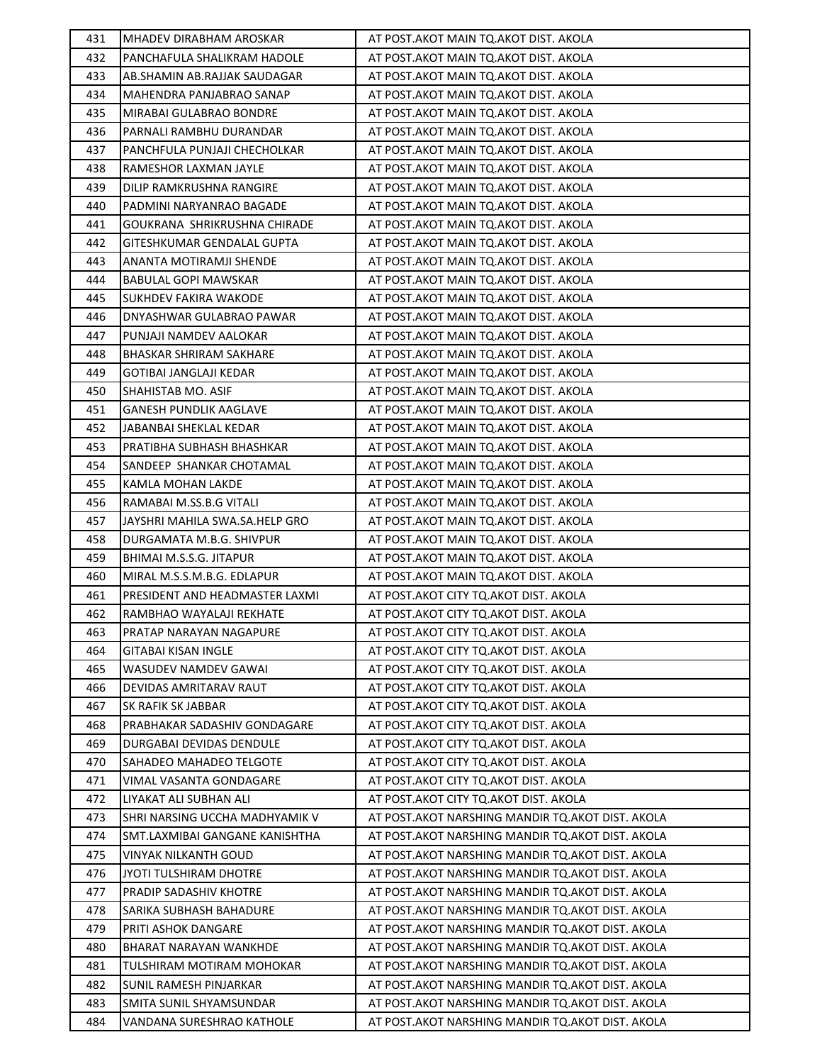| | | |
|---|---|---|
| 431 | MHADEV DIRABHAM AROSKAR | AT POST.AKOT MAIN TQ.AKOT DIST. AKOLA |
| 432 | PANCHAFULA SHALIKRAM HADOLE | AT POST.AKOT MAIN TQ.AKOT DIST. AKOLA |
| 433 | AB.SHAMIN AB.RAJJAK SAUDAGAR | AT POST.AKOT MAIN TQ.AKOT DIST. AKOLA |
| 434 | MAHENDRA PANJABRAO SANAP | AT POST.AKOT MAIN TQ.AKOT DIST. AKOLA |
| 435 | MIRABAI GULABRAO BONDRE | AT POST.AKOT MAIN TQ.AKOT DIST. AKOLA |
| 436 | PARNALI RAMBHU DURANDAR | AT POST.AKOT MAIN TQ.AKOT DIST. AKOLA |
| 437 | PANCHFULA PUNJAJI CHECHOLKAR | AT POST.AKOT MAIN TQ.AKOT DIST. AKOLA |
| 438 | RAMESHOR LAXMAN JAYLE | AT POST.AKOT MAIN TQ.AKOT DIST. AKOLA |
| 439 | DILIP RAMKRUSHNA RANGIRE | AT POST.AKOT MAIN TQ.AKOT DIST. AKOLA |
| 440 | PADMINI NARYANRAO BAGADE | AT POST.AKOT MAIN TQ.AKOT DIST. AKOLA |
| 441 | GOUKRANA SHRIKRUSHNA CHIRADE | AT POST.AKOT MAIN TQ.AKOT DIST. AKOLA |
| 442 | GITESHKUMAR GENDALAL GUPTA | AT POST.AKOT MAIN TQ.AKOT DIST. AKOLA |
| 443 | ANANTA MOTIRAMJI SHENDE | AT POST.AKOT MAIN TQ.AKOT DIST. AKOLA |
| 444 | BABULAL GOPI MAWSKAR | AT POST.AKOT MAIN TQ.AKOT DIST. AKOLA |
| 445 | SUKHDEV FAKIRA WAKODE | AT POST.AKOT MAIN TQ.AKOT DIST. AKOLA |
| 446 | DNYASHWAR GULABRAO PAWAR | AT POST.AKOT MAIN TQ.AKOT DIST. AKOLA |
| 447 | PUNJAJI NAMDEV AALOKAR | AT POST.AKOT MAIN TQ.AKOT DIST. AKOLA |
| 448 | BHASKAR SHRIRAM SAKHARE | AT POST.AKOT MAIN TQ.AKOT DIST. AKOLA |
| 449 | GOTIBAI JANGLAJI KEDAR | AT POST.AKOT MAIN TQ.AKOT DIST. AKOLA |
| 450 | SHAHISTAB MO. ASIF | AT POST.AKOT MAIN TQ.AKOT DIST. AKOLA |
| 451 | GANESH PUNDLIK AAGLAVE | AT POST.AKOT MAIN TQ.AKOT DIST. AKOLA |
| 452 | JABANBAI SHEKLAL KEDAR | AT POST.AKOT MAIN TQ.AKOT DIST. AKOLA |
| 453 | PRATIBHA SUBHASH BHASHKAR | AT POST.AKOT MAIN TQ.AKOT DIST. AKOLA |
| 454 | SANDEEP SHANKAR CHOTAMAL | AT POST.AKOT MAIN TQ.AKOT DIST. AKOLA |
| 455 | KAMLA MOHAN LAKDE | AT POST.AKOT MAIN TQ.AKOT DIST. AKOLA |
| 456 | RAMABAI M.SS.B.G VITALI | AT POST.AKOT MAIN TQ.AKOT DIST. AKOLA |
| 457 | JAYSHRI MAHILA SWA.SA.HELP GRO | AT POST.AKOT MAIN TQ.AKOT DIST. AKOLA |
| 458 | DURGAMATA M.B.G. SHIVPUR | AT POST.AKOT MAIN TQ.AKOT DIST. AKOLA |
| 459 | BHIMAI M.S.S.G. JITAPUR | AT POST.AKOT MAIN TQ.AKOT DIST. AKOLA |
| 460 | MIRAL M.S.S.M.B.G. EDLAPUR | AT POST.AKOT MAIN TQ.AKOT DIST. AKOLA |
| 461 | PRESIDENT AND HEADMASTER LAXMI | AT POST.AKOT CITY TQ.AKOT DIST. AKOLA |
| 462 | RAMBHAO WAYALAJI REKHATE | AT POST.AKOT CITY TQ.AKOT DIST. AKOLA |
| 463 | PRATAP NARAYAN NAGAPURE | AT POST.AKOT CITY TQ.AKOT DIST. AKOLA |
| 464 | GITABAI KISAN INGLE | AT POST.AKOT CITY TQ.AKOT DIST. AKOLA |
| 465 | WASUDEV NAMDEV GAWAI | AT POST.AKOT CITY TQ.AKOT DIST. AKOLA |
| 466 | DEVIDAS AMRITARAV RAUT | AT POST.AKOT CITY TQ.AKOT DIST. AKOLA |
| 467 | SK RAFIK SK JABBAR | AT POST.AKOT CITY TQ.AKOT DIST. AKOLA |
| 468 | PRABHAKAR SADASHIV GONDAGARE | AT POST.AKOT CITY TQ.AKOT DIST. AKOLA |
| 469 | DURGABAI DEVIDAS DENDULE | AT POST.AKOT CITY TQ.AKOT DIST. AKOLA |
| 470 | SAHADEO MAHADEO TELGOTE | AT POST.AKOT CITY TQ.AKOT DIST. AKOLA |
| 471 | VIMAL VASANTA GONDAGARE | AT POST.AKOT CITY TQ.AKOT DIST. AKOLA |
| 472 | LIYAKAT ALI SUBHAN ALI | AT POST.AKOT CITY TQ.AKOT DIST. AKOLA |
| 473 | SHRI NARSING UCCHA MADHYAMIK V | AT POST.AKOT NARSHING MANDIR TQ.AKOT DIST. AKOLA |
| 474 | SMT.LAXMIBAI GANGANE KANISHTHA | AT POST.AKOT NARSHING MANDIR TQ.AKOT DIST. AKOLA |
| 475 | VINYAK NILKANTH GOUD | AT POST.AKOT NARSHING MANDIR TQ.AKOT DIST. AKOLA |
| 476 | JYOTI TULSHIRAM DHOTRE | AT POST.AKOT NARSHING MANDIR TQ.AKOT DIST. AKOLA |
| 477 | PRADIP SADASHIV KHOTRE | AT POST.AKOT NARSHING MANDIR TQ.AKOT DIST. AKOLA |
| 478 | SARIKA SUBHASH BAHADURE | AT POST.AKOT NARSHING MANDIR TQ.AKOT DIST. AKOLA |
| 479 | PRITI ASHOK DANGARE | AT POST.AKOT NARSHING MANDIR TQ.AKOT DIST. AKOLA |
| 480 | BHARAT NARAYAN WANKHDE | AT POST.AKOT NARSHING MANDIR TQ.AKOT DIST. AKOLA |
| 481 | TULSHIRAM MOTIRAM MOHOKAR | AT POST.AKOT NARSHING MANDIR TQ.AKOT DIST. AKOLA |
| 482 | SUNIL RAMESH PINJARKAR | AT POST.AKOT NARSHING MANDIR TQ.AKOT DIST. AKOLA |
| 483 | SMITA SUNIL SHYAMSUNDAR | AT POST.AKOT NARSHING MANDIR TQ.AKOT DIST. AKOLA |
| 484 | VANDANA SURESHRAO KATHOLE | AT POST.AKOT NARSHING MANDIR TQ.AKOT DIST. AKOLA |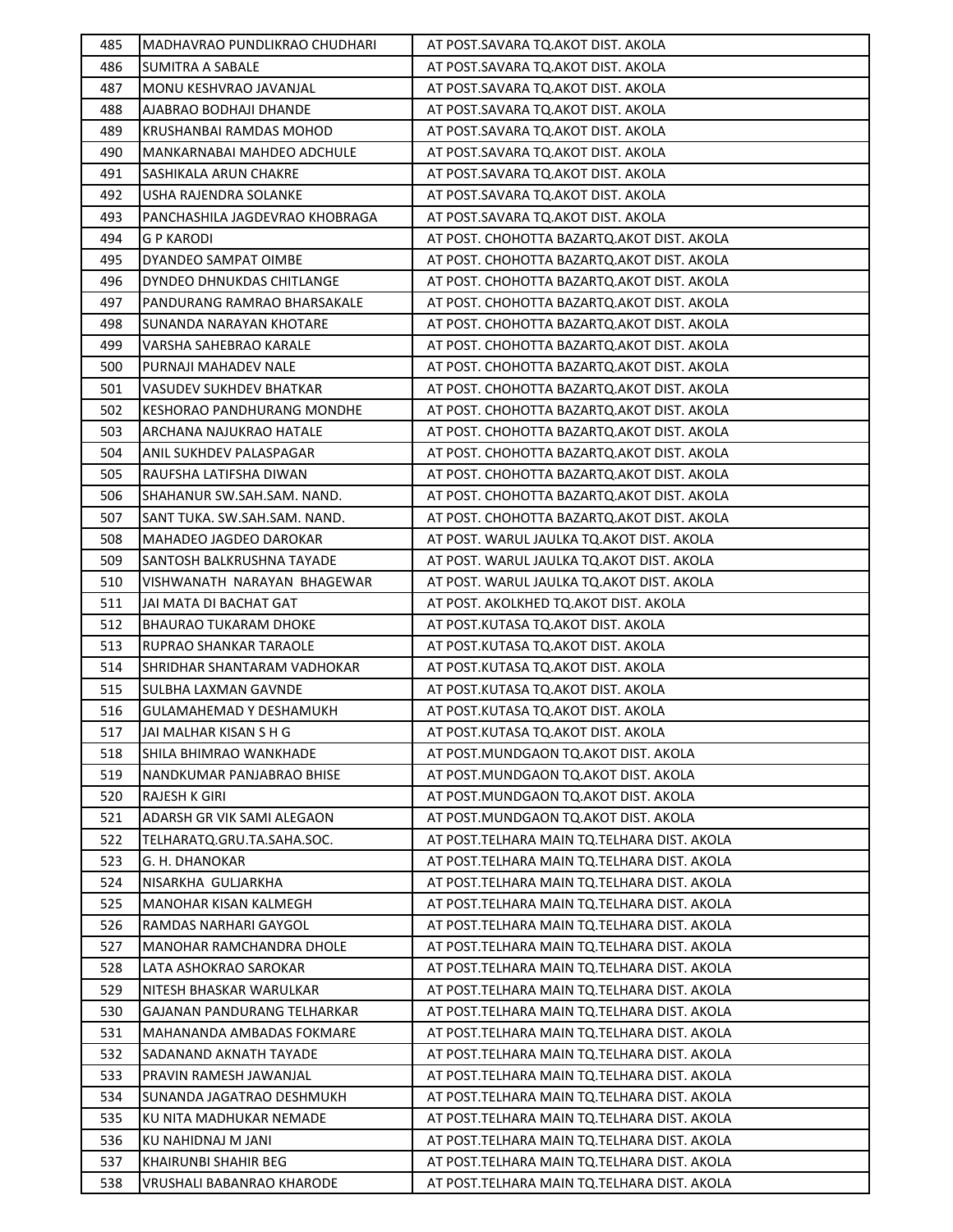| | | |
|---|---|---|
| 485 | MADHAVRAO PUNDLIKRAO CHUDHARI | AT POST.SAVARA TQ.AKOT DIST. AKOLA |
| 486 | SUMITRA A SABALE | AT POST.SAVARA TQ.AKOT DIST. AKOLA |
| 487 | MONU KESHVRAO JAVANJAL | AT POST.SAVARA TQ.AKOT DIST. AKOLA |
| 488 | AJABRAO BODHAJI DHANDE | AT POST.SAVARA TQ.AKOT DIST. AKOLA |
| 489 | KRUSHANBAI RAMDAS MOHOD | AT POST.SAVARA TQ.AKOT DIST. AKOLA |
| 490 | MANKARNABAI MAHDEO ADCHULE | AT POST.SAVARA TQ.AKOT DIST. AKOLA |
| 491 | SASHIKALA ARUN CHAKRE | AT POST.SAVARA TQ.AKOT DIST. AKOLA |
| 492 | USHA RAJENDRA SOLANKE | AT POST.SAVARA TQ.AKOT DIST. AKOLA |
| 493 | PANCHASHILA JAGDEVRAO KHOBRAGA | AT POST.SAVARA TQ.AKOT DIST. AKOLA |
| 494 | G P KARODI | AT POST. CHOHOTTA BAZARTQ.AKOT DIST. AKOLA |
| 495 | DYANDEO SAMPAT OIMBE | AT POST. CHOHOTTA BAZARTQ.AKOT DIST. AKOLA |
| 496 | DYNDEO DHNUKDAS CHITLANGE | AT POST. CHOHOTTA BAZARTQ.AKOT DIST. AKOLA |
| 497 | PANDURANG RAMRAO BHARSAKALE | AT POST. CHOHOTTA BAZARTQ.AKOT DIST. AKOLA |
| 498 | SUNANDA NARAYAN KHOTARE | AT POST. CHOHOTTA BAZARTQ.AKOT DIST. AKOLA |
| 499 | VARSHA SAHEBRAO KARALE | AT POST. CHOHOTTA BAZARTQ.AKOT DIST. AKOLA |
| 500 | PURNAJI MAHADEV NALE | AT POST. CHOHOTTA BAZARTQ.AKOT DIST. AKOLA |
| 501 | VASUDEV SUKHDEV BHATKAR | AT POST. CHOHOTTA BAZARTQ.AKOT DIST. AKOLA |
| 502 | KESHORAO PANDHURANG MONDHE | AT POST. CHOHOTTA BAZARTQ.AKOT DIST. AKOLA |
| 503 | ARCHANA NAJUKRAO HATALE | AT POST. CHOHOTTA BAZARTQ.AKOT DIST. AKOLA |
| 504 | ANIL SUKHDEV PALASPAGAR | AT POST. CHOHOTTA BAZARTQ.AKOT DIST. AKOLA |
| 505 | RAUFSHA LATIFSHA DIWAN | AT POST. CHOHOTTA BAZARTQ.AKOT DIST. AKOLA |
| 506 | SHAHANUR SW.SAH.SAM. NAND. | AT POST. CHOHOTTA BAZARTQ.AKOT DIST. AKOLA |
| 507 | SANT TUKA. SW.SAH.SAM. NAND. | AT POST. CHOHOTTA BAZARTQ.AKOT DIST. AKOLA |
| 508 | MAHADEO JAGDEO DAROKAR | AT POST. WARUL JAULKA TQ.AKOT DIST. AKOLA |
| 509 | SANTOSH BALKRUSHNA TAYADE | AT POST. WARUL JAULKA TQ.AKOT DIST. AKOLA |
| 510 | VISHWANATH NARAYAN BHAGEWAR | AT POST. WARUL JAULKA TQ.AKOT DIST. AKOLA |
| 511 | JAI MATA DI BACHAT GAT | AT POST. AKOLKHED TQ.AKOT DIST. AKOLA |
| 512 | BHAURAO TUKARAM DHOKE | AT POST.KUTASA TQ.AKOT DIST. AKOLA |
| 513 | RUPRAO SHANKAR TARAOLE | AT POST.KUTASA TQ.AKOT DIST. AKOLA |
| 514 | SHRIDHAR SHANTARAM VADHOKAR | AT POST.KUTASA TQ.AKOT DIST. AKOLA |
| 515 | SULBHA LAXMAN GAVNDE | AT POST.KUTASA TQ.AKOT DIST. AKOLA |
| 516 | GULAMAHEMAD Y DESHAMUKH | AT POST.KUTASA TQ.AKOT DIST. AKOLA |
| 517 | JAI MALHAR KISAN S H G | AT POST.KUTASA TQ.AKOT DIST. AKOLA |
| 518 | SHILA BHIMRAO WANKHADE | AT POST.MUNDGAON TQ.AKOT DIST. AKOLA |
| 519 | NANDKUMAR PANJABRAO BHISE | AT POST.MUNDGAON TQ.AKOT DIST. AKOLA |
| 520 | RAJESH K GIRI | AT POST.MUNDGAON TQ.AKOT DIST. AKOLA |
| 521 | ADARSH GR VIK SAMI ALEGAON | AT POST.MUNDGAON TQ.AKOT DIST. AKOLA |
| 522 | TELHARATQ.GRU.TA.SAHA.SOC. | AT POST.TELHARA MAIN TQ.TELHARA DIST. AKOLA |
| 523 | G. H. DHANOKAR | AT POST.TELHARA MAIN TQ.TELHARA DIST. AKOLA |
| 524 | NISARKHA GULJARKHA | AT POST.TELHARA MAIN TQ.TELHARA DIST. AKOLA |
| 525 | MANOHAR KISAN KALMEGH | AT POST.TELHARA MAIN TQ.TELHARA DIST. AKOLA |
| 526 | RAMDAS NARHARI GAYGOL | AT POST.TELHARA MAIN TQ.TELHARA DIST. AKOLA |
| 527 | MANOHAR RAMCHANDRA DHOLE | AT POST.TELHARA MAIN TQ.TELHARA DIST. AKOLA |
| 528 | LATA ASHOKRAO SAROKAR | AT POST.TELHARA MAIN TQ.TELHARA DIST. AKOLA |
| 529 | NITESH BHASKAR WARULKAR | AT POST.TELHARA MAIN TQ.TELHARA DIST. AKOLA |
| 530 | GAJANAN PANDURANG TELHARKAR | AT POST.TELHARA MAIN TQ.TELHARA DIST. AKOLA |
| 531 | MAHANANDA AMBADAS FOKMARE | AT POST.TELHARA MAIN TQ.TELHARA DIST. AKOLA |
| 532 | SADANAND AKNATH TAYADE | AT POST.TELHARA MAIN TQ.TELHARA DIST. AKOLA |
| 533 | PRAVIN RAMESH JAWANJAL | AT POST.TELHARA MAIN TQ.TELHARA DIST. AKOLA |
| 534 | SUNANDA JAGATRAO DESHMUKH | AT POST.TELHARA MAIN TQ.TELHARA DIST. AKOLA |
| 535 | KU NITA MADHUKAR NEMADE | AT POST.TELHARA MAIN TQ.TELHARA DIST. AKOLA |
| 536 | KU NAHIDNAJ M JANI | AT POST.TELHARA MAIN TQ.TELHARA DIST. AKOLA |
| 537 | KHAIRUNBI SHAHIR BEG | AT POST.TELHARA MAIN TQ.TELHARA DIST. AKOLA |
| 538 | VRUSHALI BABANRAO KHARODE | AT POST.TELHARA MAIN TQ.TELHARA DIST. AKOLA |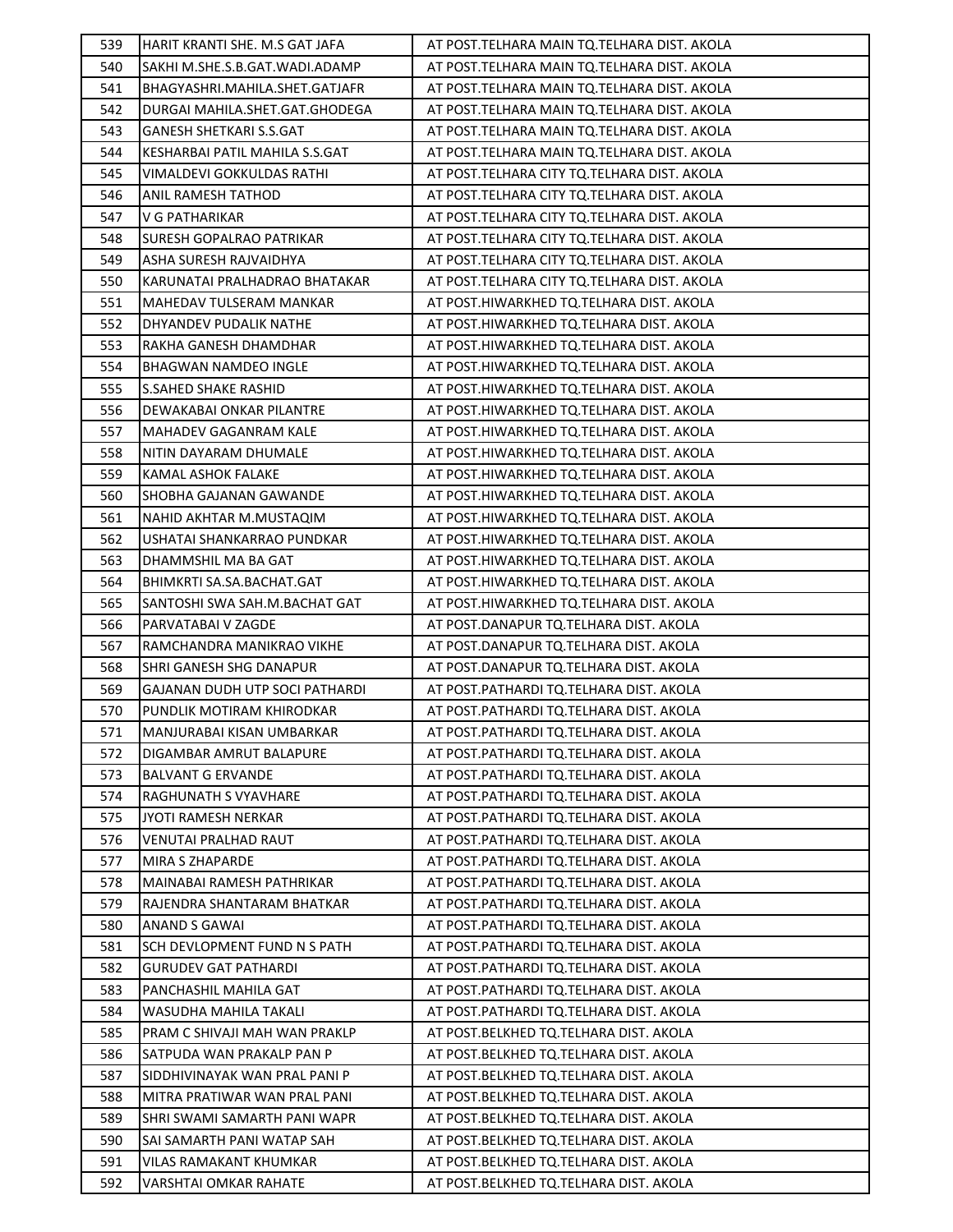| 539 | HARIT KRANTI SHE. M.S GAT JAFA | AT POST.TELHARA MAIN TQ.TELHARA DIST. AKOLA |
|---|---|---|
| 540 | SAKHI M.SHE.S.B.GAT.WADI.ADAMP | AT POST.TELHARA MAIN TQ.TELHARA DIST. AKOLA |
| 541 | BHAGYASHRI.MAHILA.SHET.GATJAFR | AT POST.TELHARA MAIN TQ.TELHARA DIST. AKOLA |
| 542 | DURGAI MAHILA.SHET.GAT.GHODEGA | AT POST.TELHARA MAIN TQ.TELHARA DIST. AKOLA |
| 543 | GANESH SHETKARI S.S.GAT | AT POST.TELHARA MAIN TQ.TELHARA DIST. AKOLA |
| 544 | KESHARBAI PATIL MAHILA S.S.GAT | AT POST.TELHARA MAIN TQ.TELHARA DIST. AKOLA |
| 545 | VIMALDEVI GOKKULDAS RATHI | AT POST.TELHARA CITY TQ.TELHARA DIST. AKOLA |
| 546 | ANIL RAMESH TATHOD | AT POST.TELHARA CITY TQ.TELHARA DIST. AKOLA |
| 547 | V G PATHARIKAR | AT POST.TELHARA CITY TQ.TELHARA DIST. AKOLA |
| 548 | SURESH GOPALRAO PATRIKAR | AT POST.TELHARA CITY TQ.TELHARA DIST. AKOLA |
| 549 | ASHA SURESH RAJVAIDHYA | AT POST.TELHARA CITY TQ.TELHARA DIST. AKOLA |
| 550 | KARUNATAI PRALHADRAO BHATAKAR | AT POST.TELHARA CITY TQ.TELHARA DIST. AKOLA |
| 551 | MAHEDAV TULSERAM MANKAR | AT POST.HIWARKHED TQ.TELHARA DIST. AKOLA |
| 552 | DHYANDEV PUDALIK NATHE | AT POST.HIWARKHED TQ.TELHARA DIST. AKOLA |
| 553 | RAKHA GANESH DHAMDHAR | AT POST.HIWARKHED TQ.TELHARA DIST. AKOLA |
| 554 | BHAGWAN NAMDEO INGLE | AT POST.HIWARKHED TQ.TELHARA DIST. AKOLA |
| 555 | S.SAHED SHAKE RASHID | AT POST.HIWARKHED TQ.TELHARA DIST. AKOLA |
| 556 | DEWAKABAI ONKAR PILANTRE | AT POST.HIWARKHED TQ.TELHARA DIST. AKOLA |
| 557 | MAHADEV GAGANRAM KALE | AT POST.HIWARKHED TQ.TELHARA DIST. AKOLA |
| 558 | NITIN DAYARAM DHUMALE | AT POST.HIWARKHED TQ.TELHARA DIST. AKOLA |
| 559 | KAMAL ASHOK FALAKE | AT POST.HIWARKHED TQ.TELHARA DIST. AKOLA |
| 560 | SHOBHA GAJANAN GAWANDE | AT POST.HIWARKHED TQ.TELHARA DIST. AKOLA |
| 561 | NAHID AKHTAR M.MUSTAQIM | AT POST.HIWARKHED TQ.TELHARA DIST. AKOLA |
| 562 | USHATAI SHANKARRAO PUNDKAR | AT POST.HIWARKHED TQ.TELHARA DIST. AKOLA |
| 563 | DHAMMSHIL MA BA GAT | AT POST.HIWARKHED TQ.TELHARA DIST. AKOLA |
| 564 | BHIMKRTI SA.SA.BACHAT.GAT | AT POST.HIWARKHED TQ.TELHARA DIST. AKOLA |
| 565 | SANTOSHI SWA SAH.M.BACHAT GAT | AT POST.HIWARKHED TQ.TELHARA DIST. AKOLA |
| 566 | PARVATABAI V ZAGDE | AT POST.DANAPUR TQ.TELHARA DIST. AKOLA |
| 567 | RAMCHANDRA MANIKRAO VIKHE | AT POST.DANAPUR TQ.TELHARA DIST. AKOLA |
| 568 | SHRI GANESH SHG DANAPUR | AT POST.DANAPUR TQ.TELHARA DIST. AKOLA |
| 569 | GAJANAN DUDH UTP SOCI PATHARDI | AT POST.PATHARDI TQ.TELHARA DIST. AKOLA |
| 570 | PUNDLIK MOTIRAM KHIRODKAR | AT POST.PATHARDI TQ.TELHARA DIST. AKOLA |
| 571 | MANJURABAI KISAN UMBARKAR | AT POST.PATHARDI TQ.TELHARA DIST. AKOLA |
| 572 | DIGAMBAR AMRUT BALAPURE | AT POST.PATHARDI TQ.TELHARA DIST. AKOLA |
| 573 | BALVANT G ERVANDE | AT POST.PATHARDI TQ.TELHARA DIST. AKOLA |
| 574 | RAGHUNATH S VYAVHARE | AT POST.PATHARDI TQ.TELHARA DIST. AKOLA |
| 575 | JYOTI RAMESH NERKAR | AT POST.PATHARDI TQ.TELHARA DIST. AKOLA |
| 576 | VENUTAI PRALHAD RAUT | AT POST.PATHARDI TQ.TELHARA DIST. AKOLA |
| 577 | MIRA S ZHAPARDE | AT POST.PATHARDI TQ.TELHARA DIST. AKOLA |
| 578 | MAINABAI RAMESH PATHRIKAR | AT POST.PATHARDI TQ.TELHARA DIST. AKOLA |
| 579 | RAJENDRA SHANTARAM BHATKAR | AT POST.PATHARDI TQ.TELHARA DIST. AKOLA |
| 580 | ANAND S GAWAI | AT POST.PATHARDI TQ.TELHARA DIST. AKOLA |
| 581 | SCH DEVLOPMENT FUND N S PATH | AT POST.PATHARDI TQ.TELHARA DIST. AKOLA |
| 582 | GURUDEV GAT PATHARDI | AT POST.PATHARDI TQ.TELHARA DIST. AKOLA |
| 583 | PANCHASHIL MAHILA GAT | AT POST.PATHARDI TQ.TELHARA DIST. AKOLA |
| 584 | WASUDHA MAHILA TAKALI | AT POST.PATHARDI TQ.TELHARA DIST. AKOLA |
| 585 | PRAM C SHIVAJI MAH WAN PRAKLP | AT POST.BELKHED TQ.TELHARA DIST. AKOLA |
| 586 | SATPUDA WAN PRAKALP PAN P | AT POST.BELKHED TQ.TELHARA DIST. AKOLA |
| 587 | SIDDHIVINAYAK WAN PRAL PANI P | AT POST.BELKHED TQ.TELHARA DIST. AKOLA |
| 588 | MITRA PRATIWAR WAN PRAL PANI | AT POST.BELKHED TQ.TELHARA DIST. AKOLA |
| 589 | SHRI SWAMI SAMARTH PANI WAPR | AT POST.BELKHED TQ.TELHARA DIST. AKOLA |
| 590 | SAI SAMARTH PANI WATAP SAH | AT POST.BELKHED TQ.TELHARA DIST. AKOLA |
| 591 | VILAS RAMAKANT KHUMKAR | AT POST.BELKHED TQ.TELHARA DIST. AKOLA |
| 592 | VARSHTAI OMKAR RAHATE | AT POST.BELKHED TQ.TELHARA DIST. AKOLA |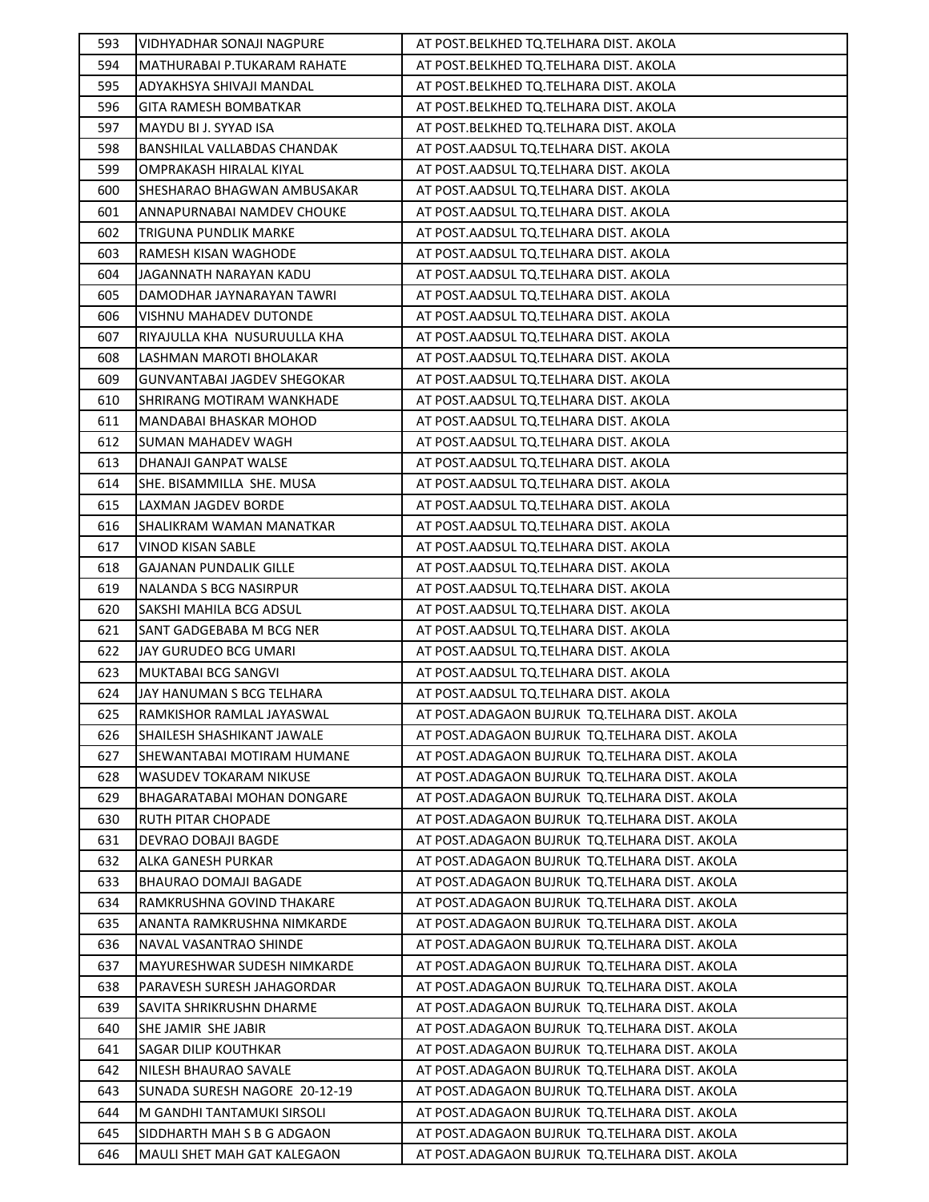| 593 | VIDHYADHAR SONAJI NAGPURE | AT POST.BELKHED TQ.TELHARA DIST. AKOLA |
|---|---|---|
| 594 | MATHURABAI P.TUKARAM RAHATE | AT POST.BELKHED TQ.TELHARA DIST. AKOLA |
| 595 | ADYAKHSYA SHIVAJI MANDAL | AT POST.BELKHED TQ.TELHARA DIST. AKOLA |
| 596 | GITA RAMESH BOMBATKAR | AT POST.BELKHED TQ.TELHARA DIST. AKOLA |
| 597 | MAYDU BI J. SYYAD ISA | AT POST.BELKHED TQ.TELHARA DIST. AKOLA |
| 598 | BANSHILAL VALLABDAS CHANDAK | AT POST.AADSUL TQ.TELHARA DIST. AKOLA |
| 599 | OMPRAKASH HIRALAL KIYAL | AT POST.AADSUL TQ.TELHARA DIST. AKOLA |
| 600 | SHESHARAO BHAGWAN AMBUSAKAR | AT POST.AADSUL TQ.TELHARA DIST. AKOLA |
| 601 | ANNAPURNABAI NAMDEV CHOUKE | AT POST.AADSUL TQ.TELHARA DIST. AKOLA |
| 602 | TRIGUNA PUNDLIK MARKE | AT POST.AADSUL TQ.TELHARA DIST. AKOLA |
| 603 | RAMESH KISAN WAGHODE | AT POST.AADSUL TQ.TELHARA DIST. AKOLA |
| 604 | JAGANNATH NARAYAN KADU | AT POST.AADSUL TQ.TELHARA DIST. AKOLA |
| 605 | DAMODHAR JAYNARAYAN TAWRI | AT POST.AADSUL TQ.TELHARA DIST. AKOLA |
| 606 | VISHNU MAHADEV DUTONDE | AT POST.AADSUL TQ.TELHARA DIST. AKOLA |
| 607 | RIYAJULLA KHA NUSURUULLA KHA | AT POST.AADSUL TQ.TELHARA DIST. AKOLA |
| 608 | LASHMAN MAROTI BHOLAKAR | AT POST.AADSUL TQ.TELHARA DIST. AKOLA |
| 609 | GUNVANTABAI JAGDEV SHEGOKAR | AT POST.AADSUL TQ.TELHARA DIST. AKOLA |
| 610 | SHRIRANG MOTIRAM WANKHADE | AT POST.AADSUL TQ.TELHARA DIST. AKOLA |
| 611 | MANDABAI BHASKAR MOHOD | AT POST.AADSUL TQ.TELHARA DIST. AKOLA |
| 612 | SUMAN MAHADEV WAGH | AT POST.AADSUL TQ.TELHARA DIST. AKOLA |
| 613 | DHANAJI GANPAT WALSE | AT POST.AADSUL TQ.TELHARA DIST. AKOLA |
| 614 | SHE. BISAMMILLA SHE. MUSA | AT POST.AADSUL TQ.TELHARA DIST. AKOLA |
| 615 | LAXMAN JAGDEV BORDE | AT POST.AADSUL TQ.TELHARA DIST. AKOLA |
| 616 | SHALIKRAM WAMAN MANATKAR | AT POST.AADSUL TQ.TELHARA DIST. AKOLA |
| 617 | VINOD KISAN SABLE | AT POST.AADSUL TQ.TELHARA DIST. AKOLA |
| 618 | GAJANAN PUNDALIK GILLE | AT POST.AADSUL TQ.TELHARA DIST. AKOLA |
| 619 | NALANDA S BCG NASIRPUR | AT POST.AADSUL TQ.TELHARA DIST. AKOLA |
| 620 | SAKSHI MAHILA BCG ADSUL | AT POST.AADSUL TQ.TELHARA DIST. AKOLA |
| 621 | SANT GADGEBABA M BCG NER | AT POST.AADSUL TQ.TELHARA DIST. AKOLA |
| 622 | JAY GURUDEO BCG UMARI | AT POST.AADSUL TQ.TELHARA DIST. AKOLA |
| 623 | MUKTABAI BCG SANGVI | AT POST.AADSUL TQ.TELHARA DIST. AKOLA |
| 624 | JAY HANUMAN S BCG TELHARA | AT POST.AADSUL TQ.TELHARA DIST. AKOLA |
| 625 | RAMKISHOR RAMLAL JAYASWAL | AT POST.ADAGAON BUJRUK TQ.TELHARA DIST. AKOLA |
| 626 | SHAILESH SHASHIKANT JAWALE | AT POST.ADAGAON BUJRUK TQ.TELHARA DIST. AKOLA |
| 627 | SHEWANTABAI MOTIRAM HUMANE | AT POST.ADAGAON BUJRUK TQ.TELHARA DIST. AKOLA |
| 628 | WASUDEV TOKARAM NIKUSE | AT POST.ADAGAON BUJRUK TQ.TELHARA DIST. AKOLA |
| 629 | BHAGARATABAI MOHAN DONGARE | AT POST.ADAGAON BUJRUK TQ.TELHARA DIST. AKOLA |
| 630 | RUTH PITAR CHOPADE | AT POST.ADAGAON BUJRUK TQ.TELHARA DIST. AKOLA |
| 631 | DEVRAO DOBAJI BAGDE | AT POST.ADAGAON BUJRUK TQ.TELHARA DIST. AKOLA |
| 632 | ALKA GANESH PURKAR | AT POST.ADAGAON BUJRUK TQ.TELHARA DIST. AKOLA |
| 633 | BHAURAO DOMAJI BAGADE | AT POST.ADAGAON BUJRUK TQ.TELHARA DIST. AKOLA |
| 634 | RAMKRUSHNA GOVIND THAKARE | AT POST.ADAGAON BUJRUK TQ.TELHARA DIST. AKOLA |
| 635 | ANANTA RAMKRUSHNA NIMKARDE | AT POST.ADAGAON BUJRUK TQ.TELHARA DIST. AKOLA |
| 636 | NAVAL VASANTRAO SHINDE | AT POST.ADAGAON BUJRUK TQ.TELHARA DIST. AKOLA |
| 637 | MAYURESHWAR SUDESH NIMKARDE | AT POST.ADAGAON BUJRUK TQ.TELHARA DIST. AKOLA |
| 638 | PARAVESH SURESH JAHAGORDAR | AT POST.ADAGAON BUJRUK TQ.TELHARA DIST. AKOLA |
| 639 | SAVITA SHRIKRUSHN DHARME | AT POST.ADAGAON BUJRUK TQ.TELHARA DIST. AKOLA |
| 640 | SHE JAMIR SHE JABIR | AT POST.ADAGAON BUJRUK TQ.TELHARA DIST. AKOLA |
| 641 | SAGAR DILIP KOUTHKAR | AT POST.ADAGAON BUJRUK TQ.TELHARA DIST. AKOLA |
| 642 | NILESH BHAURAO SAVALE | AT POST.ADAGAON BUJRUK TQ.TELHARA DIST. AKOLA |
| 643 | SUNADA SURESH NAGORE 20-12-19 | AT POST.ADAGAON BUJRUK TQ.TELHARA DIST. AKOLA |
| 644 | M GANDHI TANTAMUKI SIRSOLI | AT POST.ADAGAON BUJRUK TQ.TELHARA DIST. AKOLA |
| 645 | SIDDHARTH MAH S B G ADGAON | AT POST.ADAGAON BUJRUK TQ.TELHARA DIST. AKOLA |
| 646 | MAULI SHET MAH GAT KALEGAON | AT POST.ADAGAON BUJRUK TQ.TELHARA DIST. AKOLA |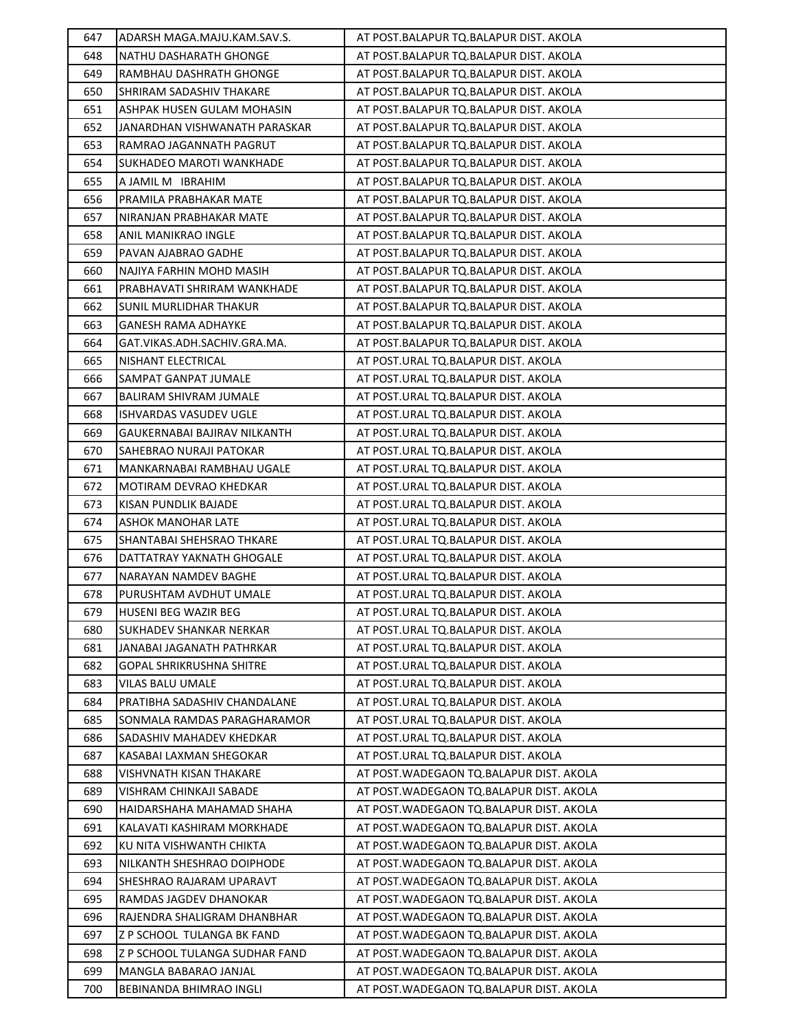| | | |
|---|---|---|
| 647 | ADARSH MAGA.MAJU.KAM.SAV.S. | AT POST.BALAPUR TQ.BALAPUR DIST. AKOLA |
| 648 | NATHU DASHARATH GHONGE | AT POST.BALAPUR TQ.BALAPUR DIST. AKOLA |
| 649 | RAMBHAU DASHRATH GHONGE | AT POST.BALAPUR TQ.BALAPUR DIST. AKOLA |
| 650 | SHRIRAM SADASHIV THAKARE | AT POST.BALAPUR TQ.BALAPUR DIST. AKOLA |
| 651 | ASHPAK HUSEN GULAM MOHASIN | AT POST.BALAPUR TQ.BALAPUR DIST. AKOLA |
| 652 | JANARDHAN VISHWANATH PARASKAR | AT POST.BALAPUR TQ.BALAPUR DIST. AKOLA |
| 653 | RAMRAO JAGANNATH PAGRUT | AT POST.BALAPUR TQ.BALAPUR DIST. AKOLA |
| 654 | SUKHADEO MAROTI WANKHADE | AT POST.BALAPUR TQ.BALAPUR DIST. AKOLA |
| 655 | A JAMIL M IBRAHIM | AT POST.BALAPUR TQ.BALAPUR DIST. AKOLA |
| 656 | PRAMILA PRABHAKAR MATE | AT POST.BALAPUR TQ.BALAPUR DIST. AKOLA |
| 657 | NIRANJAN PRABHAKAR MATE | AT POST.BALAPUR TQ.BALAPUR DIST. AKOLA |
| 658 | ANIL MANIKRAO INGLE | AT POST.BALAPUR TQ.BALAPUR DIST. AKOLA |
| 659 | PAVAN AJABRAO GADHE | AT POST.BALAPUR TQ.BALAPUR DIST. AKOLA |
| 660 | NAJIYA FARHIN MOHD MASIH | AT POST.BALAPUR TQ.BALAPUR DIST. AKOLA |
| 661 | PRABHAVATI SHRIRAM WANKHADE | AT POST.BALAPUR TQ.BALAPUR DIST. AKOLA |
| 662 | SUNIL MURLIDHAR THAKUR | AT POST.BALAPUR TQ.BALAPUR DIST. AKOLA |
| 663 | GANESH RAMA ADHAYKE | AT POST.BALAPUR TQ.BALAPUR DIST. AKOLA |
| 664 | GAT.VIKAS.ADH.SACHIV.GRA.MA. | AT POST.BALAPUR TQ.BALAPUR DIST. AKOLA |
| 665 | NISHANT ELECTRICAL | AT POST.URAL TQ.BALAPUR DIST. AKOLA |
| 666 | SAMPAT GANPAT JUMALE | AT POST.URAL TQ.BALAPUR DIST. AKOLA |
| 667 | BALIRAM SHIVRAM JUMALE | AT POST.URAL TQ.BALAPUR DIST. AKOLA |
| 668 | ISHVARDAS VASUDEV UGLE | AT POST.URAL TQ.BALAPUR DIST. AKOLA |
| 669 | GAUKERNABAI BAJIRAV NILKANTH | AT POST.URAL TQ.BALAPUR DIST. AKOLA |
| 670 | SAHEBRAO NURAJI PATOKAR | AT POST.URAL TQ.BALAPUR DIST. AKOLA |
| 671 | MANKARNABAI RAMBHAU UGALE | AT POST.URAL TQ.BALAPUR DIST. AKOLA |
| 672 | MOTIRAM DEVRAO KHEDKAR | AT POST.URAL TQ.BALAPUR DIST. AKOLA |
| 673 | KISAN PUNDLIK BAJADE | AT POST.URAL TQ.BALAPUR DIST. AKOLA |
| 674 | ASHOK MANOHAR LATE | AT POST.URAL TQ.BALAPUR DIST. AKOLA |
| 675 | SHANTABAI SHEHSRAO THKARE | AT POST.URAL TQ.BALAPUR DIST. AKOLA |
| 676 | DATTATRAY YAKNATH GHOGALE | AT POST.URAL TQ.BALAPUR DIST. AKOLA |
| 677 | NARAYAN NAMDEV BAGHE | AT POST.URAL TQ.BALAPUR DIST. AKOLA |
| 678 | PURUSHTAM AVDHUT UMALE | AT POST.URAL TQ.BALAPUR DIST. AKOLA |
| 679 | HUSENI BEG WAZIR BEG | AT POST.URAL TQ.BALAPUR DIST. AKOLA |
| 680 | SUKHADEV SHANKAR NERKAR | AT POST.URAL TQ.BALAPUR DIST. AKOLA |
| 681 | JANABAI JAGANATH PATHRKAR | AT POST.URAL TQ.BALAPUR DIST. AKOLA |
| 682 | GOPAL SHRIKRUSHNA SHITRE | AT POST.URAL TQ.BALAPUR DIST. AKOLA |
| 683 | VILAS BALU UMALE | AT POST.URAL TQ.BALAPUR DIST. AKOLA |
| 684 | PRATIBHA SADASHIV CHANDALANE | AT POST.URAL TQ.BALAPUR DIST. AKOLA |
| 685 | SONMALA RAMDAS PARAGHARAMOR | AT POST.URAL TQ.BALAPUR DIST. AKOLA |
| 686 | SADASHIV MAHADEV KHEDKAR | AT POST.URAL TQ.BALAPUR DIST. AKOLA |
| 687 | KASABAI LAXMAN SHEGOKAR | AT POST.URAL TQ.BALAPUR DIST. AKOLA |
| 688 | VISHVNATH KISAN THAKARE | AT POST.WADEGAON TQ.BALAPUR DIST. AKOLA |
| 689 | VISHRAM CHINKAJI SABADE | AT POST.WADEGAON TQ.BALAPUR DIST. AKOLA |
| 690 | HAIDARSHAHA MAHAMAD SHAHA | AT POST.WADEGAON TQ.BALAPUR DIST. AKOLA |
| 691 | KALAVATI KASHIRAM MORKHADE | AT POST.WADEGAON TQ.BALAPUR DIST. AKOLA |
| 692 | KU NITA VISHWANTH CHIKTA | AT POST.WADEGAON TQ.BALAPUR DIST. AKOLA |
| 693 | NILKANTH SHESHRAO DOIPHODE | AT POST.WADEGAON TQ.BALAPUR DIST. AKOLA |
| 694 | SHESHRAO RAJARAM UPARAVT | AT POST.WADEGAON TQ.BALAPUR DIST. AKOLA |
| 695 | RAMDAS JAGDEV DHANOKAR | AT POST.WADEGAON TQ.BALAPUR DIST. AKOLA |
| 696 | RAJENDRA SHALIGRAM DHANBHAR | AT POST.WADEGAON TQ.BALAPUR DIST. AKOLA |
| 697 | Z P SCHOOL TULANGA BK FAND | AT POST.WADEGAON TQ.BALAPUR DIST. AKOLA |
| 698 | Z P SCHOOL TULANGA SUDHAR FAND | AT POST.WADEGAON TQ.BALAPUR DIST. AKOLA |
| 699 | MANGLA BABARAO JANJAL | AT POST.WADEGAON TQ.BALAPUR DIST. AKOLA |
| 700 | BEBINANDA BHIMRAO INGLI | AT POST.WADEGAON TQ.BALAPUR DIST. AKOLA |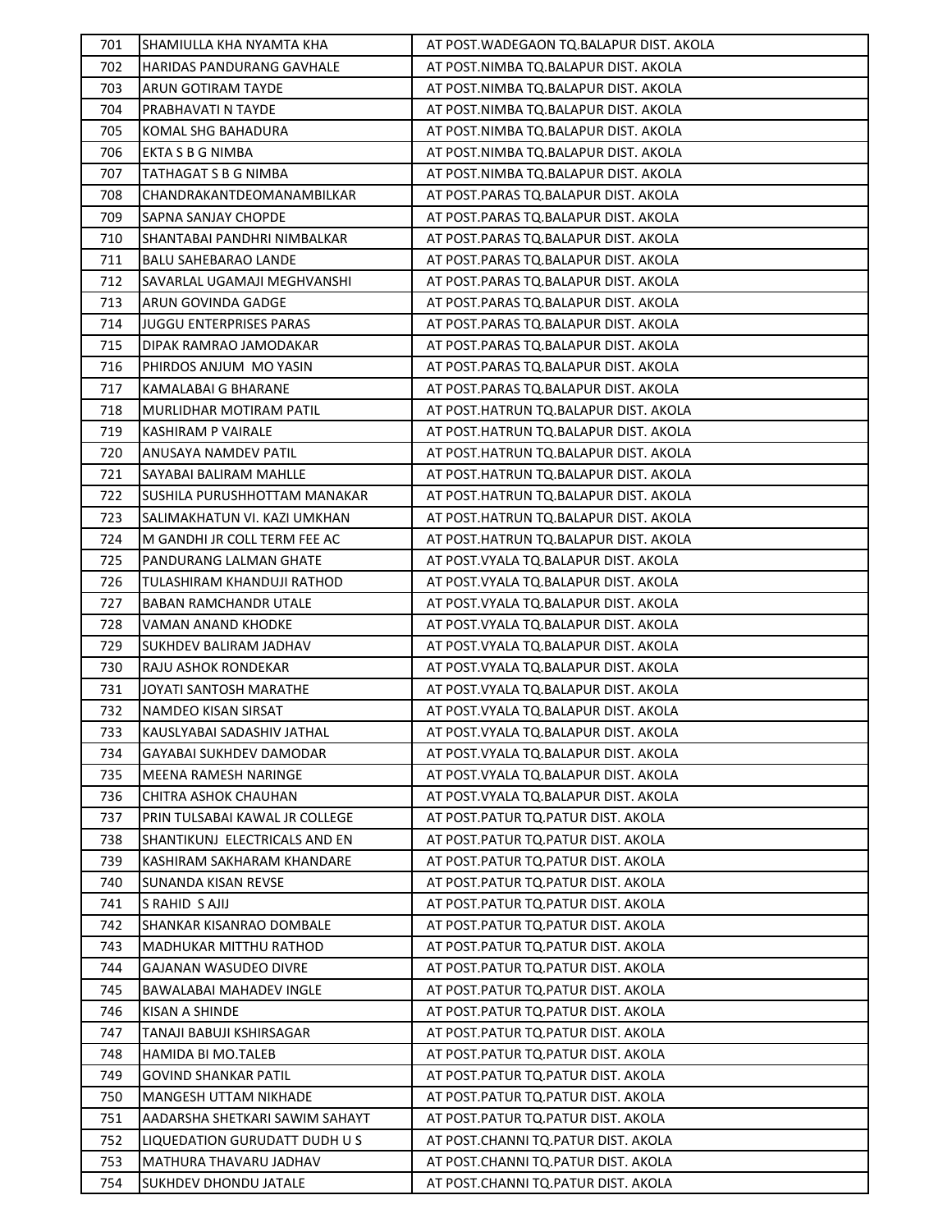| | | |
|---|---|---|
| 701 | SHAMIULLA KHA NYAMTA KHA | AT POST.WADEGAON TQ.BALAPUR DIST. AKOLA |
| 702 | HARIDAS PANDURANG GAVHALE | AT POST.NIMBA TQ.BALAPUR DIST. AKOLA |
| 703 | ARUN GOTIRAM TAYDE | AT POST.NIMBA TQ.BALAPUR DIST. AKOLA |
| 704 | PRABHAVATI N TAYDE | AT POST.NIMBA TQ.BALAPUR DIST. AKOLA |
| 705 | KOMAL SHG BAHADURA | AT POST.NIMBA TQ.BALAPUR DIST. AKOLA |
| 706 | EKTA S B G NIMBA | AT POST.NIMBA TQ.BALAPUR DIST. AKOLA |
| 707 | TATHAGAT S B G NIMBA | AT POST.NIMBA TQ.BALAPUR DIST. AKOLA |
| 708 | CHANDRAKANTDEOMANAMBILKAR | AT POST.PARAS TQ.BALAPUR DIST. AKOLA |
| 709 | SAPNA SANJAY CHOPDE | AT POST.PARAS TQ.BALAPUR DIST. AKOLA |
| 710 | SHANTABAI PANDHRI NIMBALKAR | AT POST.PARAS TQ.BALAPUR DIST. AKOLA |
| 711 | BALU SAHEBARAO LANDE | AT POST.PARAS TQ.BALAPUR DIST. AKOLA |
| 712 | SAVARLAL UGAMAJI MEGHVANSHI | AT POST.PARAS TQ.BALAPUR DIST. AKOLA |
| 713 | ARUN GOVINDA GADGE | AT POST.PARAS TQ.BALAPUR DIST. AKOLA |
| 714 | JUGGU ENTERPRISES PARAS | AT POST.PARAS TQ.BALAPUR DIST. AKOLA |
| 715 | DIPAK RAMRAO JAMODAKAR | AT POST.PARAS TQ.BALAPUR DIST. AKOLA |
| 716 | PHIRDOS ANJUM MO YASIN | AT POST.PARAS TQ.BALAPUR DIST. AKOLA |
| 717 | KAMALABAI G BHARANE | AT POST.PARAS TQ.BALAPUR DIST. AKOLA |
| 718 | MURLIDHAR MOTIRAM PATIL | AT POST.HATRUN TQ.BALAPUR DIST. AKOLA |
| 719 | KASHIRAM P VAIRALE | AT POST.HATRUN TQ.BALAPUR DIST. AKOLA |
| 720 | ANUSAYA NAMDEV PATIL | AT POST.HATRUN TQ.BALAPUR DIST. AKOLA |
| 721 | SAYABAI BALIRAM MAHLLE | AT POST.HATRUN TQ.BALAPUR DIST. AKOLA |
| 722 | SUSHILA PURUSHHOTTAM MANAKAR | AT POST.HATRUN TQ.BALAPUR DIST. AKOLA |
| 723 | SALIMAKHATUN VI. KAZI UMKHAN | AT POST.HATRUN TQ.BALAPUR DIST. AKOLA |
| 724 | M GANDHI JR COLL TERM FEE AC | AT POST.HATRUN TQ.BALAPUR DIST. AKOLA |
| 725 | PANDURANG LALMAN GHATE | AT POST.VYALA TQ.BALAPUR DIST. AKOLA |
| 726 | TULASHIRAM KHANDUJI RATHOD | AT POST.VYALA TQ.BALAPUR DIST. AKOLA |
| 727 | BABAN RAMCHANDR UTALE | AT POST.VYALA TQ.BALAPUR DIST. AKOLA |
| 728 | VAMAN ANAND KHODKE | AT POST.VYALA TQ.BALAPUR DIST. AKOLA |
| 729 | SUKHDEV BALIRAM JADHAV | AT POST.VYALA TQ.BALAPUR DIST. AKOLA |
| 730 | RAJU ASHOK RONDEKAR | AT POST.VYALA TQ.BALAPUR DIST. AKOLA |
| 731 | JOYATI SANTOSH MARATHE | AT POST.VYALA TQ.BALAPUR DIST. AKOLA |
| 732 | NAMDEO KISAN SIRSAT | AT POST.VYALA TQ.BALAPUR DIST. AKOLA |
| 733 | KAUSLYABAI SADASHIV JATHAL | AT POST.VYALA TQ.BALAPUR DIST. AKOLA |
| 734 | GAYABAI SUKHDEV DAMODAR | AT POST.VYALA TQ.BALAPUR DIST. AKOLA |
| 735 | MEENA RAMESH NARINGE | AT POST.VYALA TQ.BALAPUR DIST. AKOLA |
| 736 | CHITRA ASHOK CHAUHAN | AT POST.VYALA TQ.BALAPUR DIST. AKOLA |
| 737 | PRIN TULSABAI KAWAL JR COLLEGE | AT POST.PATUR TQ.PATUR DIST. AKOLA |
| 738 | SHANTIKUNJ ELECTRICALS AND EN | AT POST.PATUR TQ.PATUR DIST. AKOLA |
| 739 | KASHIRAM SAKHARAM KHANDARE | AT POST.PATUR TQ.PATUR DIST. AKOLA |
| 740 | SUNANDA KISAN REVSE | AT POST.PATUR TQ.PATUR DIST. AKOLA |
| 741 | S RAHID S AJIJ | AT POST.PATUR TQ.PATUR DIST. AKOLA |
| 742 | SHANKAR KISANRAO DOMBALE | AT POST.PATUR TQ.PATUR DIST. AKOLA |
| 743 | MADHUKAR MITTHU RATHOD | AT POST.PATUR TQ.PATUR DIST. AKOLA |
| 744 | GAJANAN WASUDEO DIVRE | AT POST.PATUR TQ.PATUR DIST. AKOLA |
| 745 | BAWALABAI MAHADEV INGLE | AT POST.PATUR TQ.PATUR DIST. AKOLA |
| 746 | KISAN A SHINDE | AT POST.PATUR TQ.PATUR DIST. AKOLA |
| 747 | TANAJI BABUJI KSHIRSAGAR | AT POST.PATUR TQ.PATUR DIST. AKOLA |
| 748 | HAMIDA BI MO.TALEB | AT POST.PATUR TQ.PATUR DIST. AKOLA |
| 749 | GOVIND SHANKAR PATIL | AT POST.PATUR TQ.PATUR DIST. AKOLA |
| 750 | MANGESH UTTAM NIKHADE | AT POST.PATUR TQ.PATUR DIST. AKOLA |
| 751 | AADARSHA SHETKARI SAWIM SAHAYT | AT POST.PATUR TQ.PATUR DIST. AKOLA |
| 752 | LIQUEDATION GURUDATT DUDH U S | AT POST.CHANNI TQ.PATUR DIST. AKOLA |
| 753 | MATHURA THAVARU JADHAV | AT POST.CHANNI TQ.PATUR DIST. AKOLA |
| 754 | SUKHDEV DHONDU JATALE | AT POST.CHANNI TQ.PATUR DIST. AKOLA |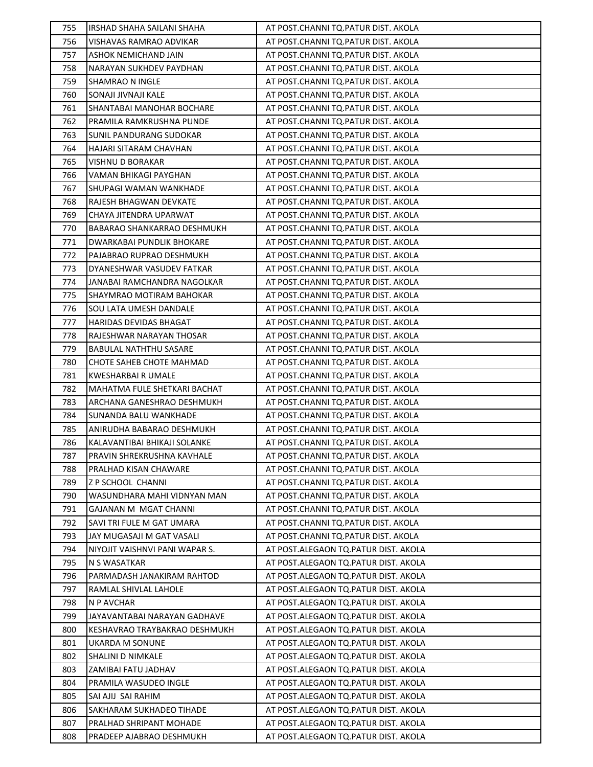| 755 | IRSHAD SHAHA SAILANI SHAHA | AT POST.CHANNI TQ.PATUR DIST. AKOLA |
|---|---|---|
| 756 | VISHAVAS RAMRAO ADVIKAR | AT POST.CHANNI TQ.PATUR DIST. AKOLA |
| 757 | ASHOK NEMICHAND JAIN | AT POST.CHANNI TQ.PATUR DIST. AKOLA |
| 758 | NARAYAN SUKHDEV PAYDHAN | AT POST.CHANNI TQ.PATUR DIST. AKOLA |
| 759 | SHAMRAO N INGLE | AT POST.CHANNI TQ.PATUR DIST. AKOLA |
| 760 | SONAJI JIVNAJI KALE | AT POST.CHANNI TQ.PATUR DIST. AKOLA |
| 761 | SHANTABAI MANOHAR BOCHARE | AT POST.CHANNI TQ.PATUR DIST. AKOLA |
| 762 | PRAMILA RAMKRUSHNA PUNDE | AT POST.CHANNI TQ.PATUR DIST. AKOLA |
| 763 | SUNIL PANDURANG SUDOKAR | AT POST.CHANNI TQ.PATUR DIST. AKOLA |
| 764 | HAJARI SITARAM CHAVHAN | AT POST.CHANNI TQ.PATUR DIST. AKOLA |
| 765 | VISHNU D BORAKAR | AT POST.CHANNI TQ.PATUR DIST. AKOLA |
| 766 | VAMAN BHIKAGI PAYGHAN | AT POST.CHANNI TQ.PATUR DIST. AKOLA |
| 767 | SHUPAGI WAMAN WANKHADE | AT POST.CHANNI TQ.PATUR DIST. AKOLA |
| 768 | RAJESH BHAGWAN DEVKATE | AT POST.CHANNI TQ.PATUR DIST. AKOLA |
| 769 | CHAYA JITENDRA UPARWAT | AT POST.CHANNI TQ.PATUR DIST. AKOLA |
| 770 | BABARAO SHANKARRAO DESHMUKH | AT POST.CHANNI TQ.PATUR DIST. AKOLA |
| 771 | DWARKABAI PUNDLIK BHOKARE | AT POST.CHANNI TQ.PATUR DIST. AKOLA |
| 772 | PAJABRAO RUPRAO DESHMUKH | AT POST.CHANNI TQ.PATUR DIST. AKOLA |
| 773 | DYANESHWAR VASUDEV FATKAR | AT POST.CHANNI TQ.PATUR DIST. AKOLA |
| 774 | JANABAI RAMCHANDRA NAGOLKAR | AT POST.CHANNI TQ.PATUR DIST. AKOLA |
| 775 | SHAYMRAO MOTIRAM BAHOKAR | AT POST.CHANNI TQ.PATUR DIST. AKOLA |
| 776 | SOU LATA UMESH DANDALE | AT POST.CHANNI TQ.PATUR DIST. AKOLA |
| 777 | HARIDAS DEVIDAS BHAGAT | AT POST.CHANNI TQ.PATUR DIST. AKOLA |
| 778 | RAJESHWAR NARAYAN THOSAR | AT POST.CHANNI TQ.PATUR DIST. AKOLA |
| 779 | BABULAL NATHTHU SASARE | AT POST.CHANNI TQ.PATUR DIST. AKOLA |
| 780 | CHOTE SAHEB CHOTE MAHMAD | AT POST.CHANNI TQ.PATUR DIST. AKOLA |
| 781 | KWESHARBAI R UMALE | AT POST.CHANNI TQ.PATUR DIST. AKOLA |
| 782 | MAHATMA FULE SHETKARI BACHAT | AT POST.CHANNI TQ.PATUR DIST. AKOLA |
| 783 | ARCHANA GANESHRAO DESHMUKH | AT POST.CHANNI TQ.PATUR DIST. AKOLA |
| 784 | SUNANDA BALU WANKHADE | AT POST.CHANNI TQ.PATUR DIST. AKOLA |
| 785 | ANIRUDHA BABARAO DESHMUKH | AT POST.CHANNI TQ.PATUR DIST. AKOLA |
| 786 | KALAVANTIBAI BHIKAJI SOLANKE | AT POST.CHANNI TQ.PATUR DIST. AKOLA |
| 787 | PRAVIN SHREKRUSHNA KAVHALE | AT POST.CHANNI TQ.PATUR DIST. AKOLA |
| 788 | PRALHAD KISAN CHAWARE | AT POST.CHANNI TQ.PATUR DIST. AKOLA |
| 789 | Z P SCHOOL CHANNI | AT POST.CHANNI TQ.PATUR DIST. AKOLA |
| 790 | WASUNDHARA MAHI VIDNYAN MAN | AT POST.CHANNI TQ.PATUR DIST. AKOLA |
| 791 | GAJANAN M MGAT CHANNI | AT POST.CHANNI TQ.PATUR DIST. AKOLA |
| 792 | SAVI TRI FULE M GAT UMARA | AT POST.CHANNI TQ.PATUR DIST. AKOLA |
| 793 | JAY MUGASAJI M GAT VASALI | AT POST.CHANNI TQ.PATUR DIST. AKOLA |
| 794 | NIYOJIT VAISHNVI PANI WAPAR S. | AT POST.ALEGAON TQ.PATUR DIST. AKOLA |
| 795 | N S WASATKAR | AT POST.ALEGAON TQ.PATUR DIST. AKOLA |
| 796 | PARMADASH JANAKIRAM RAHTOD | AT POST.ALEGAON TQ.PATUR DIST. AKOLA |
| 797 | RAMLAL SHIVLAL LAHOLE | AT POST.ALEGAON TQ.PATUR DIST. AKOLA |
| 798 | N P AVCHAR | AT POST.ALEGAON TQ.PATUR DIST. AKOLA |
| 799 | JAYAVANTABAI NARAYAN GADHAVE | AT POST.ALEGAON TQ.PATUR DIST. AKOLA |
| 800 | KESHAVRAO TRAYBAKRAO DESHMUKH | AT POST.ALEGAON TQ.PATUR DIST. AKOLA |
| 801 | UKARDA M SONUNE | AT POST.ALEGAON TQ.PATUR DIST. AKOLA |
| 802 | SHALINI D NIMKALE | AT POST.ALEGAON TQ.PATUR DIST. AKOLA |
| 803 | ZAMIBAI FATU JADHAV | AT POST.ALEGAON TQ.PATUR DIST. AKOLA |
| 804 | PRAMILA WASUDEO INGLE | AT POST.ALEGAON TQ.PATUR DIST. AKOLA |
| 805 | SAI AJIJ SAI RAHIM | AT POST.ALEGAON TQ.PATUR DIST. AKOLA |
| 806 | SAKHARAM SUKHADEO TIHADE | AT POST.ALEGAON TQ.PATUR DIST. AKOLA |
| 807 | PRALHAD SHRIPANT MOHADE | AT POST.ALEGAON TQ.PATUR DIST. AKOLA |
| 808 | PRADEEP AJABRAO DESHMUKH | AT POST.ALEGAON TQ.PATUR DIST. AKOLA |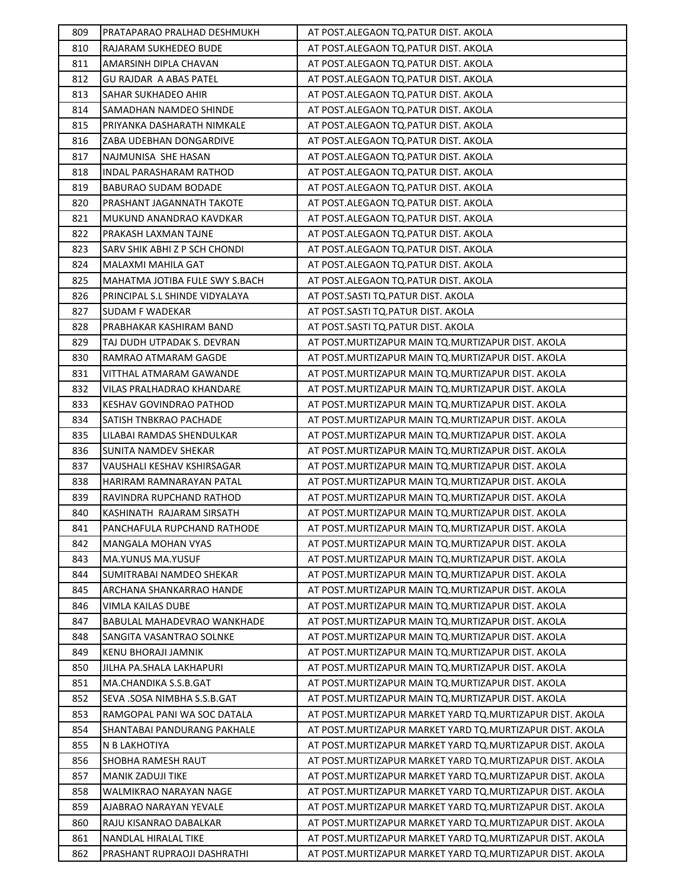| | | |
|---|---|---|
| 809 | PRATAPARAO PRALHAD DESHMUKH | AT POST.ALEGAON TQ.PATUR DIST. AKOLA |
| 810 | RAJARAM SUKHEDEO BUDE | AT POST.ALEGAON TQ.PATUR DIST. AKOLA |
| 811 | AMARSINH DIPLA CHAVAN | AT POST.ALEGAON TQ.PATUR DIST. AKOLA |
| 812 | GU RAJDAR A ABAS PATEL | AT POST.ALEGAON TQ.PATUR DIST. AKOLA |
| 813 | SAHAR SUKHADEO AHIR | AT POST.ALEGAON TQ.PATUR DIST. AKOLA |
| 814 | SAMADHAN NAMDEO SHINDE | AT POST.ALEGAON TQ.PATUR DIST. AKOLA |
| 815 | PRIYANKA DASHARATH NIMKALE | AT POST.ALEGAON TQ.PATUR DIST. AKOLA |
| 816 | ZABA UDEBHAN DONGARDIVE | AT POST.ALEGAON TQ.PATUR DIST. AKOLA |
| 817 | NAJMUNISA SHE HASAN | AT POST.ALEGAON TQ.PATUR DIST. AKOLA |
| 818 | INDAL PARASHARAM RATHOD | AT POST.ALEGAON TQ.PATUR DIST. AKOLA |
| 819 | BABURAO SUDAM BODADE | AT POST.ALEGAON TQ.PATUR DIST. AKOLA |
| 820 | PRASHANT JAGANNATH TAKOTE | AT POST.ALEGAON TQ.PATUR DIST. AKOLA |
| 821 | MUKUND ANANDRAO KAVDKAR | AT POST.ALEGAON TQ.PATUR DIST. AKOLA |
| 822 | PRAKASH LAXMAN TAJNE | AT POST.ALEGAON TQ.PATUR DIST. AKOLA |
| 823 | SARV SHIK ABHI Z P SCH CHONDI | AT POST.ALEGAON TQ.PATUR DIST. AKOLA |
| 824 | MALAXMI MAHILA GAT | AT POST.ALEGAON TQ.PATUR DIST. AKOLA |
| 825 | MAHATMA JOTIBA FULE SWY S.BACH | AT POST.ALEGAON TQ.PATUR DIST. AKOLA |
| 826 | PRINCIPAL S.L SHINDE VIDYALAYA | AT POST.SASTI TQ.PATUR DIST. AKOLA |
| 827 | SUDAM F WADEKAR | AT POST.SASTI TQ.PATUR DIST. AKOLA |
| 828 | PRABHAKAR KASHIRAM BAND | AT POST.SASTI TQ.PATUR DIST. AKOLA |
| 829 | TAJ DUDH UTPADAK S. DEVRAN | AT POST.MURTIZAPUR MAIN TQ.MURTIZAPUR DIST. AKOLA |
| 830 | RAMRAO ATMARAM GAGDE | AT POST.MURTIZAPUR MAIN TQ.MURTIZAPUR DIST. AKOLA |
| 831 | VITTHAL ATMARAM GAWANDE | AT POST.MURTIZAPUR MAIN TQ.MURTIZAPUR DIST. AKOLA |
| 832 | VILAS PRALHADRAO KHANDARE | AT POST.MURTIZAPUR MAIN TQ.MURTIZAPUR DIST. AKOLA |
| 833 | KESHAV GOVINDRAO PATHOD | AT POST.MURTIZAPUR MAIN TQ.MURTIZAPUR DIST. AKOLA |
| 834 | SATISH TNBKRAO PACHADE | AT POST.MURTIZAPUR MAIN TQ.MURTIZAPUR DIST. AKOLA |
| 835 | LILABAI RAMDAS SHENDULKAR | AT POST.MURTIZAPUR MAIN TQ.MURTIZAPUR DIST. AKOLA |
| 836 | SUNITA NAMDEV SHEKAR | AT POST.MURTIZAPUR MAIN TQ.MURTIZAPUR DIST. AKOLA |
| 837 | VAUSHALI KESHAV KSHIRSAGAR | AT POST.MURTIZAPUR MAIN TQ.MURTIZAPUR DIST. AKOLA |
| 838 | HARIRAM RAMNARAYAN PATAL | AT POST.MURTIZAPUR MAIN TQ.MURTIZAPUR DIST. AKOLA |
| 839 | RAVINDRA RUPCHAND RATHOD | AT POST.MURTIZAPUR MAIN TQ.MURTIZAPUR DIST. AKOLA |
| 840 | KASHINATH RAJARAM SIRSATH | AT POST.MURTIZAPUR MAIN TQ.MURTIZAPUR DIST. AKOLA |
| 841 | PANCHAFULA RUPCHAND RATHODE | AT POST.MURTIZAPUR MAIN TQ.MURTIZAPUR DIST. AKOLA |
| 842 | MANGALA MOHAN VYAS | AT POST.MURTIZAPUR MAIN TQ.MURTIZAPUR DIST. AKOLA |
| 843 | MA.YUNUS MA.YUSUF | AT POST.MURTIZAPUR MAIN TQ.MURTIZAPUR DIST. AKOLA |
| 844 | SUMITRABAI NAMDEO SHEKAR | AT POST.MURTIZAPUR MAIN TQ.MURTIZAPUR DIST. AKOLA |
| 845 | ARCHANA SHANKARRAO HANDE | AT POST.MURTIZAPUR MAIN TQ.MURTIZAPUR DIST. AKOLA |
| 846 | VIMLA KAILAS DUBE | AT POST.MURTIZAPUR MAIN TQ.MURTIZAPUR DIST. AKOLA |
| 847 | BABULAL MAHADEVRAO WANKHADE | AT POST.MURTIZAPUR MAIN TQ.MURTIZAPUR DIST. AKOLA |
| 848 | SANGITA VASANTRAO SOLNKE | AT POST.MURTIZAPUR MAIN TQ.MURTIZAPUR DIST. AKOLA |
| 849 | KENU BHORAJI JAMNIK | AT POST.MURTIZAPUR MAIN TQ.MURTIZAPUR DIST. AKOLA |
| 850 | JILHA PA.SHALA LAKHAPURI | AT POST.MURTIZAPUR MAIN TQ.MURTIZAPUR DIST. AKOLA |
| 851 | MA.CHANDIKA S.S.B.GAT | AT POST.MURTIZAPUR MAIN TQ.MURTIZAPUR DIST. AKOLA |
| 852 | SEVA .SOSA NIMBHA S.S.B.GAT | AT POST.MURTIZAPUR MAIN TQ.MURTIZAPUR DIST. AKOLA |
| 853 | RAMGOPAL PANI WA SOC DATALA | AT POST.MURTIZAPUR MARKET YARD TQ.MURTIZAPUR DIST. AKOLA |
| 854 | SHANTABAI PANDURANG PAKHALE | AT POST.MURTIZAPUR MARKET YARD TQ.MURTIZAPUR DIST. AKOLA |
| 855 | N B LAKHOTIYA | AT POST.MURTIZAPUR MARKET YARD TQ.MURTIZAPUR DIST. AKOLA |
| 856 | SHOBHA RAMESH RAUT | AT POST.MURTIZAPUR MARKET YARD TQ.MURTIZAPUR DIST. AKOLA |
| 857 | MANIK ZADUJI TIKE | AT POST.MURTIZAPUR MARKET YARD TQ.MURTIZAPUR DIST. AKOLA |
| 858 | WALMIKRAO NARAYAN NAGE | AT POST.MURTIZAPUR MARKET YARD TQ.MURTIZAPUR DIST. AKOLA |
| 859 | AJABRAO NARAYAN YEVALE | AT POST.MURTIZAPUR MARKET YARD TQ.MURTIZAPUR DIST. AKOLA |
| 860 | RAJU KISANRAO DABALKAR | AT POST.MURTIZAPUR MARKET YARD TQ.MURTIZAPUR DIST. AKOLA |
| 861 | NANDLAL HIRALAL TIKE | AT POST.MURTIZAPUR MARKET YARD TQ.MURTIZAPUR DIST. AKOLA |
| 862 | PRASHANT RUPRAOJI DASHRATHI | AT POST.MURTIZAPUR MARKET YARD TQ.MURTIZAPUR DIST. AKOLA |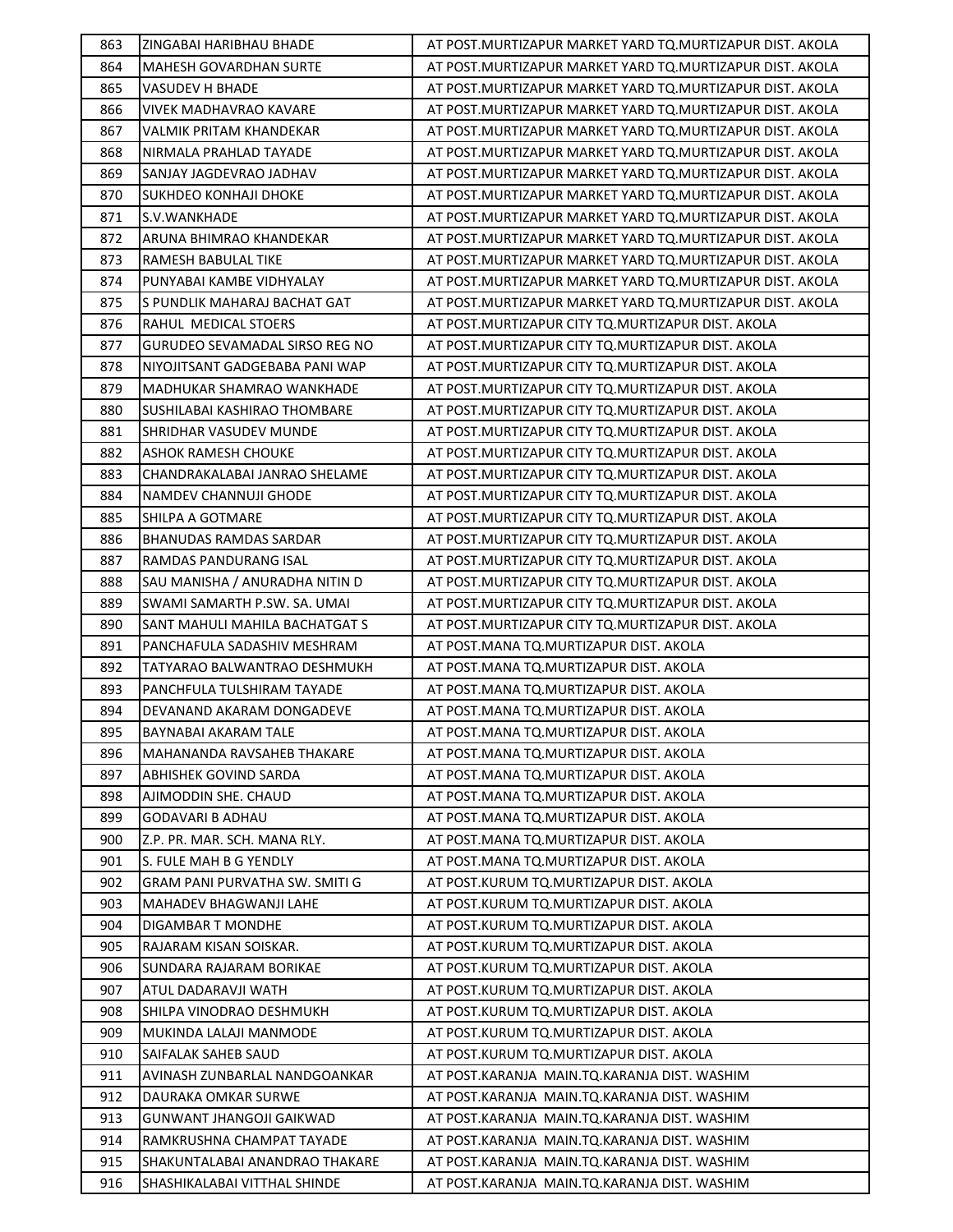| 863 | ZINGABAI HARIBHAU BHADE | AT POST.MURTIZAPUR MARKET YARD TQ.MURTIZAPUR DIST. AKOLA |
|---|---|---|
| 864 | MAHESH GOVARDHAN SURTE | AT POST.MURTIZAPUR MARKET YARD TQ.MURTIZAPUR DIST. AKOLA |
| 865 | VASUDEV H BHADE | AT POST.MURTIZAPUR MARKET YARD TQ.MURTIZAPUR DIST. AKOLA |
| 866 | VIVEK MADHAVRAO KAVARE | AT POST.MURTIZAPUR MARKET YARD TQ.MURTIZAPUR DIST. AKOLA |
| 867 | VALMIK PRITAM KHANDEKAR | AT POST.MURTIZAPUR MARKET YARD TQ.MURTIZAPUR DIST. AKOLA |
| 868 | NIRMALA PRAHLAD TAYADE | AT POST.MURTIZAPUR MARKET YARD TQ.MURTIZAPUR DIST. AKOLA |
| 869 | SANJAY JAGDEVRAO JADHAV | AT POST.MURTIZAPUR MARKET YARD TQ.MURTIZAPUR DIST. AKOLA |
| 870 | SUKHDEO KONHAJI DHOKE | AT POST.MURTIZAPUR MARKET YARD TQ.MURTIZAPUR DIST. AKOLA |
| 871 | S.V.WANKHADE | AT POST.MURTIZAPUR MARKET YARD TQ.MURTIZAPUR DIST. AKOLA |
| 872 | ARUNA BHIMRAO KHANDEKAR | AT POST.MURTIZAPUR MARKET YARD TQ.MURTIZAPUR DIST. AKOLA |
| 873 | RAMESH BABULAL TIKE | AT POST.MURTIZAPUR MARKET YARD TQ.MURTIZAPUR DIST. AKOLA |
| 874 | PUNYABAI KAMBE VIDHYALAY | AT POST.MURTIZAPUR MARKET YARD TQ.MURTIZAPUR DIST. AKOLA |
| 875 | S PUNDLIK MAHARAJ BACHAT GAT | AT POST.MURTIZAPUR MARKET YARD TQ.MURTIZAPUR DIST. AKOLA |
| 876 | RAHUL MEDICAL STOERS | AT POST.MURTIZAPUR CITY TQ.MURTIZAPUR DIST. AKOLA |
| 877 | GURUDEO SEVAMADAL SIRSO REG NO | AT POST.MURTIZAPUR CITY TQ.MURTIZAPUR DIST. AKOLA |
| 878 | NIYOJITSANT GADGEBABA PANI WAP | AT POST.MURTIZAPUR CITY TQ.MURTIZAPUR DIST. AKOLA |
| 879 | MADHUKAR SHAMRAO WANKHADE | AT POST.MURTIZAPUR CITY TQ.MURTIZAPUR DIST. AKOLA |
| 880 | SUSHILABAI KASHIRAO THOMBARE | AT POST.MURTIZAPUR CITY TQ.MURTIZAPUR DIST. AKOLA |
| 881 | SHRIDHAR VASUDEV MUNDE | AT POST.MURTIZAPUR CITY TQ.MURTIZAPUR DIST. AKOLA |
| 882 | ASHOK RAMESH CHOUKE | AT POST.MURTIZAPUR CITY TQ.MURTIZAPUR DIST. AKOLA |
| 883 | CHANDRAKALABAI JANRAO SHELAME | AT POST.MURTIZAPUR CITY TQ.MURTIZAPUR DIST. AKOLA |
| 884 | NAMDEV CHANNUJI GHODE | AT POST.MURTIZAPUR CITY TQ.MURTIZAPUR DIST. AKOLA |
| 885 | SHILPA A GOTMARE | AT POST.MURTIZAPUR CITY TQ.MURTIZAPUR DIST. AKOLA |
| 886 | BHANUDAS RAMDAS SARDAR | AT POST.MURTIZAPUR CITY TQ.MURTIZAPUR DIST. AKOLA |
| 887 | RAMDAS PANDURANG ISAL | AT POST.MURTIZAPUR CITY TQ.MURTIZAPUR DIST. AKOLA |
| 888 | SAU MANISHA / ANURADHA NITIN D | AT POST.MURTIZAPUR CITY TQ.MURTIZAPUR DIST. AKOLA |
| 889 | SWAMI SAMARTH P.SW. SA. UMAI | AT POST.MURTIZAPUR CITY TQ.MURTIZAPUR DIST. AKOLA |
| 890 | SANT MAHULI MAHILA BACHATGAT S | AT POST.MURTIZAPUR CITY TQ.MURTIZAPUR DIST. AKOLA |
| 891 | PANCHAFULA SADASHIV MESHRAM | AT POST.MANA TQ.MURTIZAPUR DIST. AKOLA |
| 892 | TATYARAO BALWANTRAO DESHMUKH | AT POST.MANA TQ.MURTIZAPUR DIST. AKOLA |
| 893 | PANCHFULA TULSHIRAM TAYADE | AT POST.MANA TQ.MURTIZAPUR DIST. AKOLA |
| 894 | DEVANAND AKARAM DONGADEVE | AT POST.MANA TQ.MURTIZAPUR DIST. AKOLA |
| 895 | BAYNABAI AKARAM TALE | AT POST.MANA TQ.MURTIZAPUR DIST. AKOLA |
| 896 | MAHANANDA RAVSAHEB THAKARE | AT POST.MANA TQ.MURTIZAPUR DIST. AKOLA |
| 897 | ABHISHEK GOVIND SARDA | AT POST.MANA TQ.MURTIZAPUR DIST. AKOLA |
| 898 | AJIMODDIN SHE. CHAUD | AT POST.MANA TQ.MURTIZAPUR DIST. AKOLA |
| 899 | GODAVARI B ADHAU | AT POST.MANA TQ.MURTIZAPUR DIST. AKOLA |
| 900 | Z.P. PR. MAR. SCH. MANA RLY. | AT POST.MANA TQ.MURTIZAPUR DIST. AKOLA |
| 901 | S. FULE MAH B G YENDLY | AT POST.MANA TQ.MURTIZAPUR DIST. AKOLA |
| 902 | GRAM PANI PURVATHA SW. SMITI G | AT POST.KURUM TQ.MURTIZAPUR DIST. AKOLA |
| 903 | MAHADEV BHAGWANJI LAHE | AT POST.KURUM TQ.MURTIZAPUR DIST. AKOLA |
| 904 | DIGAMBAR T MONDHE | AT POST.KURUM TQ.MURTIZAPUR DIST. AKOLA |
| 905 | RAJARAM KISAN SOISKAR. | AT POST.KURUM TQ.MURTIZAPUR DIST. AKOLA |
| 906 | SUNDARA RAJARAM BORIKAE | AT POST.KURUM TQ.MURTIZAPUR DIST. AKOLA |
| 907 | ATUL DADARAVJI WATH | AT POST.KURUM TQ.MURTIZAPUR DIST. AKOLA |
| 908 | SHILPA VINODRAO DESHMUKH | AT POST.KURUM TQ.MURTIZAPUR DIST. AKOLA |
| 909 | MUKINDA LALAJI MANMODE | AT POST.KURUM TQ.MURTIZAPUR DIST. AKOLA |
| 910 | SAIFALAK SAHEB SAUD | AT POST.KURUM TQ.MURTIZAPUR DIST. AKOLA |
| 911 | AVINASH ZUNBARLAL NANDGOANKAR | AT POST.KARANJA MAIN.TQ.KARANJA DIST. WASHIM |
| 912 | DAURAKA OMKAR SURWE | AT POST.KARANJA MAIN.TQ.KARANJA DIST. WASHIM |
| 913 | GUNWANT JHANGOJI GAIKWAD | AT POST.KARANJA MAIN.TQ.KARANJA DIST. WASHIM |
| 914 | RAMKRUSHNA CHAMPAT TAYADE | AT POST.KARANJA MAIN.TQ.KARANJA DIST. WASHIM |
| 915 | SHAKUNTALABAI ANANDRAO THAKARE | AT POST.KARANJA MAIN.TQ.KARANJA DIST. WASHIM |
| 916 | SHASHIKALABAI VITTHAL SHINDE | AT POST.KARANJA MAIN.TQ.KARANJA DIST. WASHIM |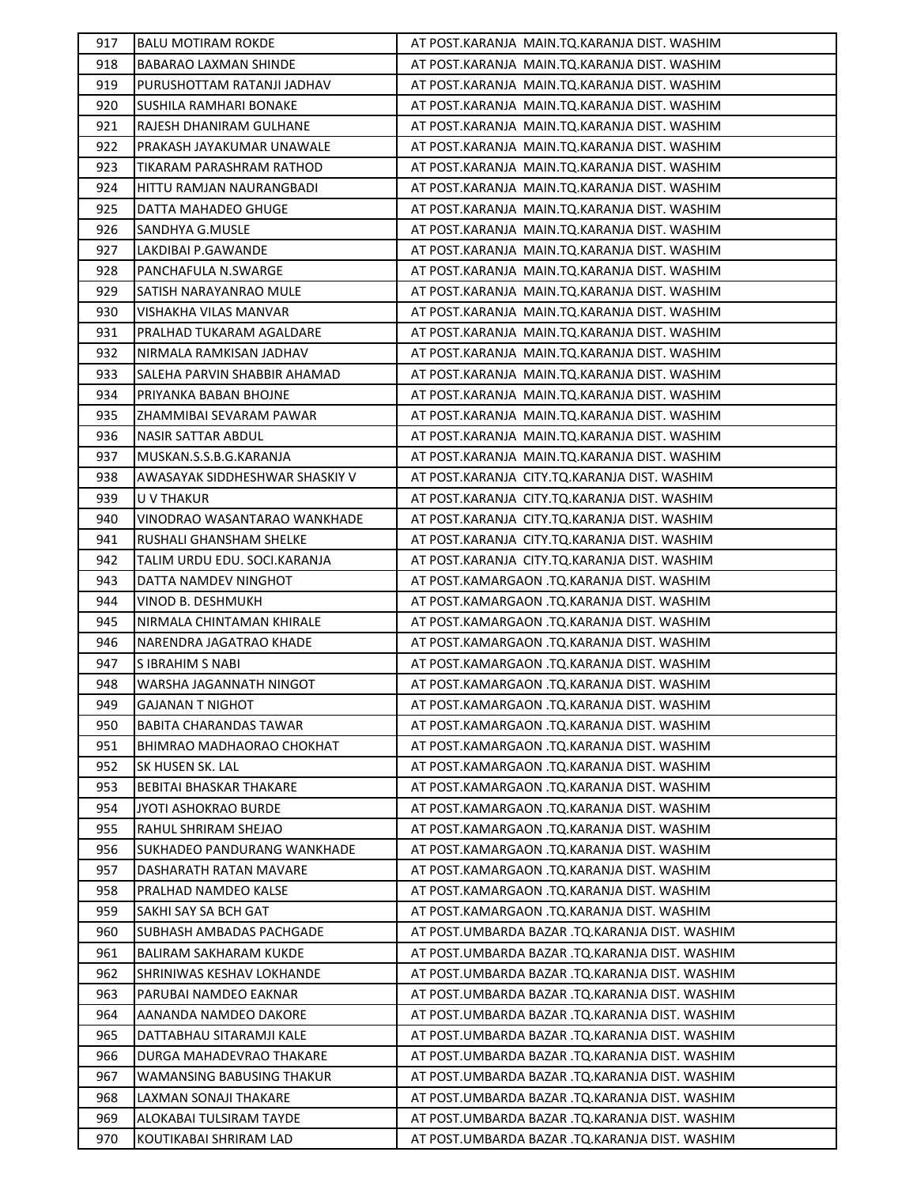| 917 | BALU MOTIRAM ROKDE | AT POST.KARANJA MAIN.TQ.KARANJA DIST. WASHIM |
|---|---|---|
| 918 | BABARAO LAXMAN SHINDE | AT POST.KARANJA MAIN.TQ.KARANJA DIST. WASHIM |
| 919 | PURUSHOTTAM RATANJI JADHAV | AT POST.KARANJA MAIN.TQ.KARANJA DIST. WASHIM |
| 920 | SUSHILA RAMHARI BONAKE | AT POST.KARANJA MAIN.TQ.KARANJA DIST. WASHIM |
| 921 | RAJESH DHANIRAM GULHANE | AT POST.KARANJA MAIN.TQ.KARANJA DIST. WASHIM |
| 922 | PRAKASH JAYAKUMAR UNAWALE | AT POST.KARANJA MAIN.TQ.KARANJA DIST. WASHIM |
| 923 | TIKARAM PARASHRAM RATHOD | AT POST.KARANJA MAIN.TQ.KARANJA DIST. WASHIM |
| 924 | HITTU RAMJAN NAURANGBADI | AT POST.KARANJA MAIN.TQ.KARANJA DIST. WASHIM |
| 925 | DATTA MAHADEO GHUGE | AT POST.KARANJA MAIN.TQ.KARANJA DIST. WASHIM |
| 926 | SANDHYA G.MUSLE | AT POST.KARANJA MAIN.TQ.KARANJA DIST. WASHIM |
| 927 | LAKDIBAI P.GAWANDE | AT POST.KARANJA MAIN.TQ.KARANJA DIST. WASHIM |
| 928 | PANCHAFULA N.SWARGE | AT POST.KARANJA MAIN.TQ.KARANJA DIST. WASHIM |
| 929 | SATISH NARAYANRAO MULE | AT POST.KARANJA MAIN.TQ.KARANJA DIST. WASHIM |
| 930 | VISHAKHA VILAS MANVAR | AT POST.KARANJA MAIN.TQ.KARANJA DIST. WASHIM |
| 931 | PRALHAD TUKARAM AGALDARE | AT POST.KARANJA MAIN.TQ.KARANJA DIST. WASHIM |
| 932 | NIRMALA RAMKISAN JADHAV | AT POST.KARANJA MAIN.TQ.KARANJA DIST. WASHIM |
| 933 | SALEHA PARVIN SHABBIR AHAMAD | AT POST.KARANJA MAIN.TQ.KARANJA DIST. WASHIM |
| 934 | PRIYANKA BABAN BHOJNE | AT POST.KARANJA MAIN.TQ.KARANJA DIST. WASHIM |
| 935 | ZHAMMIBAI SEVARAM PAWAR | AT POST.KARANJA MAIN.TQ.KARANJA DIST. WASHIM |
| 936 | NASIR SATTAR ABDUL | AT POST.KARANJA MAIN.TQ.KARANJA DIST. WASHIM |
| 937 | MUSKAN.S.S.B.G.KARANJA | AT POST.KARANJA MAIN.TQ.KARANJA DIST. WASHIM |
| 938 | AWASAYAK SIDDHESHWAR SHASKIY V | AT POST.KARANJA CITY.TQ.KARANJA DIST. WASHIM |
| 939 | U V THAKUR | AT POST.KARANJA CITY.TQ.KARANJA DIST. WASHIM |
| 940 | VINODRAO WASANTARAO WANKHADE | AT POST.KARANJA CITY.TQ.KARANJA DIST. WASHIM |
| 941 | RUSHALI GHANSHAM SHELKE | AT POST.KARANJA CITY.TQ.KARANJA DIST. WASHIM |
| 942 | TALIM URDU EDU. SOCI.KARANJA | AT POST.KARANJA CITY.TQ.KARANJA DIST. WASHIM |
| 943 | DATTA NAMDEV NINGHOT | AT POST.KAMARGAON .TQ.KARANJA DIST. WASHIM |
| 944 | VINOD B. DESHMUKH | AT POST.KAMARGAON .TQ.KARANJA DIST. WASHIM |
| 945 | NIRMALA CHINTAMAN KHIRALE | AT POST.KAMARGAON .TQ.KARANJA DIST. WASHIM |
| 946 | NARENDRA JAGATRAO KHADE | AT POST.KAMARGAON .TQ.KARANJA DIST. WASHIM |
| 947 | S IBRAHIM S NABI | AT POST.KAMARGAON .TQ.KARANJA DIST. WASHIM |
| 948 | WARSHA JAGANNATH NINGOT | AT POST.KAMARGAON .TQ.KARANJA DIST. WASHIM |
| 949 | GAJANAN T NIGHOT | AT POST.KAMARGAON .TQ.KARANJA DIST. WASHIM |
| 950 | BABITA CHARANDAS TAWAR | AT POST.KAMARGAON .TQ.KARANJA DIST. WASHIM |
| 951 | BHIMRAO MADHAORAO CHOKHAT | AT POST.KAMARGAON .TQ.KARANJA DIST. WASHIM |
| 952 | SK HUSEN SK. LAL | AT POST.KAMARGAON .TQ.KARANJA DIST. WASHIM |
| 953 | BEBITAI BHASKAR THAKARE | AT POST.KAMARGAON .TQ.KARANJA DIST. WASHIM |
| 954 | JYOTI ASHOKRAO BURDE | AT POST.KAMARGAON .TQ.KARANJA DIST. WASHIM |
| 955 | RAHUL SHRIRAM SHEJAO | AT POST.KAMARGAON .TQ.KARANJA DIST. WASHIM |
| 956 | SUKHADEO PANDURANG WANKHADE | AT POST.KAMARGAON .TQ.KARANJA DIST. WASHIM |
| 957 | DASHARATH RATAN MAVARE | AT POST.KAMARGAON .TQ.KARANJA DIST. WASHIM |
| 958 | PRALHAD NAMDEO KALSE | AT POST.KAMARGAON .TQ.KARANJA DIST. WASHIM |
| 959 | SAKHI SAY SA BCH GAT | AT POST.KAMARGAON .TQ.KARANJA DIST. WASHIM |
| 960 | SUBHASH AMBADAS PACHGADE | AT POST.UMBARDA BAZAR .TQ.KARANJA DIST. WASHIM |
| 961 | BALIRAM SAKHARAM KUKDE | AT POST.UMBARDA BAZAR .TQ.KARANJA DIST. WASHIM |
| 962 | SHRINIWAS KESHAV LOKHANDE | AT POST.UMBARDA BAZAR .TQ.KARANJA DIST. WASHIM |
| 963 | PARUBAI NAMDEO EAKNAR | AT POST.UMBARDA BAZAR .TQ.KARANJA DIST. WASHIM |
| 964 | AANANDA NAMDEO DAKORE | AT POST.UMBARDA BAZAR .TQ.KARANJA DIST. WASHIM |
| 965 | DATTABHAU SITARAMJI KALE | AT POST.UMBARDA BAZAR .TQ.KARANJA DIST. WASHIM |
| 966 | DURGA MAHADEVRAO THAKARE | AT POST.UMBARDA BAZAR .TQ.KARANJA DIST. WASHIM |
| 967 | WAMANSING BABUSING THAKUR | AT POST.UMBARDA BAZAR .TQ.KARANJA DIST. WASHIM |
| 968 | LAXMAN SONAJI THAKARE | AT POST.UMBARDA BAZAR .TQ.KARANJA DIST. WASHIM |
| 969 | ALOKABAI TULSIRAM TAYDE | AT POST.UMBARDA BAZAR .TQ.KARANJA DIST. WASHIM |
| 970 | KOUTIKABAI SHRIRAM LAD | AT POST.UMBARDA BAZAR .TQ.KARANJA DIST. WASHIM |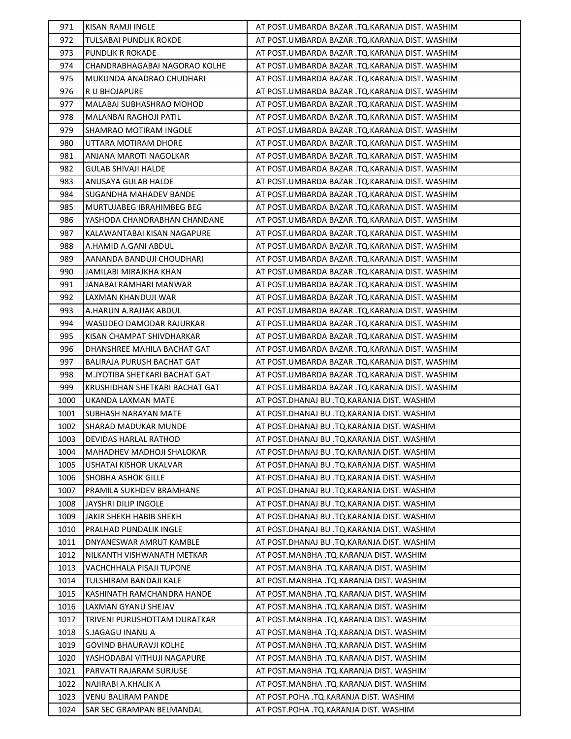| 971 | KISAN RAMJI INGLE | AT POST.UMBARDA BAZAR .TQ.KARANJA DIST. WASHIM |
|---|---|---|
| 972 | TULSABAI PUNDLIK ROKDE | AT POST.UMBARDA BAZAR .TQ.KARANJA DIST. WASHIM |
| 973 | PUNDLIK R ROKADE | AT POST.UMBARDA BAZAR .TQ.KARANJA DIST. WASHIM |
| 974 | CHANDRABHAGABAI NAGORAO KOLHE | AT POST.UMBARDA BAZAR .TQ.KARANJA DIST. WASHIM |
| 975 | MUKUNDA ANADRAO CHUDHARI | AT POST.UMBARDA BAZAR .TQ.KARANJA DIST. WASHIM |
| 976 | R U BHOJAPURE | AT POST.UMBARDA BAZAR .TQ.KARANJA DIST. WASHIM |
| 977 | MALABAI SUBHASHRAO MOHOD | AT POST.UMBARDA BAZAR .TQ.KARANJA DIST. WASHIM |
| 978 | MALANBAI RAGHOJI PATIL | AT POST.UMBARDA BAZAR .TQ.KARANJA DIST. WASHIM |
| 979 | SHAMRAO MOTIRAM INGOLE | AT POST.UMBARDA BAZAR .TQ.KARANJA DIST. WASHIM |
| 980 | UTTARA MOTIRAM DHORE | AT POST.UMBARDA BAZAR .TQ.KARANJA DIST. WASHIM |
| 981 | ANJANA MAROTI NAGOLKAR | AT POST.UMBARDA BAZAR .TQ.KARANJA DIST. WASHIM |
| 982 | GULAB SHIVAJI HALDE | AT POST.UMBARDA BAZAR .TQ.KARANJA DIST. WASHIM |
| 983 | ANUSAYA GULAB HALDE | AT POST.UMBARDA BAZAR .TQ.KARANJA DIST. WASHIM |
| 984 | SUGANDHA MAHADEV BANDE | AT POST.UMBARDA BAZAR .TQ.KARANJA DIST. WASHIM |
| 985 | MURTUJABEG IBRAHIMBEG BEG | AT POST.UMBARDA BAZAR .TQ.KARANJA DIST. WASHIM |
| 986 | YASHODA CHANDRABHAN CHANDANE | AT POST.UMBARDA BAZAR .TQ.KARANJA DIST. WASHIM |
| 987 | KALAWANTABAI KISAN NAGAPURE | AT POST.UMBARDA BAZAR .TQ.KARANJA DIST. WASHIM |
| 988 | A.HAMID A.GANI ABDUL | AT POST.UMBARDA BAZAR .TQ.KARANJA DIST. WASHIM |
| 989 | AANANDA BANDUJI CHOUDHARI | AT POST.UMBARDA BAZAR .TQ.KARANJA DIST. WASHIM |
| 990 | JAMILABI MIRAJKHA KHAN | AT POST.UMBARDA BAZAR .TQ.KARANJA DIST. WASHIM |
| 991 | JANABAI RAMHARI MANWAR | AT POST.UMBARDA BAZAR .TQ.KARANJA DIST. WASHIM |
| 992 | LAXMAN KHANDUJI WAR | AT POST.UMBARDA BAZAR .TQ.KARANJA DIST. WASHIM |
| 993 | A.HARUN A.RAJJAK ABDUL | AT POST.UMBARDA BAZAR .TQ.KARANJA DIST. WASHIM |
| 994 | WASUDEO DAMODAR RAJURKAR | AT POST.UMBARDA BAZAR .TQ.KARANJA DIST. WASHIM |
| 995 | KISAN CHAMPAT SHIVDHARKAR | AT POST.UMBARDA BAZAR .TQ.KARANJA DIST. WASHIM |
| 996 | DHANSHREE MAHILA BACHAT GAT | AT POST.UMBARDA BAZAR .TQ.KARANJA DIST. WASHIM |
| 997 | BALIRAJA PURUSH BACHAT GAT | AT POST.UMBARDA BAZAR .TQ.KARANJA DIST. WASHIM |
| 998 | M.JYOTIBA SHETKARI BACHAT GAT | AT POST.UMBARDA BAZAR .TQ.KARANJA DIST. WASHIM |
| 999 | KRUSHIDHAN SHETKARI BACHAT GAT | AT POST.UMBARDA BAZAR .TQ.KARANJA DIST. WASHIM |
| 1000 | UKANDA LAXMAN MATE | AT POST.DHANAJ BU .TQ.KARANJA DIST. WASHIM |
| 1001 | SUBHASH NARAYAN MATE | AT POST.DHANAJ BU .TQ.KARANJA DIST. WASHIM |
| 1002 | SHARAD MADUKAR MUNDE | AT POST.DHANAJ BU .TQ.KARANJA DIST. WASHIM |
| 1003 | DEVIDAS HARLAL RATHOD | AT POST.DHANAJ BU .TQ.KARANJA DIST. WASHIM |
| 1004 | MAHADHEV MADHOJI SHALOKAR | AT POST.DHANAJ BU .TQ.KARANJA DIST. WASHIM |
| 1005 | USHATAI KISHOR UKALVAR | AT POST.DHANAJ BU .TQ.KARANJA DIST. WASHIM |
| 1006 | SHOBHA ASHOK GILLE | AT POST.DHANAJ BU .TQ.KARANJA DIST. WASHIM |
| 1007 | PRAMILA SUKHDEV BRAMHANE | AT POST.DHANAJ BU .TQ.KARANJA DIST. WASHIM |
| 1008 | JAYSHRI DILIP INGOLE | AT POST.DHANAJ BU .TQ.KARANJA DIST. WASHIM |
| 1009 | JAKIR SHEKH HABIB SHEKH | AT POST.DHANAJ BU .TQ.KARANJA DIST. WASHIM |
| 1010 | PRALHAD PUNDALIK INGLE | AT POST.DHANAJ BU .TQ.KARANJA DIST. WASHIM |
| 1011 | DNYANESWAR AMRUT KAMBLE | AT POST.DHANAJ BU .TQ.KARANJA DIST. WASHIM |
| 1012 | NILKANTH VISHWANATH METKAR | AT POST.MANBHA .TQ.KARANJA DIST. WASHIM |
| 1013 | VACHCHHALA PISAJI TUPONE | AT POST.MANBHA .TQ.KARANJA DIST. WASHIM |
| 1014 | TULSHIRAM BANDAJI KALE | AT POST.MANBHA .TQ.KARANJA DIST. WASHIM |
| 1015 | KASHINATH RAMCHANDRA HANDE | AT POST.MANBHA .TQ.KARANJA DIST. WASHIM |
| 1016 | LAXMAN GYANU SHEJAV | AT POST.MANBHA .TQ.KARANJA DIST. WASHIM |
| 1017 | TRIVENI PURUSHOTTAM DURATKAR | AT POST.MANBHA .TQ.KARANJA DIST. WASHIM |
| 1018 | S.JAGAGU INANU A | AT POST.MANBHA .TQ.KARANJA DIST. WASHIM |
| 1019 | GOVIND BHAURAVJI KOLHE | AT POST.MANBHA .TQ.KARANJA DIST. WASHIM |
| 1020 | YASHODABAI VITHUJI NAGAPURE | AT POST.MANBHA .TQ.KARANJA DIST. WASHIM |
| 1021 | PARVATI RAJARAM SURJUSE | AT POST.MANBHA .TQ.KARANJA DIST. WASHIM |
| 1022 | NAJIRABI A.KHALIK A | AT POST.MANBHA .TQ.KARANJA DIST. WASHIM |
| 1023 | VENU BALIRAM PANDE | AT POST.POHA .TQ.KARANJA DIST. WASHIM |
| 1024 | SAR SEC GRAMPAN BELMANDAL | AT POST.POHA .TQ.KARANJA DIST. WASHIM |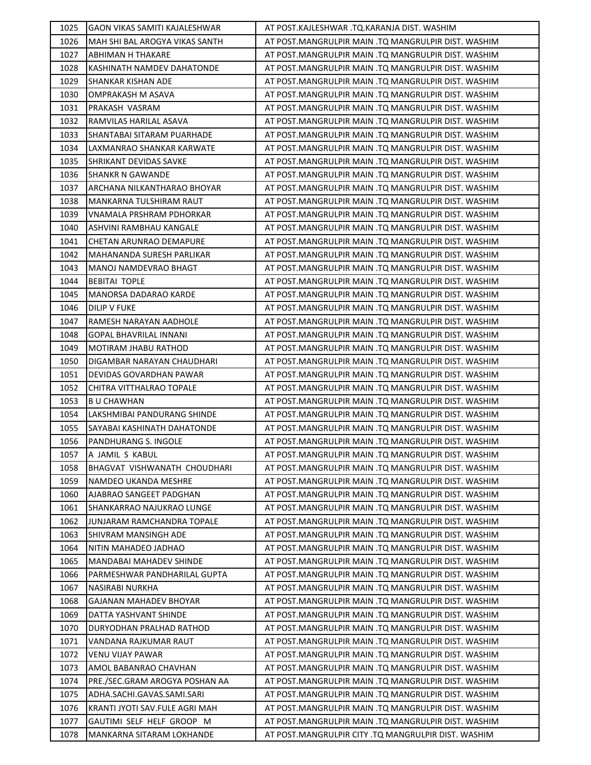| 1025 | GAON VIKAS SAMITI KAJALESHWAR | AT POST.KAJLESHWAR .TQ.KARANJA DIST. WASHIM |
|---|---|---|
| 1026 | MAH SHI BAL AROGYA VIKAS SANTH | AT POST.MANGRULPIR MAIN .TQ MANGRULPIR DIST. WASHIM |
| 1027 | ABHIMAN H THAKARE | AT POST.MANGRULPIR MAIN .TQ MANGRULPIR DIST. WASHIM |
| 1028 | KASHINATH NAMDEV DAHATONDE | AT POST.MANGRULPIR MAIN .TQ MANGRULPIR DIST. WASHIM |
| 1029 | SHANKAR KISHAN ADE | AT POST.MANGRULPIR MAIN .TQ MANGRULPIR DIST. WASHIM |
| 1030 | OMPRAKASH M ASAVA | AT POST.MANGRULPIR MAIN .TQ MANGRULPIR DIST. WASHIM |
| 1031 | PRAKASH VASRAM | AT POST.MANGRULPIR MAIN .TQ MANGRULPIR DIST. WASHIM |
| 1032 | RAMVILAS HARILAL ASAVA | AT POST.MANGRULPIR MAIN .TQ MANGRULPIR DIST. WASHIM |
| 1033 | SHANTABAI SITARAM PUARHADE | AT POST.MANGRULPIR MAIN .TQ MANGRULPIR DIST. WASHIM |
| 1034 | LAXMANRAO SHANKAR KARWATE | AT POST.MANGRULPIR MAIN .TQ MANGRULPIR DIST. WASHIM |
| 1035 | SHRIKANT DEVIDAS SAVKE | AT POST.MANGRULPIR MAIN .TQ MANGRULPIR DIST. WASHIM |
| 1036 | SHANKR N GAWANDE | AT POST.MANGRULPIR MAIN .TQ MANGRULPIR DIST. WASHIM |
| 1037 | ARCHANA NILKANTHARAO BHOYAR | AT POST.MANGRULPIR MAIN .TQ MANGRULPIR DIST. WASHIM |
| 1038 | MANKARNA TULSHIRAM RAUT | AT POST.MANGRULPIR MAIN .TQ MANGRULPIR DIST. WASHIM |
| 1039 | VNAMALA PRSHRAM PDHORKAR | AT POST.MANGRULPIR MAIN .TQ MANGRULPIR DIST. WASHIM |
| 1040 | ASHVINI RAMBHAU KANGALE | AT POST.MANGRULPIR MAIN .TQ MANGRULPIR DIST. WASHIM |
| 1041 | CHETAN ARUNRAO DEMAPURE | AT POST.MANGRULPIR MAIN .TQ MANGRULPIR DIST. WASHIM |
| 1042 | MAHANANDA SURESH PARLIKAR | AT POST.MANGRULPIR MAIN .TQ MANGRULPIR DIST. WASHIM |
| 1043 | MANOJ NAMDEVRAO BHAGT | AT POST.MANGRULPIR MAIN .TQ MANGRULPIR DIST. WASHIM |
| 1044 | BEBITAI TOPLE | AT POST.MANGRULPIR MAIN .TQ MANGRULPIR DIST. WASHIM |
| 1045 | MANORSA DADARAO KARDE | AT POST.MANGRULPIR MAIN .TQ MANGRULPIR DIST. WASHIM |
| 1046 | DILIP V FUKE | AT POST.MANGRULPIR MAIN .TQ MANGRULPIR DIST. WASHIM |
| 1047 | RAMESH NARAYAN AADHOLE | AT POST.MANGRULPIR MAIN .TQ MANGRULPIR DIST. WASHIM |
| 1048 | GOPAL BHAVRILAL INNANI | AT POST.MANGRULPIR MAIN .TQ MANGRULPIR DIST. WASHIM |
| 1049 | MOTIRAM JHABU RATHOD | AT POST.MANGRULPIR MAIN .TQ MANGRULPIR DIST. WASHIM |
| 1050 | DIGAMBAR NARAYAN CHAUDHARI | AT POST.MANGRULPIR MAIN .TQ MANGRULPIR DIST. WASHIM |
| 1051 | DEVIDAS GOVARDHAN PAWAR | AT POST.MANGRULPIR MAIN .TQ MANGRULPIR DIST. WASHIM |
| 1052 | CHITRA VITTHALRAO TOPALE | AT POST.MANGRULPIR MAIN .TQ MANGRULPIR DIST. WASHIM |
| 1053 | B U CHAWHAN | AT POST.MANGRULPIR MAIN .TQ MANGRULPIR DIST. WASHIM |
| 1054 | LAKSHMIBAI PANDURANG SHINDE | AT POST.MANGRULPIR MAIN .TQ MANGRULPIR DIST. WASHIM |
| 1055 | SAYABAI KASHINATH DAHATONDE | AT POST.MANGRULPIR MAIN .TQ MANGRULPIR DIST. WASHIM |
| 1056 | PANDHURANG S. INGOLE | AT POST.MANGRULPIR MAIN .TQ MANGRULPIR DIST. WASHIM |
| 1057 | A JAMIL S KABUL | AT POST.MANGRULPIR MAIN .TQ MANGRULPIR DIST. WASHIM |
| 1058 | BHAGVAT VISHWANATH CHOUDHARI | AT POST.MANGRULPIR MAIN .TQ MANGRULPIR DIST. WASHIM |
| 1059 | NAMDEO UKANDA MESHRE | AT POST.MANGRULPIR MAIN .TQ MANGRULPIR DIST. WASHIM |
| 1060 | AJABRAO SANGEET PADGHAN | AT POST.MANGRULPIR MAIN .TQ MANGRULPIR DIST. WASHIM |
| 1061 | SHANKARRAO NAJUKRAO LUNGE | AT POST.MANGRULPIR MAIN .TQ MANGRULPIR DIST. WASHIM |
| 1062 | JUNJARAM RAMCHANDRA TOPALE | AT POST.MANGRULPIR MAIN .TQ MANGRULPIR DIST. WASHIM |
| 1063 | SHIVRAM MANSINGH ADE | AT POST.MANGRULPIR MAIN .TQ MANGRULPIR DIST. WASHIM |
| 1064 | NITIN MAHADEO JADHAO | AT POST.MANGRULPIR MAIN .TQ MANGRULPIR DIST. WASHIM |
| 1065 | MANDABAI MAHADEV SHINDE | AT POST.MANGRULPIR MAIN .TQ MANGRULPIR DIST. WASHIM |
| 1066 | PARMESHWAR PANDHARILAL GUPTA | AT POST.MANGRULPIR MAIN .TQ MANGRULPIR DIST. WASHIM |
| 1067 | NASIRABI NURKHA | AT POST.MANGRULPIR MAIN .TQ MANGRULPIR DIST. WASHIM |
| 1068 | GAJANAN MAHADEV BHOYAR | AT POST.MANGRULPIR MAIN .TQ MANGRULPIR DIST. WASHIM |
| 1069 | DATTA YASHVANT SHINDE | AT POST.MANGRULPIR MAIN .TQ MANGRULPIR DIST. WASHIM |
| 1070 | DURYODHAN PRALHAD RATHOD | AT POST.MANGRULPIR MAIN .TQ MANGRULPIR DIST. WASHIM |
| 1071 | VANDANA RAJKUMAR RAUT | AT POST.MANGRULPIR MAIN .TQ MANGRULPIR DIST. WASHIM |
| 1072 | VENU VIJAY PAWAR | AT POST.MANGRULPIR MAIN .TQ MANGRULPIR DIST. WASHIM |
| 1073 | AMOL BABANRAO CHAVHAN | AT POST.MANGRULPIR MAIN .TQ MANGRULPIR DIST. WASHIM |
| 1074 | PRE./SEC.GRAM AROGYA POSHAN AA | AT POST.MANGRULPIR MAIN .TQ MANGRULPIR DIST. WASHIM |
| 1075 | ADHA.SACHI.GAVAS.SAMI.SARI | AT POST.MANGRULPIR MAIN .TQ MANGRULPIR DIST. WASHIM |
| 1076 | KRANTI JYOTI SAV.FULE AGRI MAH | AT POST.MANGRULPIR MAIN .TQ MANGRULPIR DIST. WASHIM |
| 1077 | GAUTIMI SELF HELF GROOP M | AT POST.MANGRULPIR MAIN .TQ MANGRULPIR DIST. WASHIM |
| 1078 | MANKARNA SITARAM LOKHANDE | AT POST.MANGRULPIR CITY .TQ MANGRULPIR DIST. WASHIM |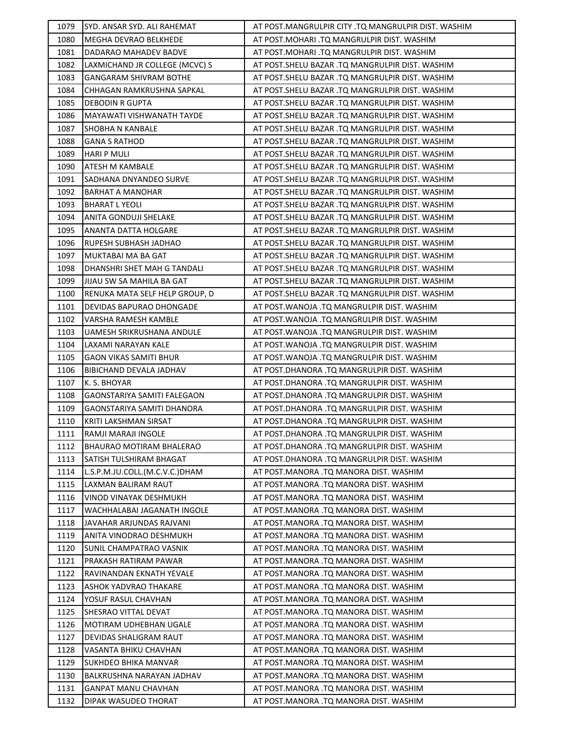| 1079 | SYD. ANSAR SYD. ALI RAHEMAT | AT POST.MANGRULPIR CITY .TQ MANGRULPIR DIST. WASHIM |
|---|---|---|
| 1080 | MEGHA DEVRAO BELKHEDE | AT POST.MOHARI .TQ MANGRULPIR DIST. WASHIM |
| 1081 | DADARAO MAHADEV BADVE | AT POST.MOHARI .TQ MANGRULPIR DIST. WASHIM |
| 1082 | LAXMICHAND JR COLLEGE (MCVC) S | AT POST.SHELU BAZAR .TQ MANGRULPIR DIST. WASHIM |
| 1083 | GANGARAM SHIVRAM BOTHE | AT POST.SHELU BAZAR .TQ MANGRULPIR DIST. WASHIM |
| 1084 | CHHAGAN RAMKRUSHNA SAPKAL | AT POST.SHELU BAZAR .TQ MANGRULPIR DIST. WASHIM |
| 1085 | DEBODIN R GUPTA | AT POST.SHELU BAZAR .TQ MANGRULPIR DIST. WASHIM |
| 1086 | MAYAWATI VISHWANATH TAYDE | AT POST.SHELU BAZAR .TQ MANGRULPIR DIST. WASHIM |
| 1087 | SHOBHA N KANBALE | AT POST.SHELU BAZAR .TQ MANGRULPIR DIST. WASHIM |
| 1088 | GANA S RATHOD | AT POST.SHELU BAZAR .TQ MANGRULPIR DIST. WASHIM |
| 1089 | HARI P MULI | AT POST.SHELU BAZAR .TQ MANGRULPIR DIST. WASHIM |
| 1090 | ATESH M KAMBALE | AT POST.SHELU BAZAR .TQ MANGRULPIR DIST. WASHIM |
| 1091 | SADHANA DNYANDEO SURVE | AT POST.SHELU BAZAR .TQ MANGRULPIR DIST. WASHIM |
| 1092 | BARHAT A MANOHAR | AT POST.SHELU BAZAR .TQ MANGRULPIR DIST. WASHIM |
| 1093 | BHARAT L YEOLI | AT POST.SHELU BAZAR .TQ MANGRULPIR DIST. WASHIM |
| 1094 | ANITA GONDUJI SHELAKE | AT POST.SHELU BAZAR .TQ MANGRULPIR DIST. WASHIM |
| 1095 | ANANTA DATTA HOLGARE | AT POST.SHELU BAZAR .TQ MANGRULPIR DIST. WASHIM |
| 1096 | RUPESH SUBHASH JADHAO | AT POST.SHELU BAZAR .TQ MANGRULPIR DIST. WASHIM |
| 1097 | MUKTABAI MA BA GAT | AT POST.SHELU BAZAR .TQ MANGRULPIR DIST. WASHIM |
| 1098 | DHANSHRI SHET MAH G TANDALI | AT POST.SHELU BAZAR .TQ MANGRULPIR DIST. WASHIM |
| 1099 | JIJAU SW SA MAHILA BA GAT | AT POST.SHELU BAZAR .TQ MANGRULPIR DIST. WASHIM |
| 1100 | RENUKA MATA SELF HELP GROUP, D | AT POST.SHELU BAZAR .TQ MANGRULPIR DIST. WASHIM |
| 1101 | DEVIDAS BAPURAO DHONGADE | AT POST.WANOJA .TQ MANGRULPIR DIST. WASHIM |
| 1102 | VARSHA RAMESH KAMBLE | AT POST.WANOJA .TQ MANGRULPIR DIST. WASHIM |
| 1103 | UAMESH SRIKRUSHANA ANDULE | AT POST.WANOJA .TQ MANGRULPIR DIST. WASHIM |
| 1104 | LAXAMI NARAYAN KALE | AT POST.WANOJA .TQ MANGRULPIR DIST. WASHIM |
| 1105 | GAON VIKAS SAMITI BHUR | AT POST.WANOJA .TQ MANGRULPIR DIST. WASHIM |
| 1106 | BIBICHAND DEVALA JADHAV | AT POST.DHANORA .TQ MANGRULPIR DIST. WASHIM |
| 1107 | K. S. BHOYAR | AT POST.DHANORA .TQ MANGRULPIR DIST. WASHIM |
| 1108 | GAONSTARIYA SAMITI FALEGAON | AT POST.DHANORA .TQ MANGRULPIR DIST. WASHIM |
| 1109 | GAONSTARIYA SAMITI DHANORA | AT POST.DHANORA .TQ MANGRULPIR DIST. WASHIM |
| 1110 | KRITI LAKSHMAN SIRSAT | AT POST.DHANORA .TQ MANGRULPIR DIST. WASHIM |
| 1111 | RAMJI MARAJI INGOLE | AT POST.DHANORA .TQ MANGRULPIR DIST. WASHIM |
| 1112 | BHAURAO MOTIRAM BHALERAO | AT POST.DHANORA .TQ MANGRULPIR DIST. WASHIM |
| 1113 | SATISH TULSHIRAM BHAGAT | AT POST.DHANORA .TQ MANGRULPIR DIST. WASHIM |
| 1114 | L.S.P.M.JU.COLL.(M.C.V.C.)DHAM | AT POST.MANORA .TQ MANORA DIST. WASHIM |
| 1115 | LAXMAN BALIRAM RAUT | AT POST.MANORA .TQ MANORA DIST. WASHIM |
| 1116 | VINOD VINAYAK DESHMUKH | AT POST.MANORA .TQ MANORA DIST. WASHIM |
| 1117 | WACHHALABAI JAGANATH INGOLE | AT POST.MANORA .TQ MANORA DIST. WASHIM |
| 1118 | JAVAHAR ARJUNDAS RAJVANI | AT POST.MANORA .TQ MANORA DIST. WASHIM |
| 1119 | ANITA VINODRAO DESHMUKH | AT POST.MANORA .TQ MANORA DIST. WASHIM |
| 1120 | SUNIL CHAMPATRAO VASNIK | AT POST.MANORA .TQ MANORA DIST. WASHIM |
| 1121 | PRAKASH RATIRAM PAWAR | AT POST.MANORA .TQ MANORA DIST. WASHIM |
| 1122 | RAVINANDAN EKNATH YEVALE | AT POST.MANORA .TQ MANORA DIST. WASHIM |
| 1123 | ASHOK YADVRAO THAKARE | AT POST.MANORA .TQ MANORA DIST. WASHIM |
| 1124 | YOSUF RASUL CHAVHAN | AT POST.MANORA .TQ MANORA DIST. WASHIM |
| 1125 | SHESRAO VITTAL DEVAT | AT POST.MANORA .TQ MANORA DIST. WASHIM |
| 1126 | MOTIRAM UDHEBHAN UGALE | AT POST.MANORA .TQ MANORA DIST. WASHIM |
| 1127 | DEVIDAS SHALIGRAM RAUT | AT POST.MANORA .TQ MANORA DIST. WASHIM |
| 1128 | VASANTA BHIKU CHAVHAN | AT POST.MANORA .TQ MANORA DIST. WASHIM |
| 1129 | SUKHDEO BHIKA MANVAR | AT POST.MANORA .TQ MANORA DIST. WASHIM |
| 1130 | BALKRUSHNA NARAYAN JADHAV | AT POST.MANORA .TQ MANORA DIST. WASHIM |
| 1131 | GANPAT MANU CHAVHAN | AT POST.MANORA .TQ MANORA DIST. WASHIM |
| 1132 | DIPAK WASUDEO THORAT | AT POST.MANORA .TQ MANORA DIST. WASHIM |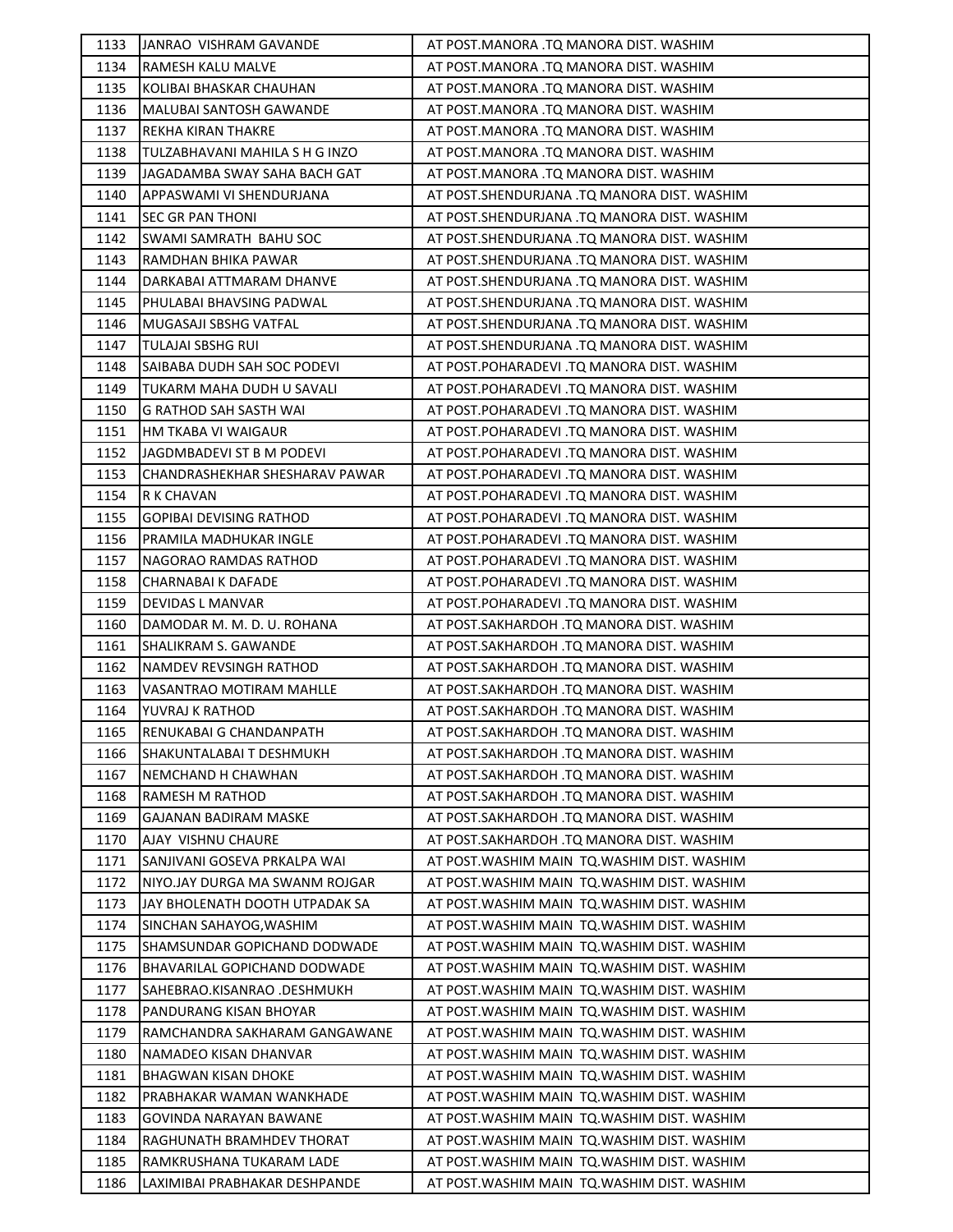| 1133 | JANRAO VISHRAM GAVANDE | AT POST.MANORA .TQ MANORA DIST. WASHIM |
|---|---|---|
| 1134 | RAMESH KALU MALVE | AT POST.MANORA .TQ MANORA DIST. WASHIM |
| 1135 | KOLIBAI BHASKAR CHAUHAN | AT POST.MANORA .TQ MANORA DIST. WASHIM |
| 1136 | MALUBAI SANTOSH GAWANDE | AT POST.MANORA .TQ MANORA DIST. WASHIM |
| 1137 | REKHA KIRAN THAKRE | AT POST.MANORA .TQ MANORA DIST. WASHIM |
| 1138 | TULZABHAVANI MAHILA S H G INZO | AT POST.MANORA .TQ MANORA DIST. WASHIM |
| 1139 | JAGADAMBA SWAY SAHA BACH GAT | AT POST.MANORA .TQ MANORA DIST. WASHIM |
| 1140 | APPASWAMI VI SHENDURJANA | AT POST.SHENDURJANA .TQ MANORA DIST. WASHIM |
| 1141 | SEC GR PAN THONI | AT POST.SHENDURJANA .TQ MANORA DIST. WASHIM |
| 1142 | SWAMI SAMRATH BAHU SOC | AT POST.SHENDURJANA .TQ MANORA DIST. WASHIM |
| 1143 | RAMDHAN BHIKA PAWAR | AT POST.SHENDURJANA .TQ MANORA DIST. WASHIM |
| 1144 | DARKABAI ATTMARAM DHANVE | AT POST.SHENDURJANA .TQ MANORA DIST. WASHIM |
| 1145 | PHULABAI BHAVSING PADWAL | AT POST.SHENDURJANA .TQ MANORA DIST. WASHIM |
| 1146 | MUGASAJI SBSHG VATFAL | AT POST.SHENDURJANA .TQ MANORA DIST. WASHIM |
| 1147 | TULAJAI SBSHG RUI | AT POST.SHENDURJANA .TQ MANORA DIST. WASHIM |
| 1148 | SAIBABA DUDH SAH SOC PODEVI | AT POST.POHARADEVI .TQ MANORA DIST. WASHIM |
| 1149 | TUKARM MAHA DUDH U SAVALI | AT POST.POHARADEVI .TQ MANORA DIST. WASHIM |
| 1150 | G RATHOD SAH SASTH WAI | AT POST.POHARADEVI .TQ MANORA DIST. WASHIM |
| 1151 | HM TKABA VI WAIGAUR | AT POST.POHARADEVI .TQ MANORA DIST. WASHIM |
| 1152 | JAGDMBADEVI ST B M PODEVI | AT POST.POHARADEVI .TQ MANORA DIST. WASHIM |
| 1153 | CHANDRASHEKHAR SHESHARAV PAWAR | AT POST.POHARADEVI .TQ MANORA DIST. WASHIM |
| 1154 | R K CHAVAN | AT POST.POHARADEVI .TQ MANORA DIST. WASHIM |
| 1155 | GOPIBAI DEVISING RATHOD | AT POST.POHARADEVI .TQ MANORA DIST. WASHIM |
| 1156 | PRAMILA MADHUKAR INGLE | AT POST.POHARADEVI .TQ MANORA DIST. WASHIM |
| 1157 | NAGORAO RAMDAS RATHOD | AT POST.POHARADEVI .TQ MANORA DIST. WASHIM |
| 1158 | CHARNABAI K DAFADE | AT POST.POHARADEVI .TQ MANORA DIST. WASHIM |
| 1159 | DEVIDAS L MANVAR | AT POST.POHARADEVI .TQ MANORA DIST. WASHIM |
| 1160 | DAMODAR M. M. D. U. ROHANA | AT POST.SAKHARDOH .TQ MANORA DIST. WASHIM |
| 1161 | SHALIKRAM S. GAWANDE | AT POST.SAKHARDOH .TQ MANORA DIST. WASHIM |
| 1162 | NAMDEV REVSINGH RATHOD | AT POST.SAKHARDOH .TQ MANORA DIST. WASHIM |
| 1163 | VASANTRAO MOTIRAM MAHLLE | AT POST.SAKHARDOH .TQ MANORA DIST. WASHIM |
| 1164 | YUVRAJ K RATHOD | AT POST.SAKHARDOH .TQ MANORA DIST. WASHIM |
| 1165 | RENUKABAI G CHANDANPATH | AT POST.SAKHARDOH .TQ MANORA DIST. WASHIM |
| 1166 | SHAKUNTALABAI T DESHMUKH | AT POST.SAKHARDOH .TQ MANORA DIST. WASHIM |
| 1167 | NEMCHAND H CHAWHAN | AT POST.SAKHARDOH .TQ MANORA DIST. WASHIM |
| 1168 | RAMESH M RATHOD | AT POST.SAKHARDOH .TQ MANORA DIST. WASHIM |
| 1169 | GAJANAN BADIRAM MASKE | AT POST.SAKHARDOH .TQ MANORA DIST. WASHIM |
| 1170 | AJAY VISHNU CHAURE | AT POST.SAKHARDOH .TQ MANORA DIST. WASHIM |
| 1171 | SANJIVANI GOSEVA PRKALPA WAI | AT POST.WASHIM MAIN TQ.WASHIM DIST. WASHIM |
| 1172 | NIYO.JAY DURGA MA SWANM ROJGAR | AT POST.WASHIM MAIN TQ.WASHIM DIST. WASHIM |
| 1173 | JAY BHOLENATH DOOTH UTPADAK SA | AT POST.WASHIM MAIN TQ.WASHIM DIST. WASHIM |
| 1174 | SINCHAN SAHAYOG,WASHIM | AT POST.WASHIM MAIN TQ.WASHIM DIST. WASHIM |
| 1175 | SHAMSUNDAR GOPICHAND DODWADE | AT POST.WASHIM MAIN TQ.WASHIM DIST. WASHIM |
| 1176 | BHAVARILAL GOPICHAND DODWADE | AT POST.WASHIM MAIN TQ.WASHIM DIST. WASHIM |
| 1177 | SAHEBRAO.KISANRAO .DESHMUKH | AT POST.WASHIM MAIN TQ.WASHIM DIST. WASHIM |
| 1178 | PANDURANG KISAN BHOYAR | AT POST.WASHIM MAIN TQ.WASHIM DIST. WASHIM |
| 1179 | RAMCHANDRA SAKHARAM GANGAWANE | AT POST.WASHIM MAIN TQ.WASHIM DIST. WASHIM |
| 1180 | NAMADEO KISAN DHANVAR | AT POST.WASHIM MAIN TQ.WASHIM DIST. WASHIM |
| 1181 | BHAGWAN KISAN DHOKE | AT POST.WASHIM MAIN TQ.WASHIM DIST. WASHIM |
| 1182 | PRABHAKAR WAMAN WANKHADE | AT POST.WASHIM MAIN TQ.WASHIM DIST. WASHIM |
| 1183 | GOVINDA NARAYAN BAWANE | AT POST.WASHIM MAIN TQ.WASHIM DIST. WASHIM |
| 1184 | RAGHUNATH BRAMHDEV THORAT | AT POST.WASHIM MAIN TQ.WASHIM DIST. WASHIM |
| 1185 | RAMKRUSHANA TUKARAM LADE | AT POST.WASHIM MAIN TQ.WASHIM DIST. WASHIM |
| 1186 | LAXIMIBAI PRABHAKAR DESHPANDE | AT POST.WASHIM MAIN TQ.WASHIM DIST. WASHIM |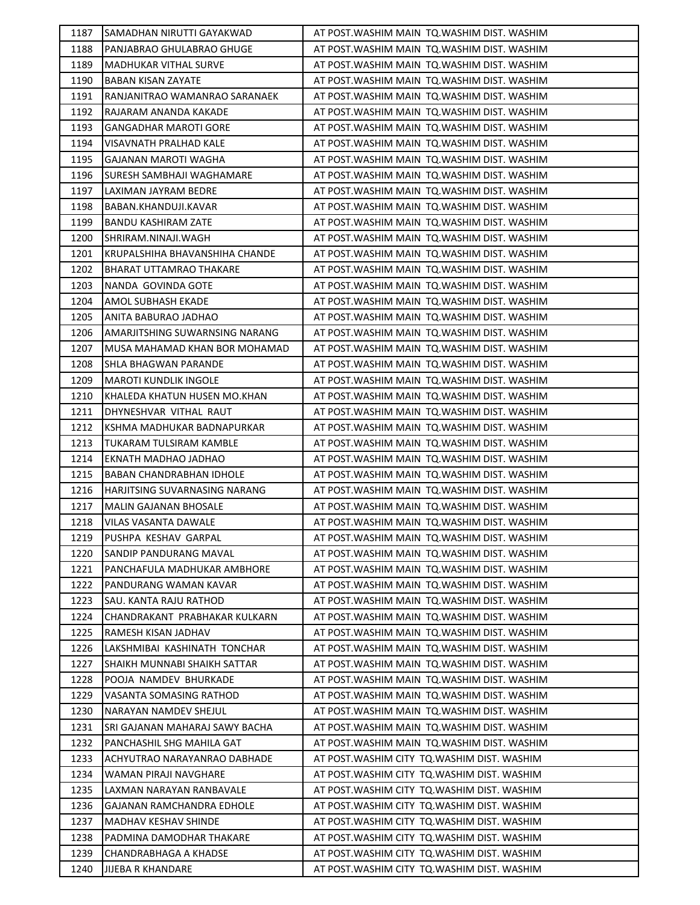| 1187 | SAMADHAN NIRUTTI GAYAKWAD | AT POST.WASHIM MAIN TQ.WASHIM DIST. WASHIM |
|---|---|---|
| 1188 | PANJABRAO GHULABRAO GHUGE | AT POST.WASHIM MAIN TQ.WASHIM DIST. WASHIM |
| 1189 | MADHUKAR VITHAL SURVE | AT POST.WASHIM MAIN TQ.WASHIM DIST. WASHIM |
| 1190 | BABAN KISAN ZAYATE | AT POST.WASHIM MAIN TQ.WASHIM DIST. WASHIM |
| 1191 | RANJANITRAO WAMANRAO SARANAEK | AT POST.WASHIM MAIN TQ.WASHIM DIST. WASHIM |
| 1192 | RAJARAM ANANDA KAKADE | AT POST.WASHIM MAIN TQ.WASHIM DIST. WASHIM |
| 1193 | GANGADHAR MAROTI GORE | AT POST.WASHIM MAIN TQ.WASHIM DIST. WASHIM |
| 1194 | VISAVNATH PRALHAD KALE | AT POST.WASHIM MAIN TQ.WASHIM DIST. WASHIM |
| 1195 | GAJANAN MAROTI WAGHA | AT POST.WASHIM MAIN TQ.WASHIM DIST. WASHIM |
| 1196 | SURESH SAMBHAJI WAGHAMARE | AT POST.WASHIM MAIN TQ.WASHIM DIST. WASHIM |
| 1197 | LAXIMAN JAYRAM BEDRE | AT POST.WASHIM MAIN TQ.WASHIM DIST. WASHIM |
| 1198 | BABAN.KHANDUJI.KAVAR | AT POST.WASHIM MAIN TQ.WASHIM DIST. WASHIM |
| 1199 | BANDU KASHIRAM ZATE | AT POST.WASHIM MAIN TQ.WASHIM DIST. WASHIM |
| 1200 | SHRIRAM.NINAJI.WAGH | AT POST.WASHIM MAIN TQ.WASHIM DIST. WASHIM |
| 1201 | KRUPALSHIHA BHAVANSHIHA CHANDE | AT POST.WASHIM MAIN TQ.WASHIM DIST. WASHIM |
| 1202 | BHARAT UTTAMRAO THAKARE | AT POST.WASHIM MAIN TQ.WASHIM DIST. WASHIM |
| 1203 | NANDA GOVINDA GOTE | AT POST.WASHIM MAIN TQ.WASHIM DIST. WASHIM |
| 1204 | AMOL SUBHASH EKADE | AT POST.WASHIM MAIN TQ.WASHIM DIST. WASHIM |
| 1205 | ANITA BABURAO JADHAO | AT POST.WASHIM MAIN TQ.WASHIM DIST. WASHIM |
| 1206 | AMARJITSHING SUWARNSING NARANG | AT POST.WASHIM MAIN TQ.WASHIM DIST. WASHIM |
| 1207 | MUSA MAHAMAD KHAN BOR MOHAMAD | AT POST.WASHIM MAIN TQ.WASHIM DIST. WASHIM |
| 1208 | SHLA BHAGWAN PARANDE | AT POST.WASHIM MAIN TQ.WASHIM DIST. WASHIM |
| 1209 | MAROTI KUNDLIK INGOLE | AT POST.WASHIM MAIN TQ.WASHIM DIST. WASHIM |
| 1210 | KHALEDA KHATUN HUSEN MO.KHAN | AT POST.WASHIM MAIN TQ.WASHIM DIST. WASHIM |
| 1211 | DHYNESHVAR VITHAL RAUT | AT POST.WASHIM MAIN TQ.WASHIM DIST. WASHIM |
| 1212 | KSHMA MADHUKAR BADNAPURKAR | AT POST.WASHIM MAIN TQ.WASHIM DIST. WASHIM |
| 1213 | TUKARAM TULSIRAM KAMBLE | AT POST.WASHIM MAIN TQ.WASHIM DIST. WASHIM |
| 1214 | EKNATH MADHAO JADHAO | AT POST.WASHIM MAIN TQ.WASHIM DIST. WASHIM |
| 1215 | BABAN CHANDRABHAN IDHOLE | AT POST.WASHIM MAIN TQ.WASHIM DIST. WASHIM |
| 1216 | HARJITSING SUVARNASING NARANG | AT POST.WASHIM MAIN TQ.WASHIM DIST. WASHIM |
| 1217 | MALIN GAJANAN BHOSALE | AT POST.WASHIM MAIN TQ.WASHIM DIST. WASHIM |
| 1218 | VILAS VASANTA DAWALE | AT POST.WASHIM MAIN TQ.WASHIM DIST. WASHIM |
| 1219 | PUSHPA KESHAV GARPAL | AT POST.WASHIM MAIN TQ.WASHIM DIST. WASHIM |
| 1220 | SANDIP PANDURANG MAVAL | AT POST.WASHIM MAIN TQ.WASHIM DIST. WASHIM |
| 1221 | PANCHAFULA MADHUKAR AMBHORE | AT POST.WASHIM MAIN TQ.WASHIM DIST. WASHIM |
| 1222 | PANDURANG WAMAN KAVAR | AT POST.WASHIM MAIN TQ.WASHIM DIST. WASHIM |
| 1223 | SAU. KANTA RAJU RATHOD | AT POST.WASHIM MAIN TQ.WASHIM DIST. WASHIM |
| 1224 | CHANDRAKANT PRABHAKAR KULKARN | AT POST.WASHIM MAIN TQ.WASHIM DIST. WASHIM |
| 1225 | RAMESH KISAN JADHAV | AT POST.WASHIM MAIN TQ.WASHIM DIST. WASHIM |
| 1226 | LAKSHMIBAI KASHINATH TONCHAR | AT POST.WASHIM MAIN TQ.WASHIM DIST. WASHIM |
| 1227 | SHAIKH MUNNABI SHAIKH SATTAR | AT POST.WASHIM MAIN TQ.WASHIM DIST. WASHIM |
| 1228 | POOJA NAMDEV BHURKADE | AT POST.WASHIM MAIN TQ.WASHIM DIST. WASHIM |
| 1229 | VASANTA SOMASING RATHOD | AT POST.WASHIM MAIN TQ.WASHIM DIST. WASHIM |
| 1230 | NARAYAN NAMDEV SHEJUL | AT POST.WASHIM MAIN TQ.WASHIM DIST. WASHIM |
| 1231 | SRI GAJANAN MAHARAJ SAWY BACHA | AT POST.WASHIM MAIN TQ.WASHIM DIST. WASHIM |
| 1232 | PANCHASHIL SHG MAHILA GAT | AT POST.WASHIM MAIN TQ.WASHIM DIST. WASHIM |
| 1233 | ACHYUTRAO NARAYANRAO DABHADE | AT POST.WASHIM CITY TQ.WASHIM DIST. WASHIM |
| 1234 | WAMAN PIRAJI NAVGHARE | AT POST.WASHIM CITY TQ.WASHIM DIST. WASHIM |
| 1235 | LAXMAN NARAYAN RANBAVALE | AT POST.WASHIM CITY TQ.WASHIM DIST. WASHIM |
| 1236 | GAJANAN RAMCHANDRA EDHOLE | AT POST.WASHIM CITY TQ.WASHIM DIST. WASHIM |
| 1237 | MADHAV KESHAV SHINDE | AT POST.WASHIM CITY TQ.WASHIM DIST. WASHIM |
| 1238 | PADMINA DAMODHAR THAKARE | AT POST.WASHIM CITY TQ.WASHIM DIST. WASHIM |
| 1239 | CHANDRABHAGA A KHADSE | AT POST.WASHIM CITY TQ.WASHIM DIST. WASHIM |
| 1240 | JIJEBA R KHANDARE | AT POST.WASHIM CITY TQ.WASHIM DIST. WASHIM |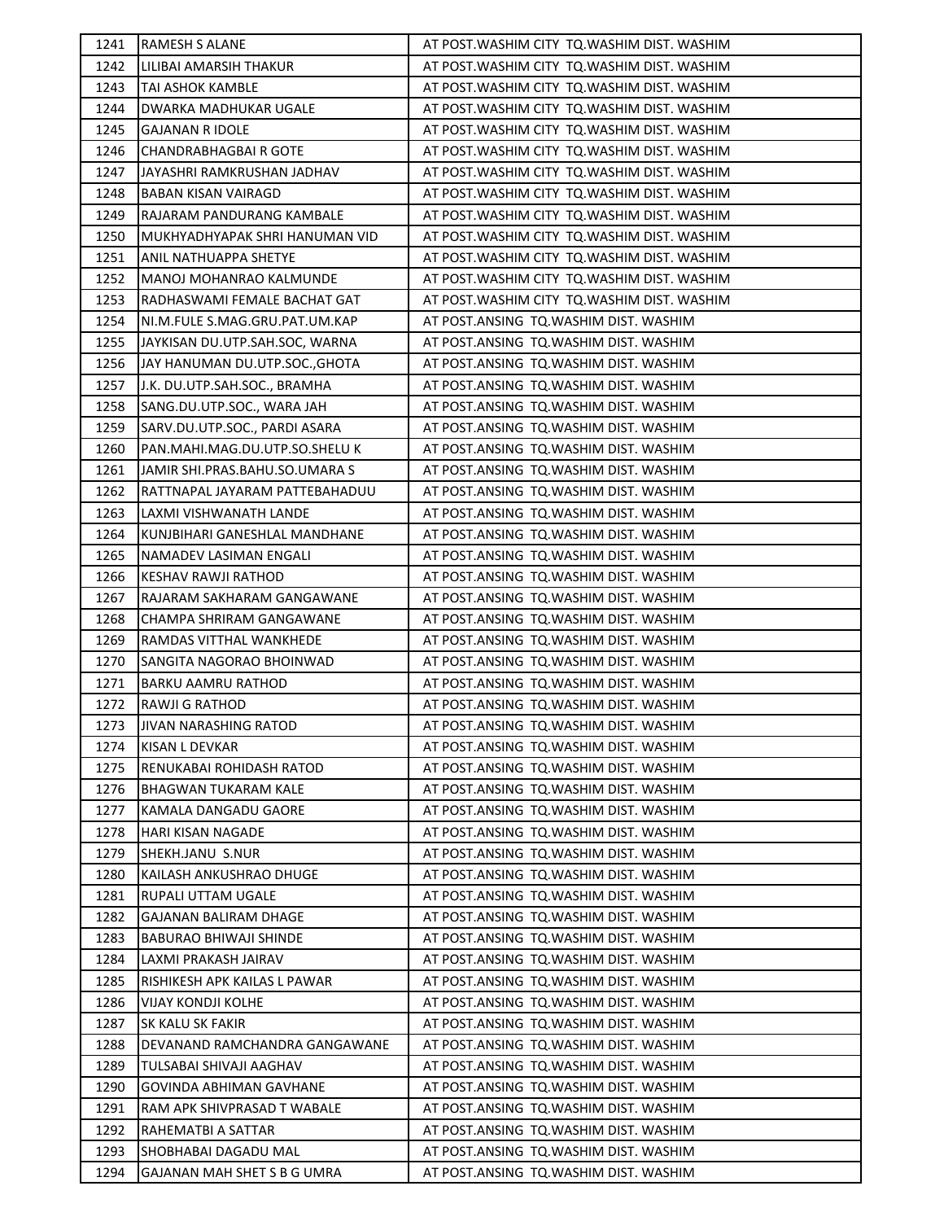| 1241 | RAMESH S ALANE | AT POST.WASHIM CITY TQ.WASHIM DIST. WASHIM |
|---|---|---|
| 1242 | LILIBAI AMARSIH THAKUR | AT POST.WASHIM CITY TQ.WASHIM DIST. WASHIM |
| 1243 | TAI ASHOK KAMBLE | AT POST.WASHIM CITY TQ.WASHIM DIST. WASHIM |
| 1244 | DWARKA MADHUKAR UGALE | AT POST.WASHIM CITY TQ.WASHIM DIST. WASHIM |
| 1245 | GAJANAN R IDOLE | AT POST.WASHIM CITY TQ.WASHIM DIST. WASHIM |
| 1246 | CHANDRABHAGBAI R GOTE | AT POST.WASHIM CITY TQ.WASHIM DIST. WASHIM |
| 1247 | JAYASHRI RAMKRUSHAN JADHAV | AT POST.WASHIM CITY TQ.WASHIM DIST. WASHIM |
| 1248 | BABAN KISAN VAIRAGD | AT POST.WASHIM CITY TQ.WASHIM DIST. WASHIM |
| 1249 | RAJARAM PANDURANG KAMBALE | AT POST.WASHIM CITY TQ.WASHIM DIST. WASHIM |
| 1250 | MUKHYADHYAPAK SHRI HANUMAN VID | AT POST.WASHIM CITY TQ.WASHIM DIST. WASHIM |
| 1251 | ANIL NATHUAPPA SHETYE | AT POST.WASHIM CITY TQ.WASHIM DIST. WASHIM |
| 1252 | MANOJ MOHANRAO KALMUNDE | AT POST.WASHIM CITY TQ.WASHIM DIST. WASHIM |
| 1253 | RADHASWAMI FEMALE BACHAT GAT | AT POST.WASHIM CITY TQ.WASHIM DIST. WASHIM |
| 1254 | NI.M.FULE S.MAG.GRU.PAT.UM.KAP | AT POST.ANSING TQ.WASHIM DIST. WASHIM |
| 1255 | JAYKISAN DU.UTP.SAH.SOC, WARNA | AT POST.ANSING TQ.WASHIM DIST. WASHIM |
| 1256 | JAY HANUMAN DU.UTP.SOC.,GHOTA | AT POST.ANSING TQ.WASHIM DIST. WASHIM |
| 1257 | J.K. DU.UTP.SAH.SOC., BRAMHA | AT POST.ANSING TQ.WASHIM DIST. WASHIM |
| 1258 | SANG.DU.UTP.SOC., WARA JAH | AT POST.ANSING TQ.WASHIM DIST. WASHIM |
| 1259 | SARV.DU.UTP.SOC., PARDI ASARA | AT POST.ANSING TQ.WASHIM DIST. WASHIM |
| 1260 | PAN.MAHI.MAG.DU.UTP.SO.SHELU K | AT POST.ANSING TQ.WASHIM DIST. WASHIM |
| 1261 | JAMIR SHI.PRAS.BAHU.SO.UMARA S | AT POST.ANSING TQ.WASHIM DIST. WASHIM |
| 1262 | RATTNAPAL JAYARAM PATTEBAHADUU | AT POST.ANSING TQ.WASHIM DIST. WASHIM |
| 1263 | LAXMI VISHWANATH LANDE | AT POST.ANSING TQ.WASHIM DIST. WASHIM |
| 1264 | KUNJBIHARI GANESHLAL MANDHANE | AT POST.ANSING TQ.WASHIM DIST. WASHIM |
| 1265 | NAMADEV LASIMAN ENGALI | AT POST.ANSING TQ.WASHIM DIST. WASHIM |
| 1266 | KESHAV RAWJI RATHOD | AT POST.ANSING TQ.WASHIM DIST. WASHIM |
| 1267 | RAJARAM SAKHARAM GANGAWANE | AT POST.ANSING TQ.WASHIM DIST. WASHIM |
| 1268 | CHAMPA SHRIRAM GANGAWANE | AT POST.ANSING TQ.WASHIM DIST. WASHIM |
| 1269 | RAMDAS VITTHAL WANKHEDE | AT POST.ANSING TQ.WASHIM DIST. WASHIM |
| 1270 | SANGITA NAGORAO BHOINWAD | AT POST.ANSING TQ.WASHIM DIST. WASHIM |
| 1271 | BARKU AAMRU RATHOD | AT POST.ANSING TQ.WASHIM DIST. WASHIM |
| 1272 | RAWJI G RATHOD | AT POST.ANSING TQ.WASHIM DIST. WASHIM |
| 1273 | JIVAN NARASHING RATOD | AT POST.ANSING TQ.WASHIM DIST. WASHIM |
| 1274 | KISAN L DEVKAR | AT POST.ANSING TQ.WASHIM DIST. WASHIM |
| 1275 | RENUKABAI ROHIDASH RATOD | AT POST.ANSING TQ.WASHIM DIST. WASHIM |
| 1276 | BHAGWAN TUKARAM KALE | AT POST.ANSING TQ.WASHIM DIST. WASHIM |
| 1277 | KAMALA DANGADU GAORE | AT POST.ANSING TQ.WASHIM DIST. WASHIM |
| 1278 | HARI KISAN NAGADE | AT POST.ANSING TQ.WASHIM DIST. WASHIM |
| 1279 | SHEKH.JANU S.NUR | AT POST.ANSING TQ.WASHIM DIST. WASHIM |
| 1280 | KAILASH ANKUSHRAO DHUGE | AT POST.ANSING TQ.WASHIM DIST. WASHIM |
| 1281 | RUPALI UTTAM UGALE | AT POST.ANSING TQ.WASHIM DIST. WASHIM |
| 1282 | GAJANAN BALIRAM DHAGE | AT POST.ANSING TQ.WASHIM DIST. WASHIM |
| 1283 | BABURAO BHIWAJI SHINDE | AT POST.ANSING TQ.WASHIM DIST. WASHIM |
| 1284 | LAXMI PRAKASH JAIRAV | AT POST.ANSING TQ.WASHIM DIST. WASHIM |
| 1285 | RISHIKESH APK KAILAS L PAWAR | AT POST.ANSING TQ.WASHIM DIST. WASHIM |
| 1286 | VIJAY KONDJI KOLHE | AT POST.ANSING TQ.WASHIM DIST. WASHIM |
| 1287 | SK KALU SK FAKIR | AT POST.ANSING TQ.WASHIM DIST. WASHIM |
| 1288 | DEVANAND RAMCHANDRA GANGAWANE | AT POST.ANSING TQ.WASHIM DIST. WASHIM |
| 1289 | TULSABAI SHIVAJI AAGHAV | AT POST.ANSING TQ.WASHIM DIST. WASHIM |
| 1290 | GOVINDA ABHIMAN GAVHANE | AT POST.ANSING TQ.WASHIM DIST. WASHIM |
| 1291 | RAM APK SHIVPRASAD T WABALE | AT POST.ANSING TQ.WASHIM DIST. WASHIM |
| 1292 | RAHEMATBI A SATTAR | AT POST.ANSING TQ.WASHIM DIST. WASHIM |
| 1293 | SHOBHABAI DAGADU MAL | AT POST.ANSING TQ.WASHIM DIST. WASHIM |
| 1294 | GAJANAN MAH SHET S B G UMRA | AT POST.ANSING TQ.WASHIM DIST. WASHIM |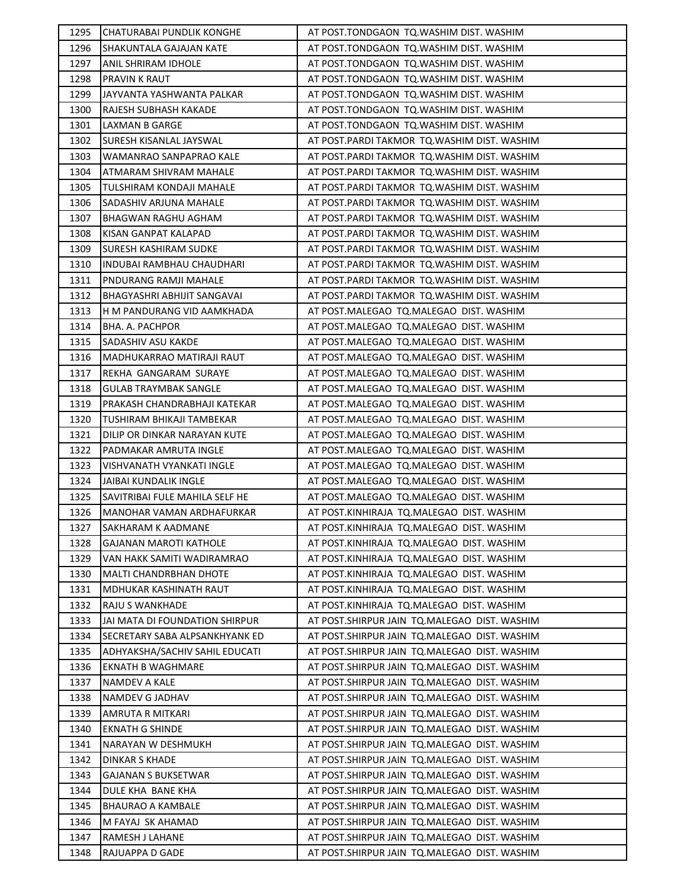| 1295 | CHATURABAI PUNDLIK KONGHE | AT POST.TONDGAON TQ.WASHIM DIST. WASHIM |
|---|---|---|
| 1296 | SHAKUNTALA GAJAJAN KATE | AT POST.TONDGAON TQ.WASHIM DIST. WASHIM |
| 1297 | ANIL SHRIRAM IDHOLE | AT POST.TONDGAON TQ.WASHIM DIST. WASHIM |
| 1298 | PRAVIN K RAUT | AT POST.TONDGAON TQ.WASHIM DIST. WASHIM |
| 1299 | JAYVANTA YASHWANTA PALKAR | AT POST.TONDGAON TQ.WASHIM DIST. WASHIM |
| 1300 | RAJESH SUBHASH KAKADE | AT POST.TONDGAON TQ.WASHIM DIST. WASHIM |
| 1301 | LAXMAN B GARGE | AT POST.TONDGAON TQ.WASHIM DIST. WASHIM |
| 1302 | SURESH KISANLAL JAYSWAL | AT POST.PARDI TAKMOR TQ.WASHIM DIST. WASHIM |
| 1303 | WAMANRAO SANPAPRAO KALE | AT POST.PARDI TAKMOR TQ.WASHIM DIST. WASHIM |
| 1304 | ATMARAM SHIVRAM MAHALE | AT POST.PARDI TAKMOR TQ.WASHIM DIST. WASHIM |
| 1305 | TULSHIRAM KONDAJI MAHALE | AT POST.PARDI TAKMOR TQ.WASHIM DIST. WASHIM |
| 1306 | SADASHIV ARJUNA MAHALE | AT POST.PARDI TAKMOR TQ.WASHIM DIST. WASHIM |
| 1307 | BHAGWAN RAGHU AGHAM | AT POST.PARDI TAKMOR TQ.WASHIM DIST. WASHIM |
| 1308 | KISAN GANPAT KALAPAD | AT POST.PARDI TAKMOR TQ.WASHIM DIST. WASHIM |
| 1309 | SURESH KASHIRAM SUDKE | AT POST.PARDI TAKMOR TQ.WASHIM DIST. WASHIM |
| 1310 | INDUBAI RAMBHAU CHAUDHARI | AT POST.PARDI TAKMOR TQ.WASHIM DIST. WASHIM |
| 1311 | PNDURANG RAMJI MAHALE | AT POST.PARDI TAKMOR TQ.WASHIM DIST. WASHIM |
| 1312 | BHAGYASHRI ABHIJIT SANGAVAI | AT POST.PARDI TAKMOR TQ.WASHIM DIST. WASHIM |
| 1313 | H M PANDURANG VID AAMKHADA | AT POST.MALEGAO TQ.MALEGAO DIST. WASHIM |
| 1314 | BHA. A. PACHPOR | AT POST.MALEGAO TQ.MALEGAO DIST. WASHIM |
| 1315 | SADASHIV ASU KAKDE | AT POST.MALEGAO TQ.MALEGAO DIST. WASHIM |
| 1316 | MADHUKARRAO MATIRAJI RAUT | AT POST.MALEGAO TQ.MALEGAO DIST. WASHIM |
| 1317 | REKHA GANGARAM SURAYE | AT POST.MALEGAO TQ.MALEGAO DIST. WASHIM |
| 1318 | GULAB TRAYMBAK SANGLE | AT POST.MALEGAO TQ.MALEGAO DIST. WASHIM |
| 1319 | PRAKASH CHANDRABHAJI KATEKAR | AT POST.MALEGAO TQ.MALEGAO DIST. WASHIM |
| 1320 | TUSHIRAM BHIKAJI TAMBEKAR | AT POST.MALEGAO TQ.MALEGAO DIST. WASHIM |
| 1321 | DILIP OR DINKAR NARAYAN KUTE | AT POST.MALEGAO TQ.MALEGAO DIST. WASHIM |
| 1322 | PADMAKAR AMRUTA INGLE | AT POST.MALEGAO TQ.MALEGAO DIST. WASHIM |
| 1323 | VISHVANATH VYANKATI INGLE | AT POST.MALEGAO TQ.MALEGAO DIST. WASHIM |
| 1324 | JAIBAI KUNDALIK INGLE | AT POST.MALEGAO TQ.MALEGAO DIST. WASHIM |
| 1325 | SAVITRIBAI FULE MAHILA SELF HE | AT POST.MALEGAO TQ.MALEGAO DIST. WASHIM |
| 1326 | MANOHAR VAMAN ARDHAFURKAR | AT POST.KINHIRAJA TQ.MALEGAO DIST. WASHIM |
| 1327 | SAKHARAM K AADMANE | AT POST.KINHIRAJA TQ.MALEGAO DIST. WASHIM |
| 1328 | GAJANAN MAROTI KATHOLE | AT POST.KINHIRAJA TQ.MALEGAO DIST. WASHIM |
| 1329 | VAN HAKK SAMITI WADIRAMRAO | AT POST.KINHIRAJA TQ.MALEGAO DIST. WASHIM |
| 1330 | MALTI CHANDRBHAN DHOTE | AT POST.KINHIRAJA TQ.MALEGAO DIST. WASHIM |
| 1331 | MDHUKAR KASHINATH RAUT | AT POST.KINHIRAJA TQ.MALEGAO DIST. WASHIM |
| 1332 | RAJU S WANKHADE | AT POST.KINHIRAJA TQ.MALEGAO DIST. WASHIM |
| 1333 | JAI MATA DI FOUNDATION SHIRPUR | AT POST.SHIRPUR JAIN TQ.MALEGAO DIST. WASHIM |
| 1334 | SECRETARY SABA ALPSANKHYANK ED | AT POST.SHIRPUR JAIN TQ.MALEGAO DIST. WASHIM |
| 1335 | ADHYAKSHA/SACHIV SAHIL EDUCATI | AT POST.SHIRPUR JAIN TQ.MALEGAO DIST. WASHIM |
| 1336 | EKNATH B WAGHMARE | AT POST.SHIRPUR JAIN TQ.MALEGAO DIST. WASHIM |
| 1337 | NAMDEV A KALE | AT POST.SHIRPUR JAIN TQ.MALEGAO DIST. WASHIM |
| 1338 | NAMDEV G JADHAV | AT POST.SHIRPUR JAIN TQ.MALEGAO DIST. WASHIM |
| 1339 | AMRUTA R MITKARI | AT POST.SHIRPUR JAIN TQ.MALEGAO DIST. WASHIM |
| 1340 | EKNATH G SHINDE | AT POST.SHIRPUR JAIN TQ.MALEGAO DIST. WASHIM |
| 1341 | NARAYAN W DESHMUKH | AT POST.SHIRPUR JAIN TQ.MALEGAO DIST. WASHIM |
| 1342 | DINKAR S KHADE | AT POST.SHIRPUR JAIN TQ.MALEGAO DIST. WASHIM |
| 1343 | GAJANAN S BUKSETWAR | AT POST.SHIRPUR JAIN TQ.MALEGAO DIST. WASHIM |
| 1344 | DULE KHA BANE KHA | AT POST.SHIRPUR JAIN TQ.MALEGAO DIST. WASHIM |
| 1345 | BHAURAO A KAMBALE | AT POST.SHIRPUR JAIN TQ.MALEGAO DIST. WASHIM |
| 1346 | M FAYAJ SK AHAMAD | AT POST.SHIRPUR JAIN TQ.MALEGAO DIST. WASHIM |
| 1347 | RAMESH J LAHANE | AT POST.SHIRPUR JAIN TQ.MALEGAO DIST. WASHIM |
| 1348 | RAJUAPPA D GADE | AT POST.SHIRPUR JAIN TQ.MALEGAO DIST. WASHIM |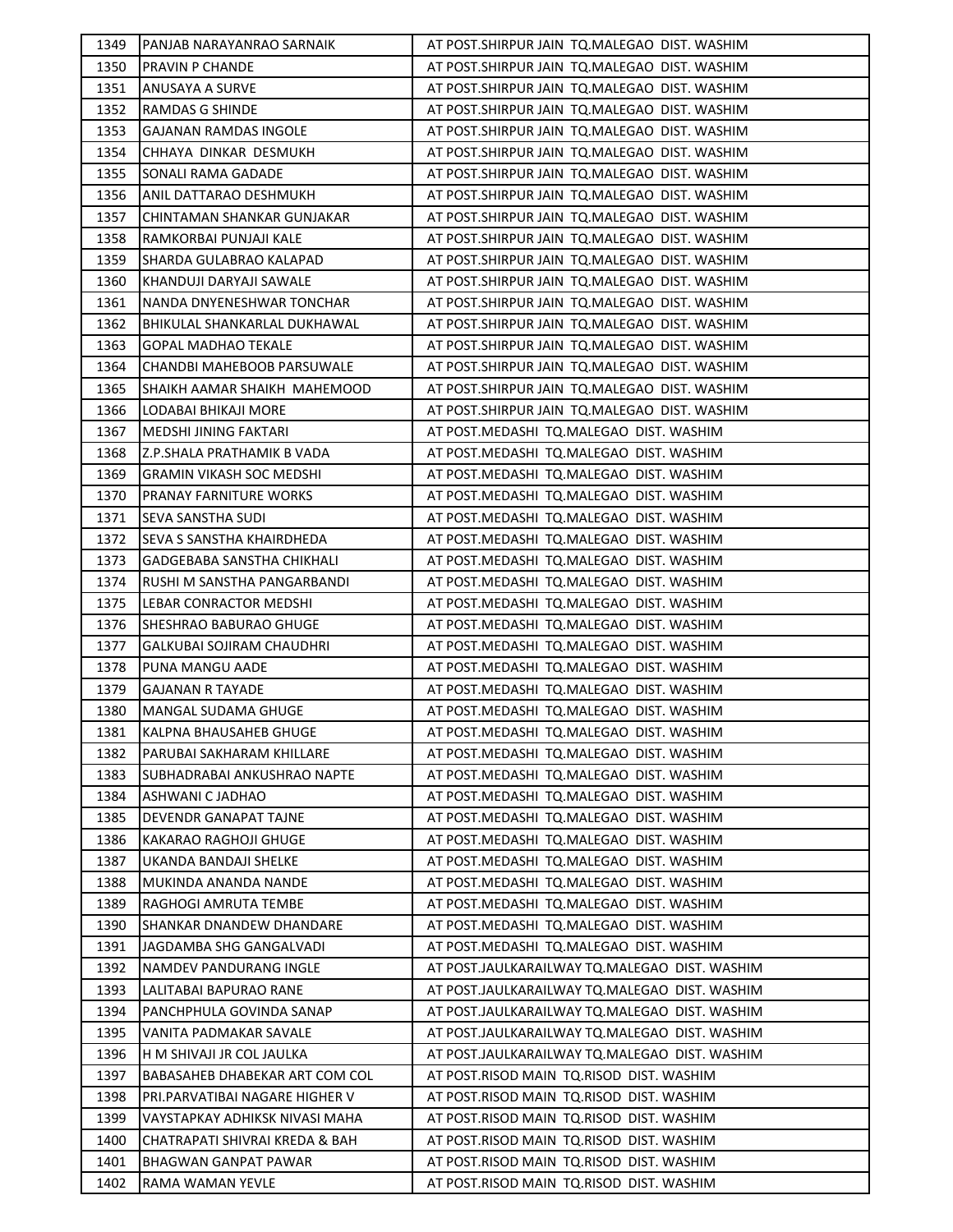| 1349 | PANJAB NARAYANRAO SARNAIK | AT POST.SHIRPUR JAIN TQ.MALEGAO DIST. WASHIM |
|---|---|---|
| 1350 | PRAVIN P CHANDE | AT POST.SHIRPUR JAIN TQ.MALEGAO DIST. WASHIM |
| 1351 | ANUSAYA A SURVE | AT POST.SHIRPUR JAIN TQ.MALEGAO DIST. WASHIM |
| 1352 | RAMDAS G SHINDE | AT POST.SHIRPUR JAIN TQ.MALEGAO DIST. WASHIM |
| 1353 | GAJANAN RAMDAS INGOLE | AT POST.SHIRPUR JAIN TQ.MALEGAO DIST. WASHIM |
| 1354 | CHHAYA DINKAR DESMUKH | AT POST.SHIRPUR JAIN TQ.MALEGAO DIST. WASHIM |
| 1355 | SONALI RAMA GADADE | AT POST.SHIRPUR JAIN TQ.MALEGAO DIST. WASHIM |
| 1356 | ANIL DATTARAO DESHMUKH | AT POST.SHIRPUR JAIN TQ.MALEGAO DIST. WASHIM |
| 1357 | CHINTAMAN SHANKAR GUNJAKAR | AT POST.SHIRPUR JAIN TQ.MALEGAO DIST. WASHIM |
| 1358 | RAMKORBAI PUNJAJI KALE | AT POST.SHIRPUR JAIN TQ.MALEGAO DIST. WASHIM |
| 1359 | SHARDA GULABRAO KALAPAD | AT POST.SHIRPUR JAIN TQ.MALEGAO DIST. WASHIM |
| 1360 | KHANDUJI DARYAJI SAWALE | AT POST.SHIRPUR JAIN TQ.MALEGAO DIST. WASHIM |
| 1361 | NANDA DNYENESHWAR TONCHAR | AT POST.SHIRPUR JAIN TQ.MALEGAO DIST. WASHIM |
| 1362 | BHIKULAL SHANKARLAL DUKHAWAL | AT POST.SHIRPUR JAIN TQ.MALEGAO DIST. WASHIM |
| 1363 | GOPAL MADHAO TEKALE | AT POST.SHIRPUR JAIN TQ.MALEGAO DIST. WASHIM |
| 1364 | CHANDBI MAHEBOOB PARSUWALE | AT POST.SHIRPUR JAIN TQ.MALEGAO DIST. WASHIM |
| 1365 | SHAIKH AAMAR SHAIKH MAHEMOOD | AT POST.SHIRPUR JAIN TQ.MALEGAO DIST. WASHIM |
| 1366 | LODABAI BHIKAJI MORE | AT POST.SHIRPUR JAIN TQ.MALEGAO DIST. WASHIM |
| 1367 | MEDSHI JINING FAKTARI | AT POST.MEDASHI TQ.MALEGAO DIST. WASHIM |
| 1368 | Z.P.SHALA PRATHAMIK B VADA | AT POST.MEDASHI TQ.MALEGAO DIST. WASHIM |
| 1369 | GRAMIN VIKASH SOC MEDSHI | AT POST.MEDASHI TQ.MALEGAO DIST. WASHIM |
| 1370 | PRANAY FARNITURE WORKS | AT POST.MEDASHI TQ.MALEGAO DIST. WASHIM |
| 1371 | SEVA SANSTHA SUDI | AT POST.MEDASHI TQ.MALEGAO DIST. WASHIM |
| 1372 | SEVA S SANSTHA KHAIRDHEDA | AT POST.MEDASHI TQ.MALEGAO DIST. WASHIM |
| 1373 | GADGEBABA SANSTHA CHIKHALI | AT POST.MEDASHI TQ.MALEGAO DIST. WASHIM |
| 1374 | RUSHI M SANSTHA PANGARBANDI | AT POST.MEDASHI TQ.MALEGAO DIST. WASHIM |
| 1375 | LEBAR CONRACTOR MEDSHI | AT POST.MEDASHI TQ.MALEGAO DIST. WASHIM |
| 1376 | SHESHRAO BABURAO GHUGE | AT POST.MEDASHI TQ.MALEGAO DIST. WASHIM |
| 1377 | GALKUBAI SOJIRAM CHAUDHRI | AT POST.MEDASHI TQ.MALEGAO DIST. WASHIM |
| 1378 | PUNA MANGU AADE | AT POST.MEDASHI TQ.MALEGAO DIST. WASHIM |
| 1379 | GAJANAN R TAYADE | AT POST.MEDASHI TQ.MALEGAO DIST. WASHIM |
| 1380 | MANGAL SUDAMA GHUGE | AT POST.MEDASHI TQ.MALEGAO DIST. WASHIM |
| 1381 | KALPNA BHAUSAHEB GHUGE | AT POST.MEDASHI TQ.MALEGAO DIST. WASHIM |
| 1382 | PARUBAI SAKHARAM KHILLARE | AT POST.MEDASHI TQ.MALEGAO DIST. WASHIM |
| 1383 | SUBHADRABAI ANKUSHRAO NAPTE | AT POST.MEDASHI TQ.MALEGAO DIST. WASHIM |
| 1384 | ASHWANI C JADHAO | AT POST.MEDASHI TQ.MALEGAO DIST. WASHIM |
| 1385 | DEVENDR GANAPAT TAJNE | AT POST.MEDASHI TQ.MALEGAO DIST. WASHIM |
| 1386 | KAKARAO RAGHOJI GHUGE | AT POST.MEDASHI TQ.MALEGAO DIST. WASHIM |
| 1387 | UKANDA BANDAJI SHELKE | AT POST.MEDASHI TQ.MALEGAO DIST. WASHIM |
| 1388 | MUKINDA ANANDA NANDE | AT POST.MEDASHI TQ.MALEGAO DIST. WASHIM |
| 1389 | RAGHOGI AMRUTA TEMBE | AT POST.MEDASHI TQ.MALEGAO DIST. WASHIM |
| 1390 | SHANKAR DNANDEW DHANDARE | AT POST.MEDASHI TQ.MALEGAO DIST. WASHIM |
| 1391 | JAGDAMBA SHG GANGALVADI | AT POST.MEDASHI TQ.MALEGAO DIST. WASHIM |
| 1392 | NAMDEV PANDURANG INGLE | AT POST.JAULKARAILWAY TQ.MALEGAO DIST. WASHIM |
| 1393 | LALITABAI BAPURAO RANE | AT POST.JAULKARAILWAY TQ.MALEGAO DIST. WASHIM |
| 1394 | PANCHPHULA GOVINDA SANAP | AT POST.JAULKARAILWAY TQ.MALEGAO DIST. WASHIM |
| 1395 | VANITA PADMAKAR SAVALE | AT POST.JAULKARAILWAY TQ.MALEGAO DIST. WASHIM |
| 1396 | H M SHIVAJI JR COL JAULKA | AT POST.JAULKARAILWAY TQ.MALEGAO DIST. WASHIM |
| 1397 | BABASAHEB DHABEKAR ART COM COL | AT POST.RISOD MAIN TQ.RISOD DIST. WASHIM |
| 1398 | PRI.PARVATIBAI NAGARE HIGHER V | AT POST.RISOD MAIN TQ.RISOD DIST. WASHIM |
| 1399 | VAYSTAPKAY ADHIKSK NIVASI MAHA | AT POST.RISOD MAIN TQ.RISOD DIST. WASHIM |
| 1400 | CHATRAPATI SHIVRAI KREDA & BAH | AT POST.RISOD MAIN TQ.RISOD DIST. WASHIM |
| 1401 | BHAGWAN GANPAT PAWAR | AT POST.RISOD MAIN TQ.RISOD DIST. WASHIM |
| 1402 | RAMA WAMAN YEVLE | AT POST.RISOD MAIN TQ.RISOD DIST. WASHIM |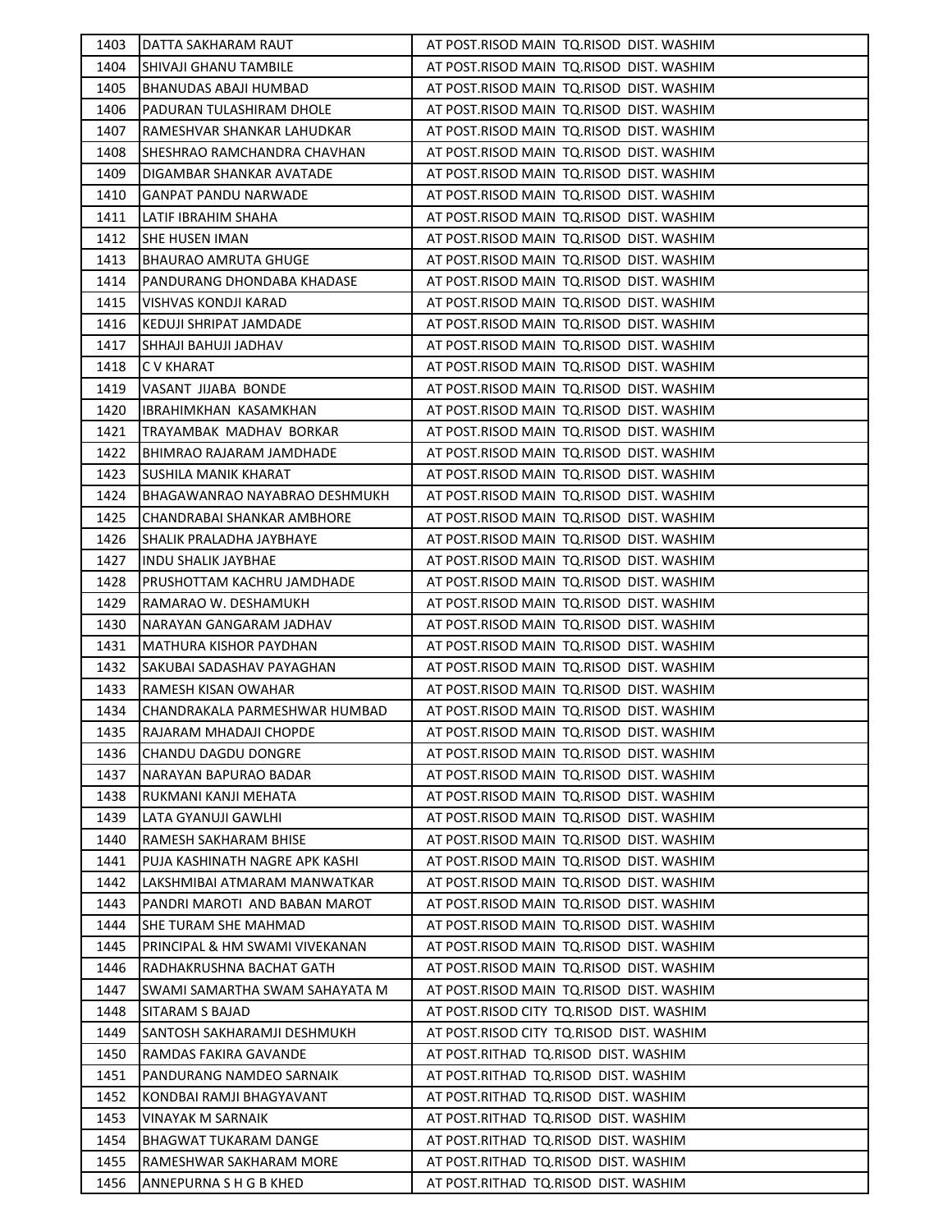| 1403 | DATTA SAKHARAM RAUT | AT POST.RISOD MAIN TQ.RISOD DIST. WASHIM |
|---|---|---|
| 1404 | SHIVAJI GHANU TAMBILE | AT POST.RISOD MAIN TQ.RISOD DIST. WASHIM |
| 1405 | BHANUDAS ABAJI HUMBAD | AT POST.RISOD MAIN TQ.RISOD DIST. WASHIM |
| 1406 | PADURAN TULASHIRAM DHOLE | AT POST.RISOD MAIN TQ.RISOD DIST. WASHIM |
| 1407 | RAMESHVAR SHANKAR LAHUDKAR | AT POST.RISOD MAIN TQ.RISOD DIST. WASHIM |
| 1408 | SHESHRAO RAMCHANDRA CHAVHAN | AT POST.RISOD MAIN TQ.RISOD DIST. WASHIM |
| 1409 | DIGAMBAR SHANKAR AVATADE | AT POST.RISOD MAIN TQ.RISOD DIST. WASHIM |
| 1410 | GANPAT PANDU NARWADE | AT POST.RISOD MAIN TQ.RISOD DIST. WASHIM |
| 1411 | LATIF IBRAHIM SHAHA | AT POST.RISOD MAIN TQ.RISOD DIST. WASHIM |
| 1412 | SHE HUSEN IMAN | AT POST.RISOD MAIN TQ.RISOD DIST. WASHIM |
| 1413 | BHAURAO AMRUTA GHUGE | AT POST.RISOD MAIN TQ.RISOD DIST. WASHIM |
| 1414 | PANDURANG DHONDABA KHADASE | AT POST.RISOD MAIN TQ.RISOD DIST. WASHIM |
| 1415 | VISHVAS KONDJI KARAD | AT POST.RISOD MAIN TQ.RISOD DIST. WASHIM |
| 1416 | KEDUJI SHRIPAT JAMDADE | AT POST.RISOD MAIN TQ.RISOD DIST. WASHIM |
| 1417 | SHHAJI BAHUJI JADHAV | AT POST.RISOD MAIN TQ.RISOD DIST. WASHIM |
| 1418 | C V KHARAT | AT POST.RISOD MAIN TQ.RISOD DIST. WASHIM |
| 1419 | VASANT JIJABA BONDE | AT POST.RISOD MAIN TQ.RISOD DIST. WASHIM |
| 1420 | IBRAHIMKHAN KASAMKHAN | AT POST.RISOD MAIN TQ.RISOD DIST. WASHIM |
| 1421 | TRAYAMBAK MADHAV BORKAR | AT POST.RISOD MAIN TQ.RISOD DIST. WASHIM |
| 1422 | BHIMRAO RAJARAM JAMDHADE | AT POST.RISOD MAIN TQ.RISOD DIST. WASHIM |
| 1423 | SUSHILA MANIK KHARAT | AT POST.RISOD MAIN TQ.RISOD DIST. WASHIM |
| 1424 | BHAGAWANRAO NAYABRAO DESHMUKH | AT POST.RISOD MAIN TQ.RISOD DIST. WASHIM |
| 1425 | CHANDRABAI SHANKAR AMBHORE | AT POST.RISOD MAIN TQ.RISOD DIST. WASHIM |
| 1426 | SHALIK PRALADHA JAYBHAYE | AT POST.RISOD MAIN TQ.RISOD DIST. WASHIM |
| 1427 | INDU SHALIK JAYBHAE | AT POST.RISOD MAIN TQ.RISOD DIST. WASHIM |
| 1428 | PRUSHOTTAM KACHRU JAMDHADE | AT POST.RISOD MAIN TQ.RISOD DIST. WASHIM |
| 1429 | RAMARAO W. DESHAMUKH | AT POST.RISOD MAIN TQ.RISOD DIST. WASHIM |
| 1430 | NARAYAN GANGARAM JADHAV | AT POST.RISOD MAIN TQ.RISOD DIST. WASHIM |
| 1431 | MATHURA KISHOR PAYDHAN | AT POST.RISOD MAIN TQ.RISOD DIST. WASHIM |
| 1432 | SAKUBAI SADASHAV PAYAGHAN | AT POST.RISOD MAIN TQ.RISOD DIST. WASHIM |
| 1433 | RAMESH KISAN OWAHAR | AT POST.RISOD MAIN TQ.RISOD DIST. WASHIM |
| 1434 | CHANDRAKALA PARMESHWAR HUMBAD | AT POST.RISOD MAIN TQ.RISOD DIST. WASHIM |
| 1435 | RAJARAM MHADAJI CHOPDE | AT POST.RISOD MAIN TQ.RISOD DIST. WASHIM |
| 1436 | CHANDU DAGDU DONGRE | AT POST.RISOD MAIN TQ.RISOD DIST. WASHIM |
| 1437 | NARAYAN BAPURAO BADAR | AT POST.RISOD MAIN TQ.RISOD DIST. WASHIM |
| 1438 | RUKMANI KANJI MEHATA | AT POST.RISOD MAIN TQ.RISOD DIST. WASHIM |
| 1439 | LATA GYANUJI GAWLHI | AT POST.RISOD MAIN TQ.RISOD DIST. WASHIM |
| 1440 | RAMESH SAKHARAM BHISE | AT POST.RISOD MAIN TQ.RISOD DIST. WASHIM |
| 1441 | PUJA KASHINATH NAGRE APK KASHI | AT POST.RISOD MAIN TQ.RISOD DIST. WASHIM |
| 1442 | LAKSHMIBAI ATMARAM MANWATKAR | AT POST.RISOD MAIN TQ.RISOD DIST. WASHIM |
| 1443 | PANDRI MAROTI AND BABAN MAROT | AT POST.RISOD MAIN TQ.RISOD DIST. WASHIM |
| 1444 | SHE TURAM SHE MAHMAD | AT POST.RISOD MAIN TQ.RISOD DIST. WASHIM |
| 1445 | PRINCIPAL & HM SWAMI VIVEKANAN | AT POST.RISOD MAIN TQ.RISOD DIST. WASHIM |
| 1446 | RADHAKRUSHNA BACHAT GATH | AT POST.RISOD MAIN TQ.RISOD DIST. WASHIM |
| 1447 | SWAMI SAMARTHA SWAM SAHAYATA M | AT POST.RISOD MAIN TQ.RISOD DIST. WASHIM |
| 1448 | SITARAM S BAJAD | AT POST.RISOD CITY TQ.RISOD DIST. WASHIM |
| 1449 | SANTOSH SAKHARAMJI DESHMUKH | AT POST.RISOD CITY TQ.RISOD DIST. WASHIM |
| 1450 | RAMDAS FAKIRA GAVANDE | AT POST.RITHAD TQ.RISOD DIST. WASHIM |
| 1451 | PANDURANG NAMDEO SARNAIK | AT POST.RITHAD TQ.RISOD DIST. WASHIM |
| 1452 | KONDBAI RAMJI BHAGYAVANT | AT POST.RITHAD TQ.RISOD DIST. WASHIM |
| 1453 | VINAYAK M SARNAIK | AT POST.RITHAD TQ.RISOD DIST. WASHIM |
| 1454 | BHAGWAT TUKARAM DANGE | AT POST.RITHAD TQ.RISOD DIST. WASHIM |
| 1455 | RAMESHWAR SAKHARAM MORE | AT POST.RITHAD TQ.RISOD DIST. WASHIM |
| 1456 | ANNEPURNA S H G B KHED | AT POST.RITHAD TQ.RISOD DIST. WASHIM |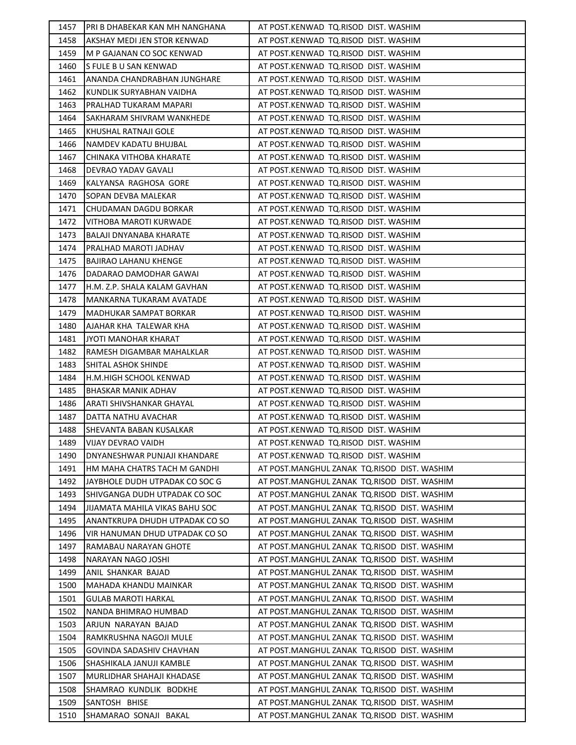| 1457 | PRI B DHABEKAR KAN MH NANGHANA | AT POST.KENWAD TQ.RISOD DIST. WASHIM |
|---|---|---|
| 1458 | AKSHAY MEDI JEN STOR KENWAD | AT POST.KENWAD TQ.RISOD DIST. WASHIM |
| 1459 | M P GAJANAN CO SOC KENWAD | AT POST.KENWAD TQ.RISOD DIST. WASHIM |
| 1460 | S FULE B U SAN KENWAD | AT POST.KENWAD TQ.RISOD DIST. WASHIM |
| 1461 | ANANDA CHANDRABHAN JUNGHARE | AT POST.KENWAD TQ.RISOD DIST. WASHIM |
| 1462 | KUNDLIK SURYABHAN VAIDHA | AT POST.KENWAD TQ.RISOD DIST. WASHIM |
| 1463 | PRALHAD TUKARAM MAPARI | AT POST.KENWAD TQ.RISOD DIST. WASHIM |
| 1464 | SAKHARAM SHIVRAM WANKHEDE | AT POST.KENWAD TQ.RISOD DIST. WASHIM |
| 1465 | KHUSHAL RATNAJI GOLE | AT POST.KENWAD TQ.RISOD DIST. WASHIM |
| 1466 | NAMDEV KADATU BHUJBAL | AT POST.KENWAD TQ.RISOD DIST. WASHIM |
| 1467 | CHINAKA VITHOBA KHARATE | AT POST.KENWAD TQ.RISOD DIST. WASHIM |
| 1468 | DEVRAO YADAV GAVALI | AT POST.KENWAD TQ.RISOD DIST. WASHIM |
| 1469 | KALYANSA RAGHOSA GORE | AT POST.KENWAD TQ.RISOD DIST. WASHIM |
| 1470 | SOPAN DEVBA MALEKAR | AT POST.KENWAD TQ.RISOD DIST. WASHIM |
| 1471 | CHUDAMAN DAGDU BORKAR | AT POST.KENWAD TQ.RISOD DIST. WASHIM |
| 1472 | VITHOBA MAROTI KURWADE | AT POST.KENWAD TQ.RISOD DIST. WASHIM |
| 1473 | BALAJI DNYANABA KHARATE | AT POST.KENWAD TQ.RISOD DIST. WASHIM |
| 1474 | PRALHAD MAROTI JADHAV | AT POST.KENWAD TQ.RISOD DIST. WASHIM |
| 1475 | BAJIRAO LAHANU KHENGE | AT POST.KENWAD TQ.RISOD DIST. WASHIM |
| 1476 | DADARAO DAMODHAR GAWAI | AT POST.KENWAD TQ.RISOD DIST. WASHIM |
| 1477 | H.M. Z.P. SHALA KALAM GAVHAN | AT POST.KENWAD TQ.RISOD DIST. WASHIM |
| 1478 | MANKARNA TUKARAM AVATADE | AT POST.KENWAD TQ.RISOD DIST. WASHIM |
| 1479 | MADHUKAR SAMPAT BORKAR | AT POST.KENWAD TQ.RISOD DIST. WASHIM |
| 1480 | AJAHAR KHA TALEWAR KHA | AT POST.KENWAD TQ.RISOD DIST. WASHIM |
| 1481 | JYOTI MANOHAR KHARAT | AT POST.KENWAD TQ.RISOD DIST. WASHIM |
| 1482 | RAMESH DIGAMBAR MAHALKLAR | AT POST.KENWAD TQ.RISOD DIST. WASHIM |
| 1483 | SHITAL ASHOK SHINDE | AT POST.KENWAD TQ.RISOD DIST. WASHIM |
| 1484 | H.M.HIGH SCHOOL KENWAD | AT POST.KENWAD TQ.RISOD DIST. WASHIM |
| 1485 | BHASKAR MANIK ADHAV | AT POST.KENWAD TQ.RISOD DIST. WASHIM |
| 1486 | ARATI SHIVSHANKAR GHAYAL | AT POST.KENWAD TQ.RISOD DIST. WASHIM |
| 1487 | DATTA NATHU AVACHAR | AT POST.KENWAD TQ.RISOD DIST. WASHIM |
| 1488 | SHEVANTA BABAN KUSALKAR | AT POST.KENWAD TQ.RISOD DIST. WASHIM |
| 1489 | VIJAY DEVRAO VAIDH | AT POST.KENWAD TQ.RISOD DIST. WASHIM |
| 1490 | DNYANESHWAR PUNJAJI KHANDARE | AT POST.KENWAD TQ.RISOD DIST. WASHIM |
| 1491 | HM MAHA CHATRS TACH M GANDHI | AT POST.MANGHUL ZANAK TQ.RISOD DIST. WASHIM |
| 1492 | JAYBHOLE DUDH UTPADAK CO SOC G | AT POST.MANGHUL ZANAK TQ.RISOD DIST. WASHIM |
| 1493 | SHIVGANGA DUDH UTPADAK CO SOC | AT POST.MANGHUL ZANAK TQ.RISOD DIST. WASHIM |
| 1494 | JIJAMATA MAHILA VIKAS BAHU SOC | AT POST.MANGHUL ZANAK TQ.RISOD DIST. WASHIM |
| 1495 | ANANTKRUPA DHUDH UTPADAK CO SO | AT POST.MANGHUL ZANAK TQ.RISOD DIST. WASHIM |
| 1496 | VIR HANUMAN DHUD UTPADAK CO SO | AT POST.MANGHUL ZANAK TQ.RISOD DIST. WASHIM |
| 1497 | RAMABAU NARAYAN GHOTE | AT POST.MANGHUL ZANAK TQ.RISOD DIST. WASHIM |
| 1498 | NARAYAN NAGO JOSHI | AT POST.MANGHUL ZANAK TQ.RISOD DIST. WASHIM |
| 1499 | ANIL SHANKAR BAJAD | AT POST.MANGHUL ZANAK TQ.RISOD DIST. WASHIM |
| 1500 | MAHADA KHANDU MAINKAR | AT POST.MANGHUL ZANAK TQ.RISOD DIST. WASHIM |
| 1501 | GULAB MAROTI HARKAL | AT POST.MANGHUL ZANAK TQ.RISOD DIST. WASHIM |
| 1502 | NANDA BHIMRAO HUMBAD | AT POST.MANGHUL ZANAK TQ.RISOD DIST. WASHIM |
| 1503 | ARJUN NARAYAN BAJAD | AT POST.MANGHUL ZANAK TQ.RISOD DIST. WASHIM |
| 1504 | RAMKRUSHNA NAGOJI MULE | AT POST.MANGHUL ZANAK TQ.RISOD DIST. WASHIM |
| 1505 | GOVINDA SADASHIV CHAVHAN | AT POST.MANGHUL ZANAK TQ.RISOD DIST. WASHIM |
| 1506 | SHASHIKALA JANUJI KAMBLE | AT POST.MANGHUL ZANAK TQ.RISOD DIST. WASHIM |
| 1507 | MURLIDHAR SHAHAJI KHADASE | AT POST.MANGHUL ZANAK TQ.RISOD DIST. WASHIM |
| 1508 | SHAMRAO KUNDLIK BODKHE | AT POST.MANGHUL ZANAK TQ.RISOD DIST. WASHIM |
| 1509 | SANTOSH BHISE | AT POST.MANGHUL ZANAK TQ.RISOD DIST. WASHIM |
| 1510 | SHAMARAO SONAJI BAKAL | AT POST.MANGHUL ZANAK TQ.RISOD DIST. WASHIM |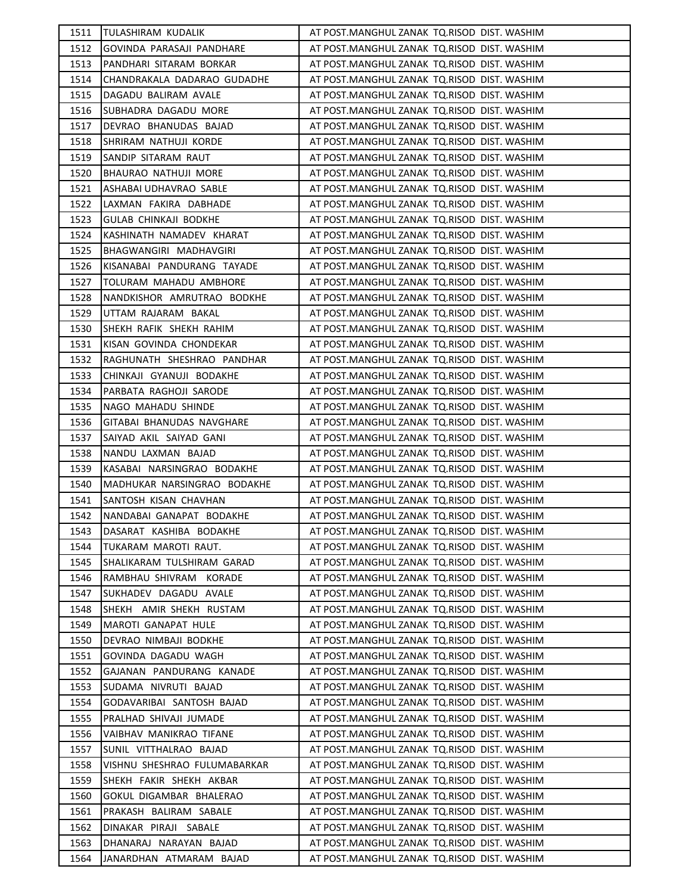| | | |
|---|---|---|
| 1511 | TULASHIRAM KUDALIK | AT POST.MANGHUL ZANAK TQ.RISOD DIST. WASHIM |
| 1512 | GOVINDA PARASAJI PANDHARE | AT POST.MANGHUL ZANAK TQ.RISOD DIST. WASHIM |
| 1513 | PANDHARI SITARAM BORKAR | AT POST.MANGHUL ZANAK TQ.RISOD DIST. WASHIM |
| 1514 | CHANDRAKALA DADARAO GUDADHE | AT POST.MANGHUL ZANAK TQ.RISOD DIST. WASHIM |
| 1515 | DAGADU BALIRAM AVALE | AT POST.MANGHUL ZANAK TQ.RISOD DIST. WASHIM |
| 1516 | SUBHADRA DAGADU MORE | AT POST.MANGHUL ZANAK TQ.RISOD DIST. WASHIM |
| 1517 | DEVRAO BHANUDAS BAJAD | AT POST.MANGHUL ZANAK TQ.RISOD DIST. WASHIM |
| 1518 | SHRIRAM NATHUJI KORDE | AT POST.MANGHUL ZANAK TQ.RISOD DIST. WASHIM |
| 1519 | SANDIP SITARAM RAUT | AT POST.MANGHUL ZANAK TQ.RISOD DIST. WASHIM |
| 1520 | BHAURAO NATHUJI MORE | AT POST.MANGHUL ZANAK TQ.RISOD DIST. WASHIM |
| 1521 | ASHABAI UDHAVRAO SABLE | AT POST.MANGHUL ZANAK TQ.RISOD DIST. WASHIM |
| 1522 | LAXMAN FAKIRA DABHADE | AT POST.MANGHUL ZANAK TQ.RISOD DIST. WASHIM |
| 1523 | GULAB CHINKAJI BODKHE | AT POST.MANGHUL ZANAK TQ.RISOD DIST. WASHIM |
| 1524 | KASHINATH NAMADEV KHARAT | AT POST.MANGHUL ZANAK TQ.RISOD DIST. WASHIM |
| 1525 | BHAGWANGIRI MADHAVGIRI | AT POST.MANGHUL ZANAK TQ.RISOD DIST. WASHIM |
| 1526 | KISANABAI PANDURANG TAYADE | AT POST.MANGHUL ZANAK TQ.RISOD DIST. WASHIM |
| 1527 | TOLURAM MAHADU AMBHORE | AT POST.MANGHUL ZANAK TQ.RISOD DIST. WASHIM |
| 1528 | NANDKISHOR AMRUTRAO BODKHE | AT POST.MANGHUL ZANAK TQ.RISOD DIST. WASHIM |
| 1529 | UTTAM RAJARAM BAKAL | AT POST.MANGHUL ZANAK TQ.RISOD DIST. WASHIM |
| 1530 | SHEKH RAFIK SHEKH RAHIM | AT POST.MANGHUL ZANAK TQ.RISOD DIST. WASHIM |
| 1531 | KISAN GOVINDA CHONDEKAR | AT POST.MANGHUL ZANAK TQ.RISOD DIST. WASHIM |
| 1532 | RAGHUNATH SHESHRAO PANDHAR | AT POST.MANGHUL ZANAK TQ.RISOD DIST. WASHIM |
| 1533 | CHINKAJI GYANUJI BODAKHE | AT POST.MANGHUL ZANAK TQ.RISOD DIST. WASHIM |
| 1534 | PARBATA RAGHOJI SARODE | AT POST.MANGHUL ZANAK TQ.RISOD DIST. WASHIM |
| 1535 | NAGO MAHADU SHINDE | AT POST.MANGHUL ZANAK TQ.RISOD DIST. WASHIM |
| 1536 | GITABAI BHANUDAS NAVGHARE | AT POST.MANGHUL ZANAK TQ.RISOD DIST. WASHIM |
| 1537 | SAIYAD AKIL SAIYAD GANI | AT POST.MANGHUL ZANAK TQ.RISOD DIST. WASHIM |
| 1538 | NANDU LAXMAN BAJAD | AT POST.MANGHUL ZANAK TQ.RISOD DIST. WASHIM |
| 1539 | KASABAI NARSINGRAO BODAKHE | AT POST.MANGHUL ZANAK TQ.RISOD DIST. WASHIM |
| 1540 | MADHUKAR NARSINGRAO BODAKHE | AT POST.MANGHUL ZANAK TQ.RISOD DIST. WASHIM |
| 1541 | SANTOSH KISAN CHAVHAN | AT POST.MANGHUL ZANAK TQ.RISOD DIST. WASHIM |
| 1542 | NANDABAI GANAPAT BODAKHE | AT POST.MANGHUL ZANAK TQ.RISOD DIST. WASHIM |
| 1543 | DASARAT KASHIBA BODAKHE | AT POST.MANGHUL ZANAK TQ.RISOD DIST. WASHIM |
| 1544 | TUKARAM MAROTI RAUT. | AT POST.MANGHUL ZANAK TQ.RISOD DIST. WASHIM |
| 1545 | SHALIKARAM TULSHIRAM GARAD | AT POST.MANGHUL ZANAK TQ.RISOD DIST. WASHIM |
| 1546 | RAMBHAU SHIVRAM KORADE | AT POST.MANGHUL ZANAK TQ.RISOD DIST. WASHIM |
| 1547 | SUKHADEV DAGADU AVALE | AT POST.MANGHUL ZANAK TQ.RISOD DIST. WASHIM |
| 1548 | SHEKH AMIR SHEKH RUSTAM | AT POST.MANGHUL ZANAK TQ.RISOD DIST. WASHIM |
| 1549 | MAROTI GANAPAT HULE | AT POST.MANGHUL ZANAK TQ.RISOD DIST. WASHIM |
| 1550 | DEVRAO NIMBAJI BODKHE | AT POST.MANGHUL ZANAK TQ.RISOD DIST. WASHIM |
| 1551 | GOVINDA DAGADU WAGH | AT POST.MANGHUL ZANAK TQ.RISOD DIST. WASHIM |
| 1552 | GAJANAN PANDURANG KANADE | AT POST.MANGHUL ZANAK TQ.RISOD DIST. WASHIM |
| 1553 | SUDAMA NIVRUTI BAJAD | AT POST.MANGHUL ZANAK TQ.RISOD DIST. WASHIM |
| 1554 | GODAVARIBAI SANTOSH BAJAD | AT POST.MANGHUL ZANAK TQ.RISOD DIST. WASHIM |
| 1555 | PRALHAD SHIVAJI JUMADE | AT POST.MANGHUL ZANAK TQ.RISOD DIST. WASHIM |
| 1556 | VAIBHAV MANIKRAO TIFANE | AT POST.MANGHUL ZANAK TQ.RISOD DIST. WASHIM |
| 1557 | SUNIL VITTHALRAO BAJAD | AT POST.MANGHUL ZANAK TQ.RISOD DIST. WASHIM |
| 1558 | VISHNU SHESHRAO FULUMABARKAR | AT POST.MANGHUL ZANAK TQ.RISOD DIST. WASHIM |
| 1559 | SHEKH FAKIR SHEKH AKBAR | AT POST.MANGHUL ZANAK TQ.RISOD DIST. WASHIM |
| 1560 | GOKUL DIGAMBAR BHALERAO | AT POST.MANGHUL ZANAK TQ.RISOD DIST. WASHIM |
| 1561 | PRAKASH BALIRAM SABALE | AT POST.MANGHUL ZANAK TQ.RISOD DIST. WASHIM |
| 1562 | DINAKAR PIRAJI SABALE | AT POST.MANGHUL ZANAK TQ.RISOD DIST. WASHIM |
| 1563 | DHANARAJ NARAYAN BAJAD | AT POST.MANGHUL ZANAK TQ.RISOD DIST. WASHIM |
| 1564 | JANARDHAN ATMARAM BAJAD | AT POST.MANGHUL ZANAK TQ.RISOD DIST. WASHIM |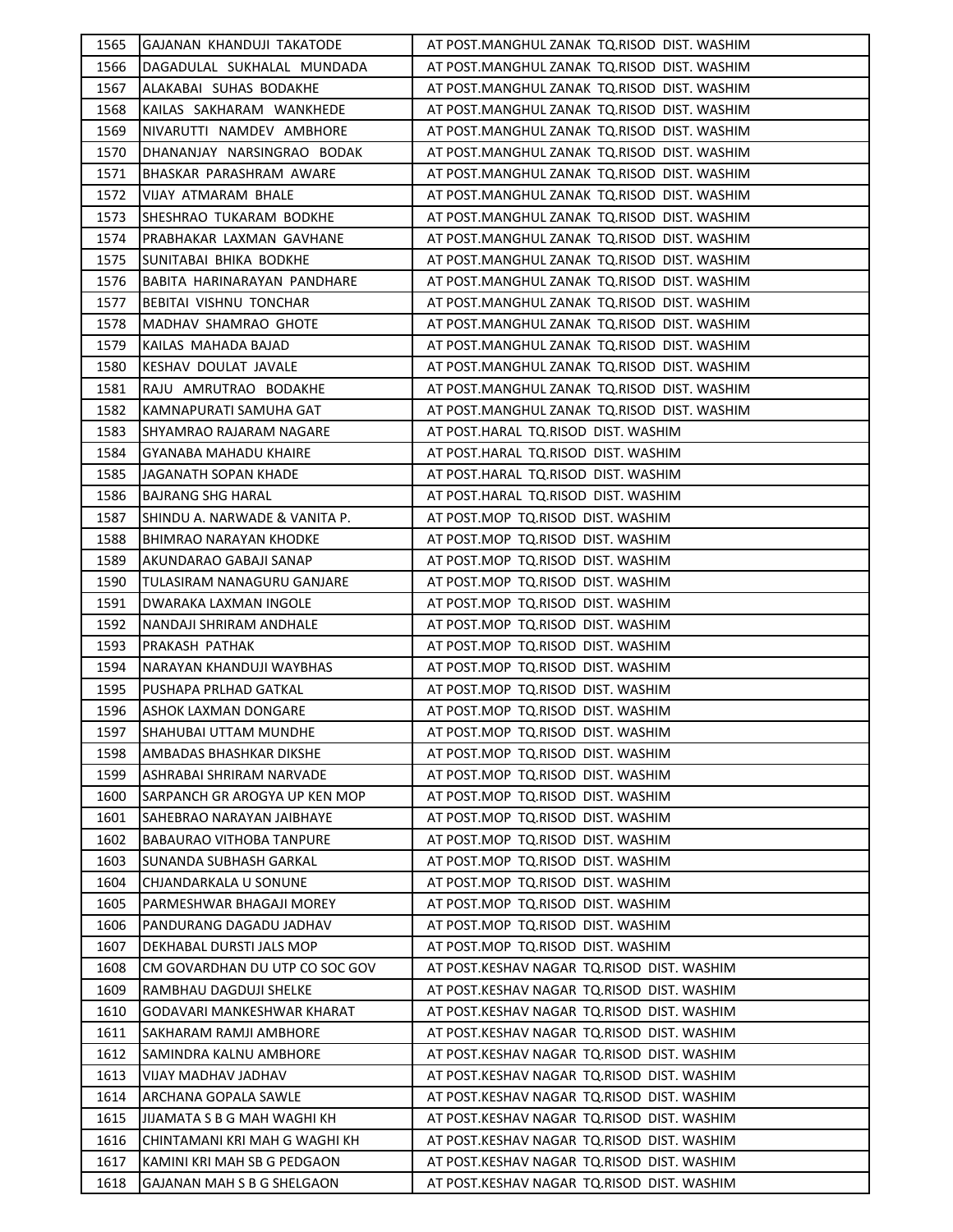| | | |
|---|---|---|
| 1565 | GAJANAN KHANDUJI TAKATODE | AT POST.MANGHUL ZANAK TQ.RISOD DIST. WASHIM |
| 1566 | DAGADULAL SUKHALAL MUNDADA | AT POST.MANGHUL ZANAK TQ.RISOD DIST. WASHIM |
| 1567 | ALAKABAI SUHAS BODAKHE | AT POST.MANGHUL ZANAK TQ.RISOD DIST. WASHIM |
| 1568 | KAILAS SAKHARAM WANKHEDE | AT POST.MANGHUL ZANAK TQ.RISOD DIST. WASHIM |
| 1569 | NIVARUTTI NAMDEV AMBHORE | AT POST.MANGHUL ZANAK TQ.RISOD DIST. WASHIM |
| 1570 | DHANANJAY NARSINGRAO BODAK | AT POST.MANGHUL ZANAK TQ.RISOD DIST. WASHIM |
| 1571 | BHASKAR PARASHRAM AWARE | AT POST.MANGHUL ZANAK TQ.RISOD DIST. WASHIM |
| 1572 | VIJAY ATMARAM BHALE | AT POST.MANGHUL ZANAK TQ.RISOD DIST. WASHIM |
| 1573 | SHESHRAO TUKARAM BODKHE | AT POST.MANGHUL ZANAK TQ.RISOD DIST. WASHIM |
| 1574 | PRABHAKAR LAXMAN GAVHANE | AT POST.MANGHUL ZANAK TQ.RISOD DIST. WASHIM |
| 1575 | SUNITABAI BHIKA BODKHE | AT POST.MANGHUL ZANAK TQ.RISOD DIST. WASHIM |
| 1576 | BABITA HARINARAYAN PANDHARE | AT POST.MANGHUL ZANAK TQ.RISOD DIST. WASHIM |
| 1577 | BEBITAI VISHNU TONCHAR | AT POST.MANGHUL ZANAK TQ.RISOD DIST. WASHIM |
| 1578 | MADHAV SHAMRAO GHOTE | AT POST.MANGHUL ZANAK TQ.RISOD DIST. WASHIM |
| 1579 | KAILAS MAHADA BAJAD | AT POST.MANGHUL ZANAK TQ.RISOD DIST. WASHIM |
| 1580 | KESHAV DOULAT JAVALE | AT POST.MANGHUL ZANAK TQ.RISOD DIST. WASHIM |
| 1581 | RAJU AMRUTRAO BODAKHE | AT POST.MANGHUL ZANAK TQ.RISOD DIST. WASHIM |
| 1582 | KAMNAPURATI SAMUHA GAT | AT POST.MANGHUL ZANAK TQ.RISOD DIST. WASHIM |
| 1583 | SHYAMRAO RAJARAM NAGARE | AT POST.HARAL TQ.RISOD DIST. WASHIM |
| 1584 | GYANABA MAHADU KHAIRE | AT POST.HARAL TQ.RISOD DIST. WASHIM |
| 1585 | JAGANATH SOPAN KHADE | AT POST.HARAL TQ.RISOD DIST. WASHIM |
| 1586 | BAJRANG SHG HARAL | AT POST.HARAL TQ.RISOD DIST. WASHIM |
| 1587 | SHINDU A. NARWADE & VANITA P. | AT POST.MOP TQ.RISOD DIST. WASHIM |
| 1588 | BHIMRAO NARAYAN KHODKE | AT POST.MOP TQ.RISOD DIST. WASHIM |
| 1589 | AKUNDARAO GABAJI SANAP | AT POST.MOP TQ.RISOD DIST. WASHIM |
| 1590 | TULASIRAM NANAGURU GANJARE | AT POST.MOP TQ.RISOD DIST. WASHIM |
| 1591 | DWARAKA LAXMAN INGOLE | AT POST.MOP TQ.RISOD DIST. WASHIM |
| 1592 | NANDAJI SHRIRAM ANDHALE | AT POST.MOP TQ.RISOD DIST. WASHIM |
| 1593 | PRAKASH PATHAK | AT POST.MOP TQ.RISOD DIST. WASHIM |
| 1594 | NARAYAN KHANDUJI WAYBHAS | AT POST.MOP TQ.RISOD DIST. WASHIM |
| 1595 | PUSHAPA PRLHAD GATKAL | AT POST.MOP TQ.RISOD DIST. WASHIM |
| 1596 | ASHOK LAXMAN DONGARE | AT POST.MOP TQ.RISOD DIST. WASHIM |
| 1597 | SHAHUBAI UTTAM MUNDHE | AT POST.MOP TQ.RISOD DIST. WASHIM |
| 1598 | AMBADAS BHASHKAR DIKSHE | AT POST.MOP TQ.RISOD DIST. WASHIM |
| 1599 | ASHRABAI SHRIRAM NARVADE | AT POST.MOP TQ.RISOD DIST. WASHIM |
| 1600 | SARPANCH GR AROGYA UP KEN MOP | AT POST.MOP TQ.RISOD DIST. WASHIM |
| 1601 | SAHEBRAO NARAYAN JAIBHAYE | AT POST.MOP TQ.RISOD DIST. WASHIM |
| 1602 | BABAURAO VITHOBA TANPURE | AT POST.MOP TQ.RISOD DIST. WASHIM |
| 1603 | SUNANDA SUBHASH GARKAL | AT POST.MOP TQ.RISOD DIST. WASHIM |
| 1604 | CHJANDARKALA U SONUNE | AT POST.MOP TQ.RISOD DIST. WASHIM |
| 1605 | PARMESHWAR BHAGAJI MOREY | AT POST.MOP TQ.RISOD DIST. WASHIM |
| 1606 | PANDURANG DAGADU JADHAV | AT POST.MOP TQ.RISOD DIST. WASHIM |
| 1607 | DEKHABAL DURSTI JALS MOP | AT POST.MOP TQ.RISOD DIST. WASHIM |
| 1608 | CM GOVARDHAN DU UTP CO SOC GOV | AT POST.KESHAV NAGAR TQ.RISOD DIST. WASHIM |
| 1609 | RAMBHAU DAGDUJI SHELKE | AT POST.KESHAV NAGAR TQ.RISOD DIST. WASHIM |
| 1610 | GODAVARI MANKESHWAR KHARAT | AT POST.KESHAV NAGAR TQ.RISOD DIST. WASHIM |
| 1611 | SAKHARAM RAMJI AMBHORE | AT POST.KESHAV NAGAR TQ.RISOD DIST. WASHIM |
| 1612 | SAMINDRA KALNU AMBHORE | AT POST.KESHAV NAGAR TQ.RISOD DIST. WASHIM |
| 1613 | VIJAY MADHAV JADHAV | AT POST.KESHAV NAGAR TQ.RISOD DIST. WASHIM |
| 1614 | ARCHANA GOPALA SAWLE | AT POST.KESHAV NAGAR TQ.RISOD DIST. WASHIM |
| 1615 | JIJAMATA S B G MAH WAGHI KH | AT POST.KESHAV NAGAR TQ.RISOD DIST. WASHIM |
| 1616 | CHINTAMANI KRI MAH G WAGHI KH | AT POST.KESHAV NAGAR TQ.RISOD DIST. WASHIM |
| 1617 | KAMINI KRI MAH SB G PEDGAON | AT POST.KESHAV NAGAR TQ.RISOD DIST. WASHIM |
| 1618 | GAJANAN MAH S B G SHELGAON | AT POST.KESHAV NAGAR TQ.RISOD DIST. WASHIM |